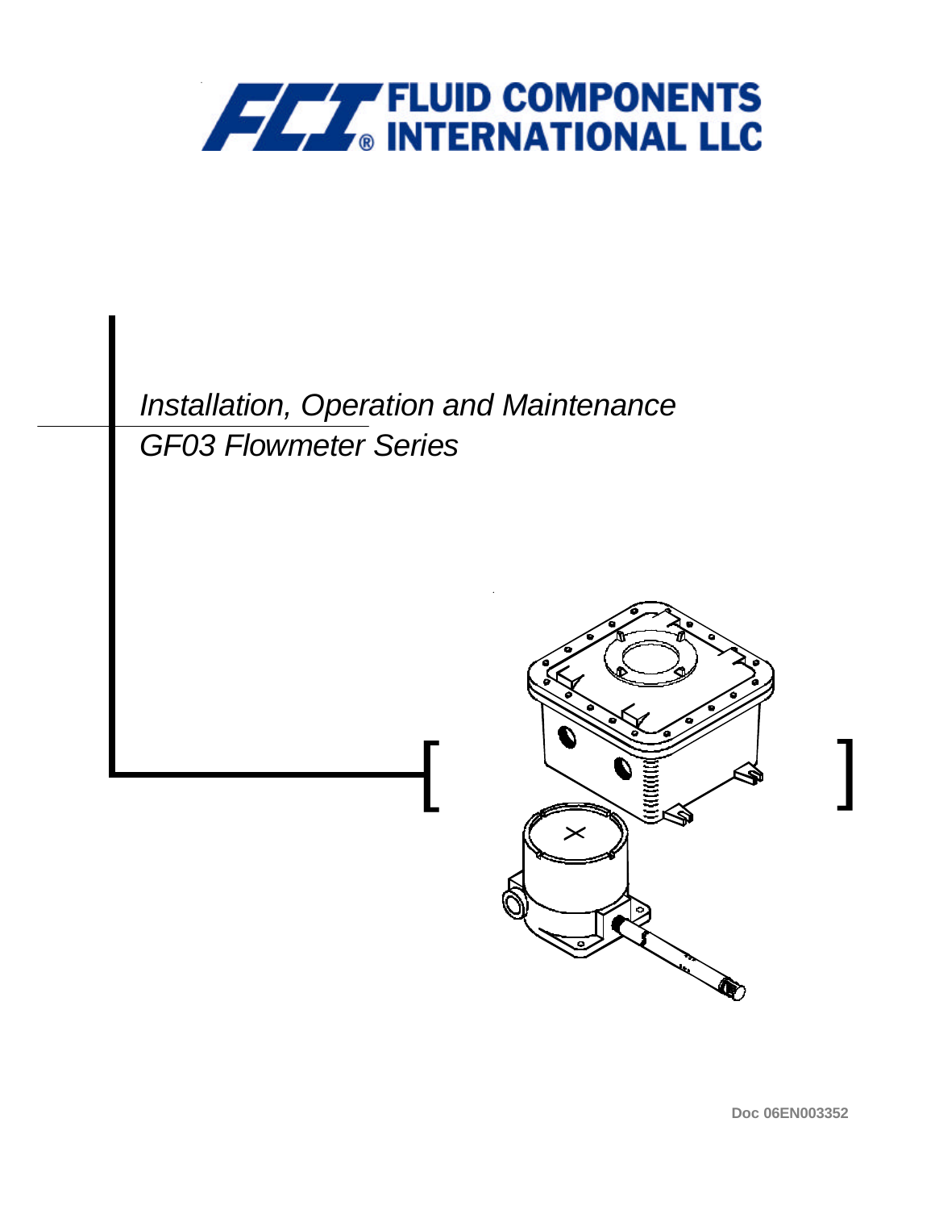FLUID COMPONENTS INTERNATIONAL LLC

# *Installation, Operation and Maintenance*
# *GF03 Flowmeter Series*

Doc 06EN003352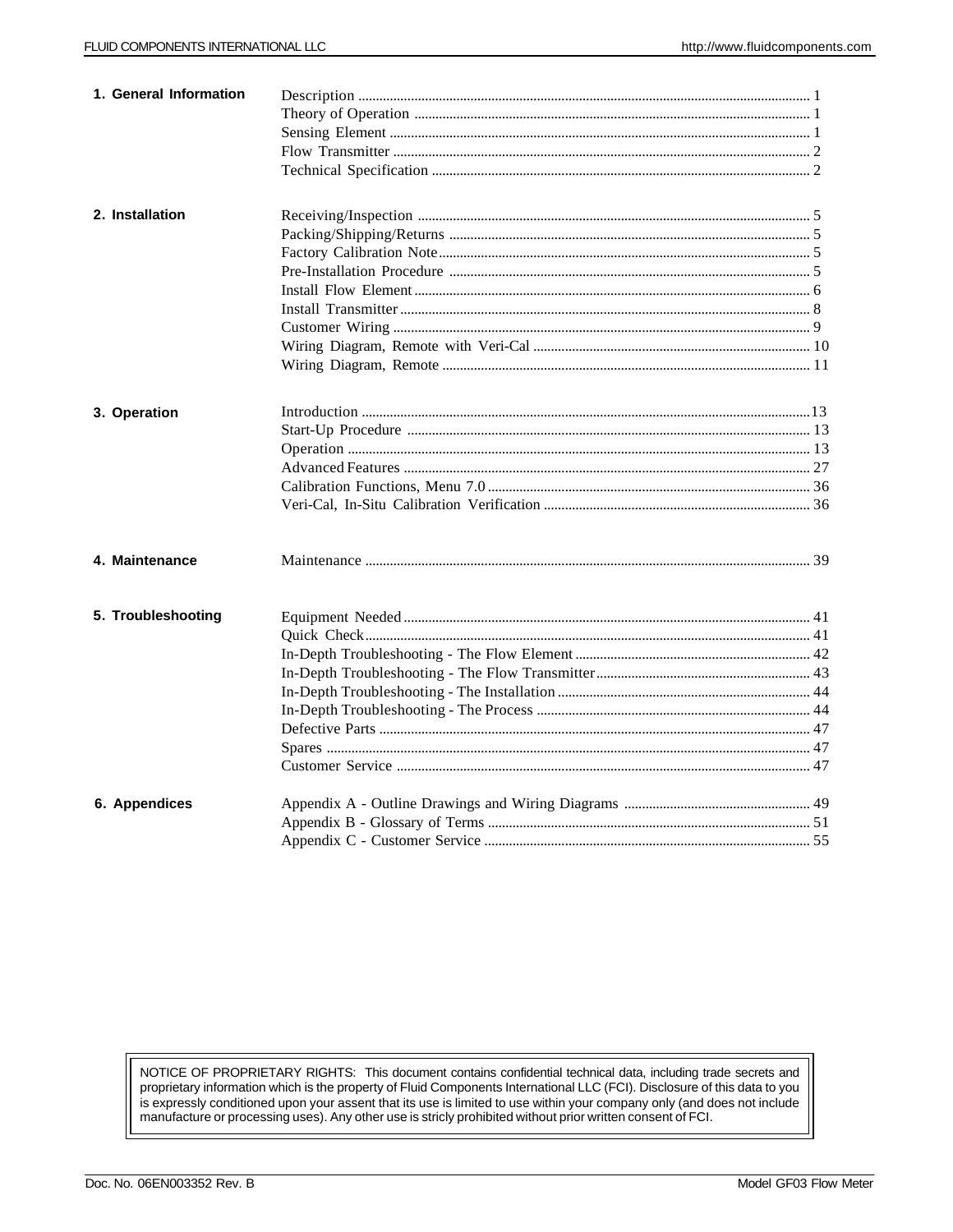| | | |
|---|---|---|
| **1. General Information** | Description | 1 |
| | Theory of Operation | 1 |
| | Sensing Element | 1 |
| | Flow Transmitter | 2 |
| | Technical Specification | 2 |
| **2. Installation** | Receiving/Inspection | 5 |
| | Packing/Shipping/Returns | 5 |
| | Factory Calibration Note | 5 |
| | Pre-Installation Procedure | 5 |
| | Install Flow Element | 6 |
| | Install Transmitter | 8 |
| | Customer Wiring | 9 |
| | Wiring Diagram, Remote with Veri-Cal | 10 |
| | Wiring Diagram, Remote | 11 |
| **3. Operation** | Introduction | 13 |
| | Start-Up Procedure | 13 |
| | Operation | 13 |
| | Advanced Features | 27 |
| | Calibration Functions, Menu 7.0 | 36 |
| | Veri-Cal, In-Situ Calibration Verification | 36 |
| **4. Maintenance** | Maintenance | 39 |
| **5. Troubleshooting** | Equipment Needed | 41 |
| | Quick Check | 41 |
| | In-Depth Troubleshooting - The Flow Element | 42 |
| | In-Depth Troubleshooting - The Flow Transmitter | 43 |
| | In-Depth Troubleshooting - The Installation | 44 |
| | In-Depth Troubleshooting - The Process | 44 |
| | Defective Parts | 47 |
| | Spares | 47 |
| | Customer Service | 47 |
| **6. Appendices** | Appendix A - Outline Drawings and Wiring Diagrams | 49 |
| | Appendix B - Glossary of Terms | 51 |
| | Appendix C - Customer Service | 55 |

NOTICE OF PROPRIETARY RIGHTS: This document contains confidential technical data, including trade secrets and proprietary information which is the property of Fluid Components International LLC (FCI). Disclosure of this data to you is expressly conditioned upon your assent that its use is limited to use within your company only (and does not include manufacture or processing uses). Any other use is stricly prohibited without prior written consent of FCI.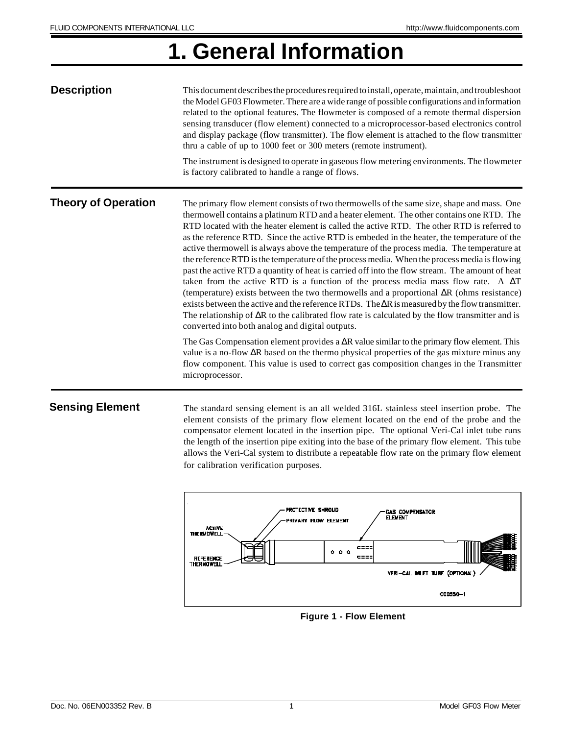# 1. General Information

## Description

This document describes the procedures required to install, operate, maintain, and troubleshoot the Model GF03 Flowmeter. There are a wide range of possible configurations and information related to the optional features. The flowmeter is composed of a remote thermal dispersion sensing transducer (flow element) connected to a microprocessor-based electronics control and display package (flow transmitter). The flow element is attached to the flow transmitter thru a cable of up to 1000 feet or 300 meters (remote instrument).

The instrument is designed to operate in gaseous flow metering environments. The flowmeter is factory calibrated to handle a range of flows.

## Theory of Operation

The primary flow element consists of two thermowells of the same size, shape and mass. One thermowell contains a platinum RTD and a heater element. The other contains one RTD. The RTD located with the heater element is called the active RTD. The other RTD is referred to as the reference RTD. Since the active RTD is embeded in the heater, the temperature of the active thermowell is always above the temperature of the process media. The temperature at the reference RTD is the temperature of the process media. When the process media is flowing past the active RTD a quantity of heat is carried off into the flow stream. The amount of heat taken from the active RTD is a function of the process media mass flow rate. A ΔT (temperature) exists between the two thermowells and a proportional ΔR (ohms resistance) exists between the active and the reference RTDs. The ΔR is measured by the flow transmitter. The relationship of ΔR to the calibrated flow rate is calculated by the flow transmitter and is converted into both analog and digital outputs.

The Gas Compensation element provides a ΔR value similar to the primary flow element. This value is a no-flow ΔR based on the thermo physical properties of the gas mixture minus any flow component. This value is used to correct gas composition changes in the Transmitter microprocessor.

## Sensing Element

The standard sensing element is an all welded 316L stainless steel insertion probe. The element consists of the primary flow element located on the end of the probe and the compensator element located in the insertion pipe. The optional Veri-Cal inlet tube runs the length of the insertion pipe exiting into the base of the primary flow element. This tube allows the Veri-Cal system to distribute a repeatable flow rate on the primary flow element for calibration verification purposes.

PROTECTIVE SHROUD
PRIMARY FLOW ELEMENT
GAS COMPENSATOR ELEMENT
ACTIVE THERMOWELL
REFERENCE THERMOWELL
VERI-CAL INLET TUBE (OPTIONAL)
C00550-1

Figure 1 - Flow Element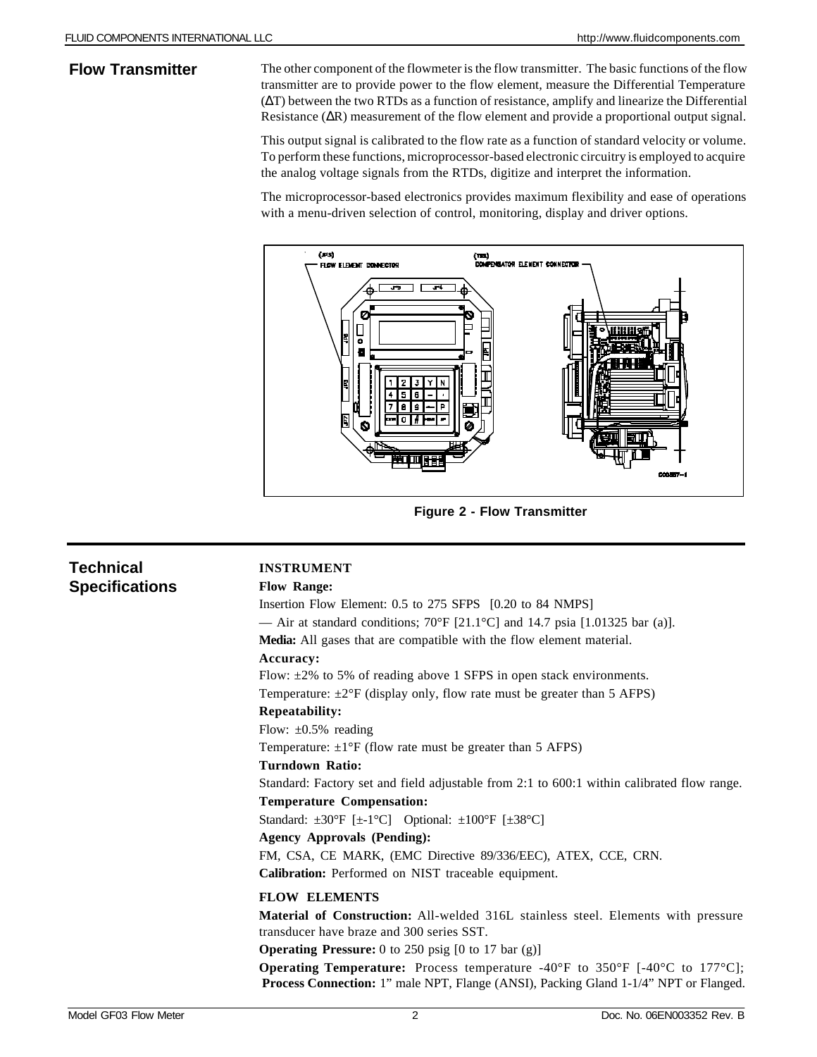## Flow Transmitter

The other component of the flowmeter is the flow transmitter. The basic functions of the flow transmitter are to provide power to the flow element, measure the Differential Temperature (ΔT) between the two RTDs as a function of resistance, amplify and linearize the Differential Resistance (ΔR) measurement of the flow element and provide a proportional output signal.

This output signal is calibrated to the flow rate as a function of standard velocity or volume. To perform these functions, microprocessor-based electronic circuitry is employed to acquire the analog voltage signals from the RTDs, digitize and interpret the information.

The microprocessor-based electronics provides maximum flexibility and ease of operations with a menu-driven selection of control, monitoring, display and driver options.

**Figure 2 - Flow Transmitter**

## Technical Specifications

### INSTRUMENT

**Flow Range:**

Insertion Flow Element: 0.5 to 275 SFPS [0.20 to 84 NMPS]

— Air at standard conditions; 70°F [21.1°C] and 14.7 psia [1.01325 bar (a)].

**Media:** All gases that are compatible with the flow element material.

**Accuracy:**

Flow: ±2% to 5% of reading above 1 SFPS in open stack environments.

Temperature: ±2°F (display only, flow rate must be greater than 5 AFPS)

**Repeatability:**

Flow: ±0.5% reading

Temperature: ±1°F (flow rate must be greater than 5 AFPS)

**Turndown Ratio:**

Standard: Factory set and field adjustable from 2:1 to 600:1 within calibrated flow range.

**Temperature Compensation:**

Standard: ±30°F [±-1°C] Optional: ±100°F [±38°C]

**Agency Approvals (Pending):**

FM, CSA, CE MARK, (EMC Directive 89/336/EEC), ATEX, CCE, CRN.

**Calibration:** Performed on NIST traceable equipment.

### FLOW ELEMENTS

**Material of Construction:** All-welded 316L stainless steel. Elements with pressure transducer have braze and 300 series SST.

**Operating Pressure:** 0 to 250 psig [0 to 17 bar (g)]

**Operating Temperature:** Process temperature -40°F to 350°F [-40°C to 177°C];
**Process Connection:** 1" male NPT, Flange (ANSI), Packing Gland 1-1/4" NPT or Flanged.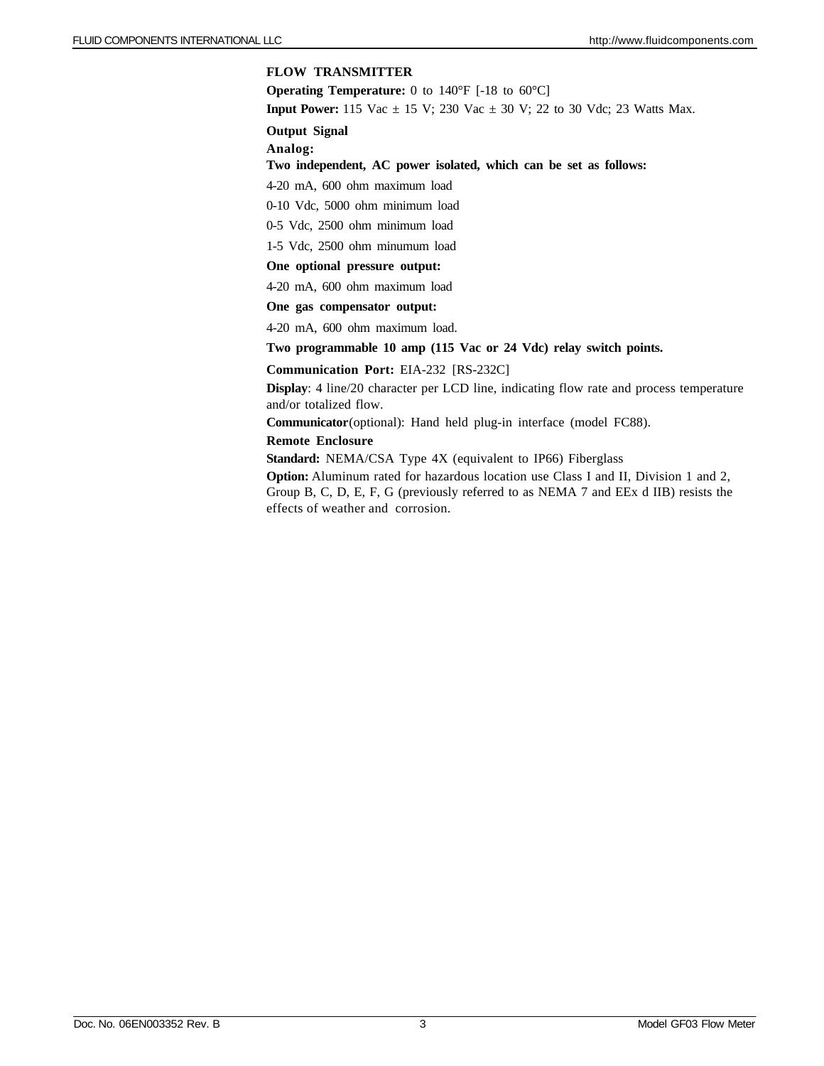### FLOW TRANSMITTER

**Operating Temperature:** 0 to 140°F [-18 to 60°C]

**Input Power:** 115 Vac ± 15 V; 230 Vac ± 30 V; 22 to 30 Vdc; 23 Watts Max.

**Output Signal**

**Analog:**

**Two independent, AC power isolated, which can be set as follows:**

4-20 mA, 600 ohm maximum load

0-10 Vdc, 5000 ohm minimum load

0-5 Vdc, 2500 ohm minimum load

1-5 Vdc, 2500 ohm minumum load

**One optional pressure output:**

4-20 mA, 600 ohm maximum load

**One gas compensator output:**

4-20 mA, 600 ohm maximum load.

**Two programmable 10 amp (115 Vac or 24 Vdc) relay switch points.**

**Communication Port:** EIA-232 [RS-232C]

**Display**: 4 line/20 character per LCD line, indicating flow rate and process temperature and/or totalized flow.

**Communicator**(optional): Hand held plug-in interface (model FC88).

**Remote Enclosure**

**Standard:** NEMA/CSA Type 4X (equivalent to IP66) Fiberglass

**Option:** Aluminum rated for hazardous location use Class I and II, Division 1 and 2, Group B, C, D, E, F, G (previously referred to as NEMA 7 and EEx d IIB) resists the effects of weather and corrosion.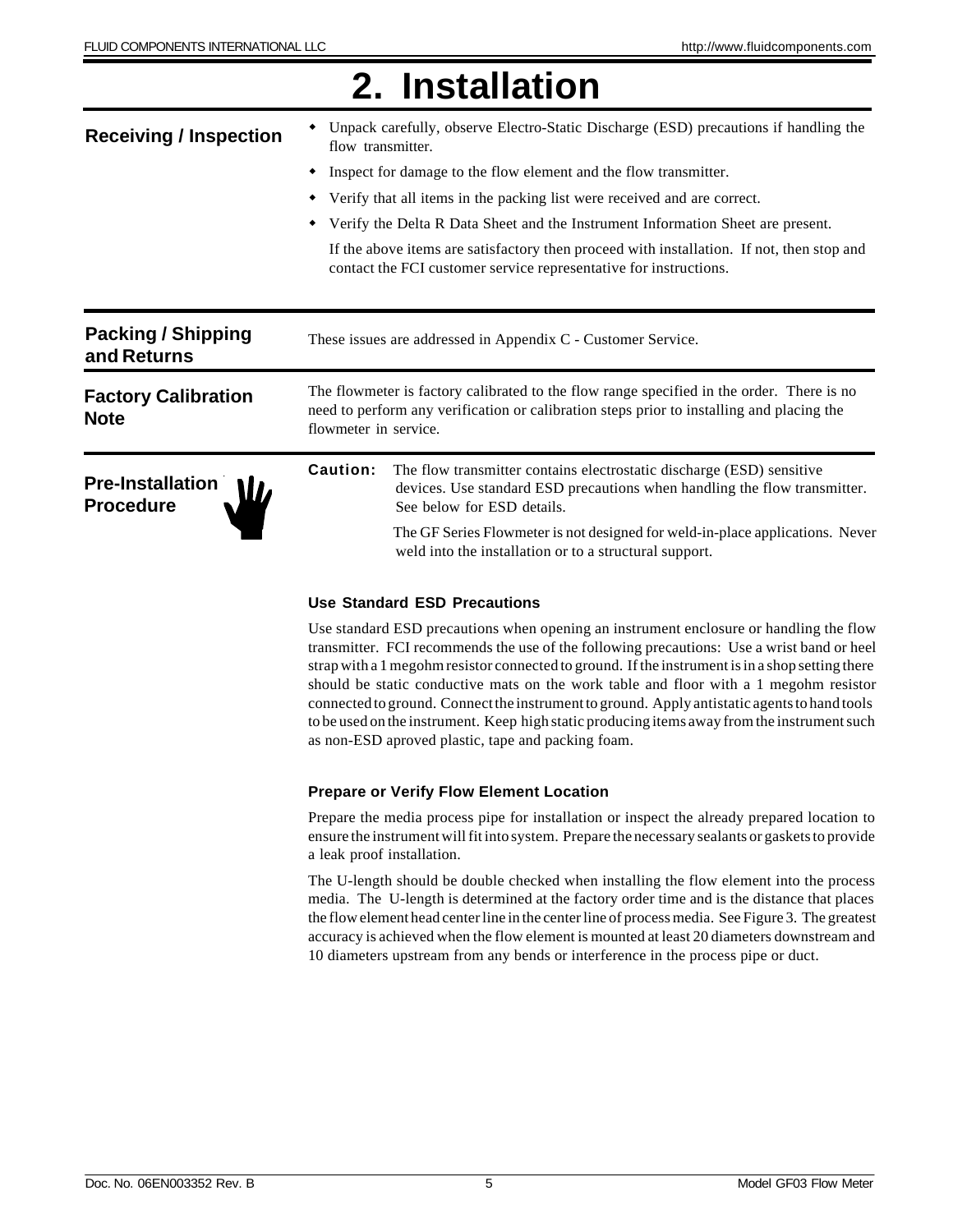# 2. Installation

## Receiving / Inspection

- Unpack carefully, observe Electro-Static Discharge (ESD) precautions if handling the flow transmitter.
- Inspect for damage to the flow element and the flow transmitter.
- Verify that all items in the packing list were received and are correct.
- Verify the Delta R Data Sheet and the Instrument Information Sheet are present.

If the above items are satisfactory then proceed with installation. If not, then stop and contact the FCI customer service representative for instructions.

## Packing / Shipping and Returns

These issues are addressed in Appendix C - Customer Service.

## Factory Calibration Note

The flowmeter is factory calibrated to the flow range specified in the order. There is no need to perform any verification or calibration steps prior to installing and placing the flowmeter in service.

## Pre-Installation Procedure

**Caution:** The flow transmitter contains electrostatic discharge (ESD) sensitive devices. Use standard ESD precautions when handling the flow transmitter. See below for ESD details.

The GF Series Flowmeter is not designed for weld-in-place applications. Never weld into the installation or to a structural support.

### Use Standard ESD Precautions

Use standard ESD precautions when opening an instrument enclosure or handling the flow transmitter. FCI recommends the use of the following precautions: Use a wrist band or heel strap with a 1 megohm resistor connected to ground. If the instrument is in a shop setting there should be static conductive mats on the work table and floor with a 1 megohm resistor connected to ground. Connect the instrument to ground. Apply antistatic agents to hand tools to be used on the instrument. Keep high static producing items away from the instrument such as non-ESD aproved plastic, tape and packing foam.

### Prepare or Verify Flow Element Location

Prepare the media process pipe for installation or inspect the already prepared location to ensure the instrument will fit into system. Prepare the necessary sealants or gaskets to provide a leak proof installation.

The U-length should be double checked when installing the flow element into the process media. The U-length is determined at the factory order time and is the distance that places the flow element head center line in the center line of process media. See Figure 3. The greatest accuracy is achieved when the flow element is mounted at least 20 diameters downstream and 10 diameters upstream from any bends or interference in the process pipe or duct.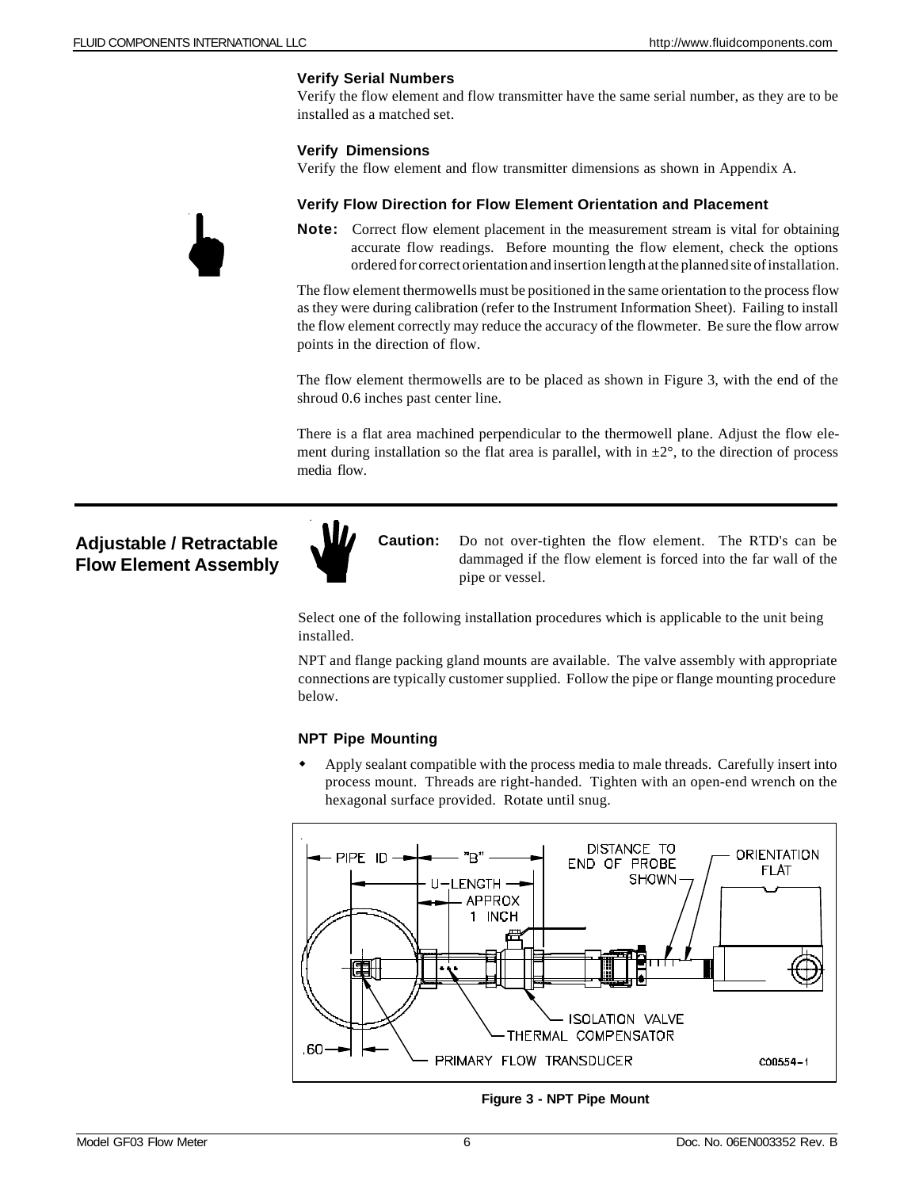### Verify Serial Numbers

Verify the flow element and flow transmitter have the same serial number, as they are to be installed as a matched set.

### Verify Dimensions

Verify the flow element and flow transmitter dimensions as shown in Appendix A.

### Verify Flow Direction for Flow Element Orientation and Placement

**Note:** Correct flow element placement in the measurement stream is vital for obtaining accurate flow readings. Before mounting the flow element, check the options ordered for correct orientation and insertion length at the planned site of installation.

The flow element thermowells must be positioned in the same orientation to the process flow as they were during calibration (refer to the Instrument Information Sheet). Failing to install the flow element correctly may reduce the accuracy of the flowmeter. Be sure the flow arrow points in the direction of flow.

The flow element thermowells are to be placed as shown in Figure 3, with the end of the shroud 0.6 inches past center line.

There is a flat area machined perpendicular to the thermowell plane. Adjust the flow element during installation so the flat area is parallel, with in ±2°, to the direction of process media flow.

## Adjustable / Retractable Flow Element Assembly

**Caution:** Do not over-tighten the flow element. The RTD's can be dammaged if the flow element is forced into the far wall of the pipe or vessel.

Select one of the following installation procedures which is applicable to the unit being installed.

NPT and flange packing gland mounts are available. The valve assembly with appropriate connections are typically customer supplied. Follow the pipe or flange mounting procedure below.

### NPT Pipe Mounting

- Apply sealant compatible with the process media to male threads. Carefully insert into process mount. Threads are right-handed. Tighten with an open-end wrench on the hexagonal surface provided. Rotate until snug.

**Figure 3 - NPT Pipe Mount**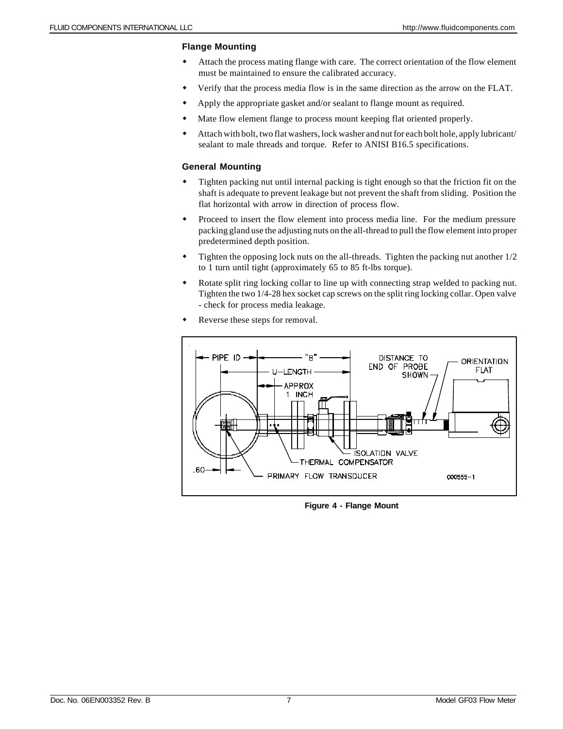### Flange Mounting

- Attach the process mating flange with care. The correct orientation of the flow element must be maintained to ensure the calibrated accuracy.
- Verify that the process media flow is in the same direction as the arrow on the FLAT.
- Apply the appropriate gasket and/or sealant to flange mount as required.
- Mate flow element flange to process mount keeping flat oriented properly.
- Attach with bolt, two flat washers, lock washer and nut for each bolt hole, apply lubricant/ sealant to male threads and torque. Refer to ANISI B16.5 specifications.

### General Mounting

- Tighten packing nut until internal packing is tight enough so that the friction fit on the shaft is adequate to prevent leakage but not prevent the shaft from sliding. Position the flat horizontal with arrow in direction of process flow.
- Proceed to insert the flow element into process media line. For the medium pressure packing gland use the adjusting nuts on the all-thread to pull the flow element into proper predetermined depth position.
- Tighten the opposing lock nuts on the all-threads. Tighten the packing nut another 1/2 to 1 turn until tight (approximately 65 to 85 ft-lbs torque).
- Rotate split ring locking collar to line up with connecting strap welded to packing nut. Tighten the two 1/4-28 hex socket cap screws on the split ring locking collar. Open valve - check for process media leakage.
- Reverse these steps for removal.

Figure 4 - Flange Mount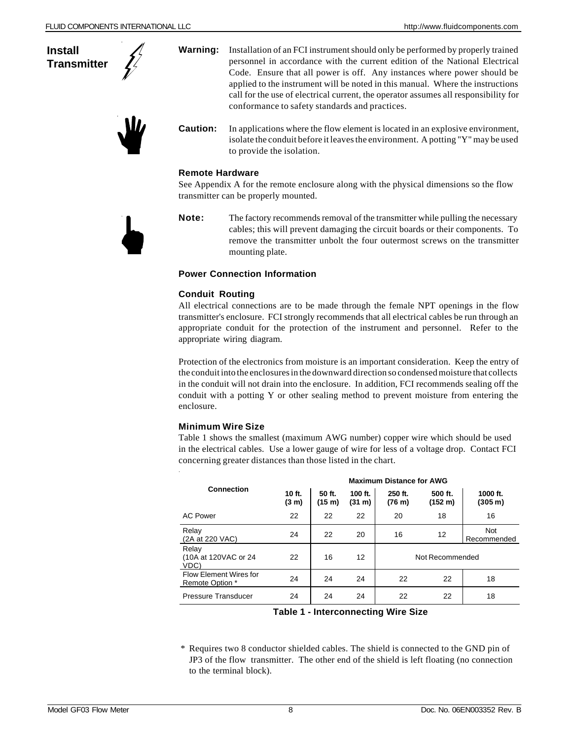## Install Transmitter

**Warning:** Installation of an FCI instrument should only be performed by properly trained personnel in accordance with the current edition of the National Electrical Code. Ensure that all power is off. Any instances where power should be applied to the instrument will be noted in this manual. Where the instructions call for the use of electrical current, the operator assumes all responsibility for conformance to safety standards and practices.

**Caution:** In applications where the flow element is located in an explosive environment, isolate the conduit before it leaves the environment. A potting "Y" may be used to provide the isolation.

### Remote Hardware

See Appendix A for the remote enclosure along with the physical dimensions so the flow transmitter can be properly mounted.

**Note:** The factory recommends removal of the transmitter while pulling the necessary cables; this will prevent damaging the circuit boards or their components. To remove the transmitter unbolt the four outermost screws on the transmitter mounting plate.

### Power Connection Information

### Conduit Routing

All electrical connections are to be made through the female NPT openings in the flow transmitter's enclosure. FCI strongly recommends that all electrical cables be run through an appropriate conduit for the protection of the instrument and personnel. Refer to the appropriate wiring diagram.

Protection of the electronics from moisture is an important consideration. Keep the entry of the conduit into the enclosures in the downward direction so condensed moisture that collects in the conduit will not drain into the enclosure. In addition, FCI recommends sealing off the conduit with a potting Y or other sealing method to prevent moisture from entering the enclosure.

### Minimum Wire Size

Table 1 shows the smallest (maximum AWG number) copper wire which should be used in the electrical cables. Use a lower gauge of wire for less of a voltage drop. Contact FCI concerning greater distances than those listed in the chart.

| Connection | Maximum Distance for AWG | | | | | |
|---|---|---|---|---|---|---|
| | 10 ft. (3 m) | 50 ft. (15 m) | 100 ft. (31 m) | 250 ft. (76 m) | 500 ft. (152 m) | 1000 ft. (305 m) |
| AC Power | 22 | 22 | 22 | 20 | 18 | 16 |
| Relay (2A at 220 VAC) | 24 | 22 | 20 | 16 | 12 | Not Recommended |
| Relay (10A at 120VAC or 24 VDC) | 22 | 16 | 12 | Not Recommended | | |
| Flow Element Wires for Remote Option * | 24 | 24 | 24 | 22 | 22 | 18 |
| Pressure Transducer | 24 | 24 | 24 | 22 | 22 | 18 |

**Table 1 - Interconnecting Wire Size**

\* Requires two 8 conductor shielded cables. The shield is connected to the GND pin of JP3 of the flow transmitter. The other end of the shield is left floating (no connection to the terminal block).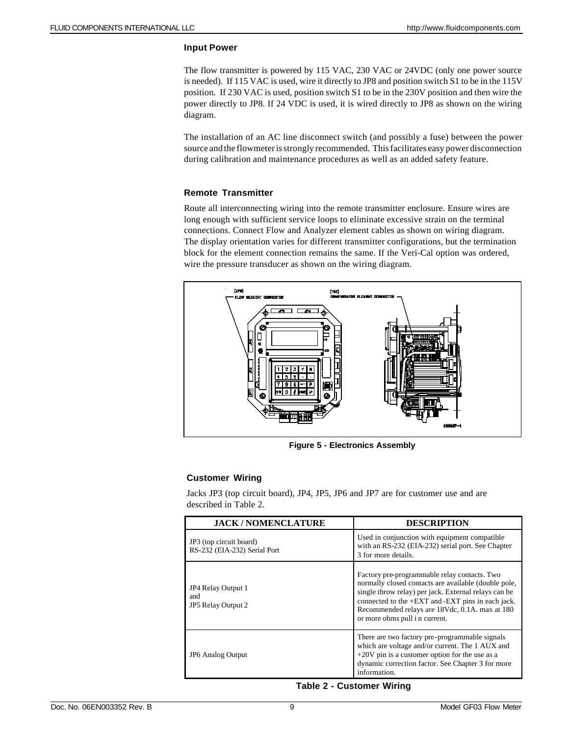### Input Power

The flow transmitter is powered by 115 VAC, 230 VAC or 24VDC (only one power source is needed). If 115 VAC is used, wire it directly to JP8 and position switch S1 to be in the 115V position. If 230 VAC is used, position switch S1 to be in the 230V position and then wire the power directly to JP8. If 24 VDC is used, it is wired directly to JP8 as shown on the wiring diagram.

The installation of an AC line disconnect switch (and possibly a fuse) between the power source and the flowmeter is strongly recommended. This facilitates easy power disconnection during calibration and maintenance procedures as well as an added safety feature.

### Remote Transmitter

Route all interconnecting wiring into the remote transmitter enclosure. Ensure wires are long enough with sufficient service loops to eliminate excessive strain on the terminal connections. Connect Flow and Analyzer element cables as shown on wiring diagram. The display orientation varies for different transmitter configurations, but the termination block for the element connection remains the same. If the Veri-Cal option was ordered, wire the pressure transducer as shown on the wiring diagram.

**Figure 5 - Electronics Assembly**

### Customer Wiring

Jacks JP3 (top circuit board), JP4, JP5, JP6 and JP7 are for customer use and are described in Table 2.

| JACK / NOMENCLATURE | DESCRIPTION |
|---|---|
| JP3 (top circuit board)<br>RS-232 (EIA-232) Serial Port | Used in conjunction with equipment compatible with an RS-232 (EIA-232) serial port. See Chapter 3 for more details. |
| JP4 Relay Output 1<br>and<br>JP5 Relay Output 2 | Factory pre-programmable relay contacts. Two normally closed contacts are available (double pole, single throw relay) per jack. External relays can be connected to the +EXT and -EXT pins in each jack. Recommended relays are 18Vdc, 0.1A. max at 180 or more ohms pull i n current. |
| JP6 Analog Output | There are two factory pre-programmable signals which are voltage and/or current. The 1 AUX and +20V pin is a customer option for the use as a dynamic correction factor. See Chapter 3 for more information. |

**Table 2 - Customer Wiring**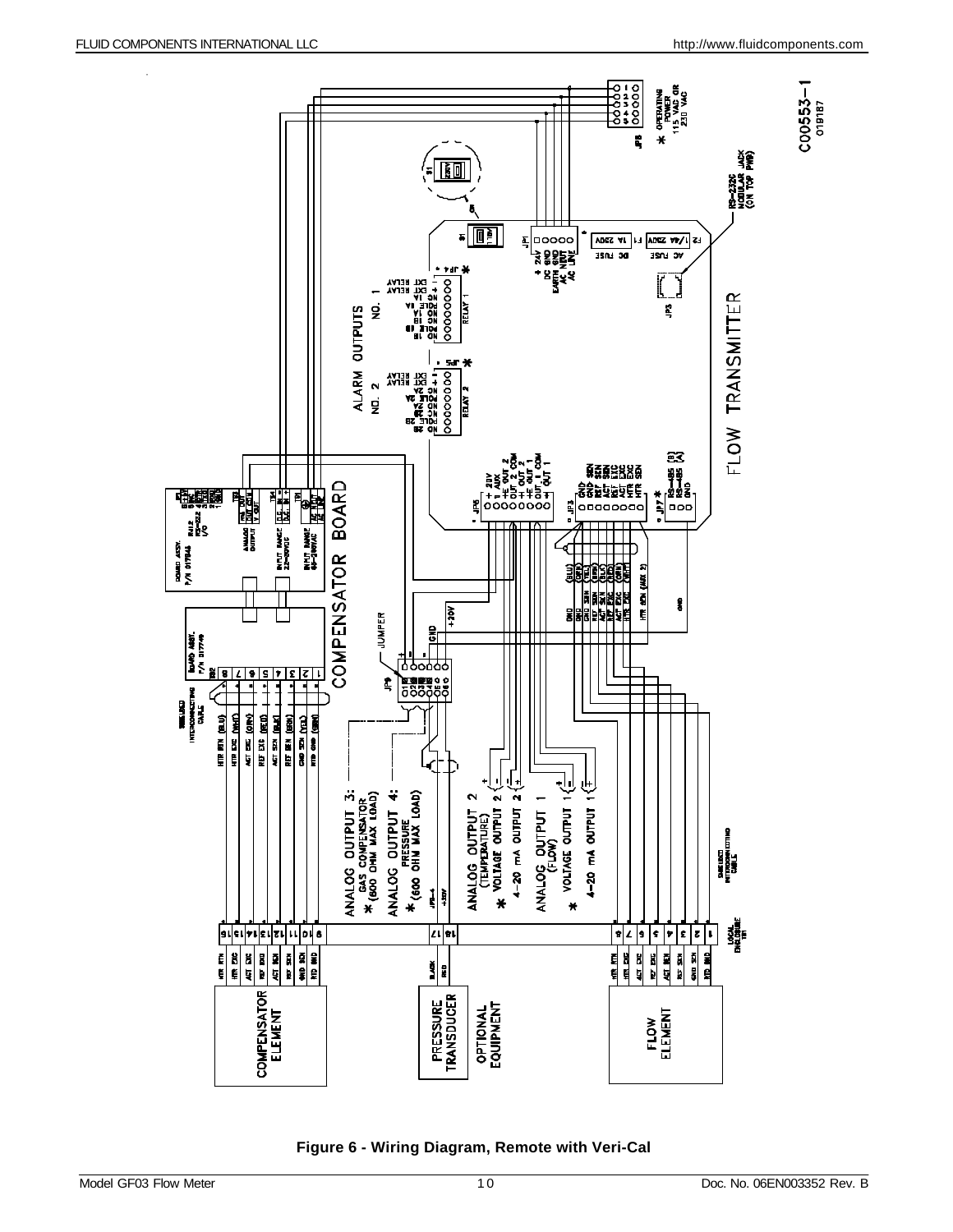Figure 6 - Wiring Diagram, Remote with Veri-Cal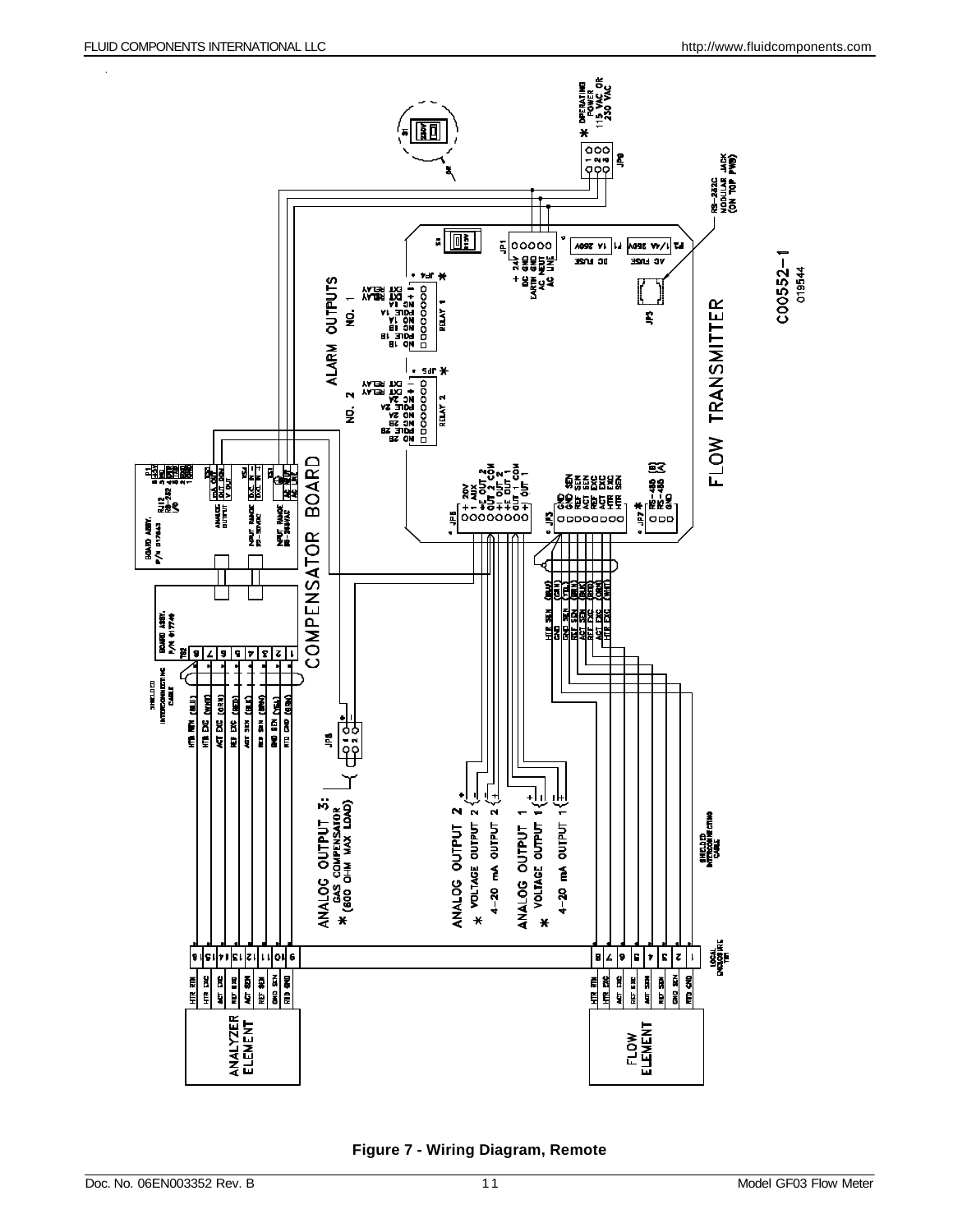**Figure 7 - Wiring Diagram, Remote**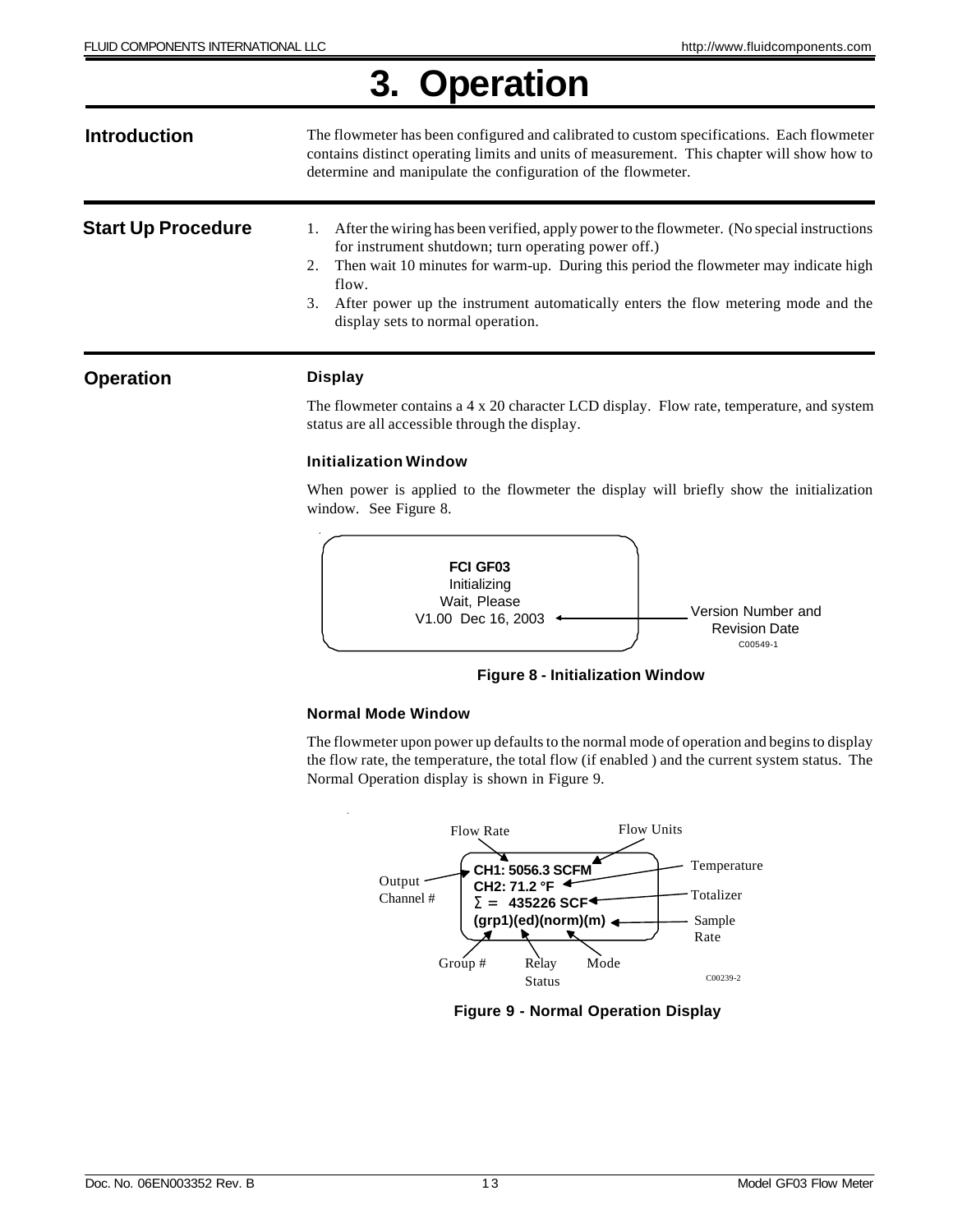# 3. Operation

## Introduction

The flowmeter has been configured and calibrated to custom specifications. Each flowmeter contains distinct operating limits and units of measurement. This chapter will show how to determine and manipulate the configuration of the flowmeter.

## Start Up Procedure

1. After the wiring has been verified, apply power to the flowmeter. (No special instructions for instrument shutdown; turn operating power off.)
2. Then wait 10 minutes for warm-up. During this period the flowmeter may indicate high flow.
3. After power up the instrument automatically enters the flow metering mode and the display sets to normal operation.

## Operation

### Display

The flowmeter contains a 4 x 20 character LCD display. Flow rate, temperature, and system status are all accessible through the display.

### Initialization Window

When power is applied to the flowmeter the display will briefly show the initialization window. See Figure 8.

```
FCI GF03
Initializing
Wait, Please
V1.00  Dec 16, 2003
```

Version Number and Revision Date (points to "V1.00 Dec 16, 2003")

C00549-1

**Figure 8 - Initialization Window**

### Normal Mode Window

The flowmeter upon power up defaults to the normal mode of operation and begins to display the flow rate, the temperature, the total flow (if enabled ) and the current system status. The Normal Operation display is shown in Figure 9.

```
CH1: 5056.3 SCFM
CH2: 71.2 °F
Σ =  435226 SCF
(grp1)(ed)(norm)(m)
```

Labels: Output Channel #, Flow Rate, Flow Units, Temperature, Totalizer, Sample Rate, Group #, Relay Status, Mode

C00239-2

**Figure 9 - Normal Operation Display**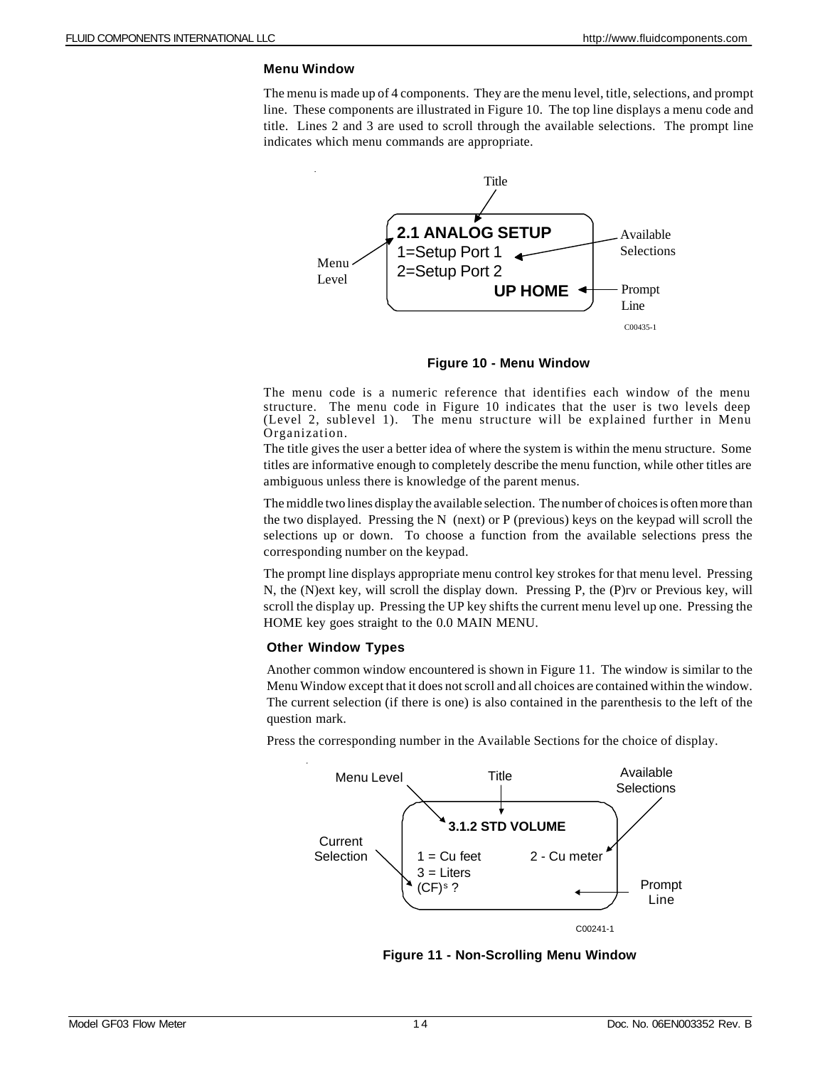### Menu Window

The menu is made up of 4 components. They are the menu level, title, selections, and prompt line. These components are illustrated in Figure 10. The top line displays a menu code and title. Lines 2 and 3 are used to scroll through the available selections. The prompt line indicates which menu commands are appropriate.

```
Title
2.1 ANALOG SETUP
1=Setup Port 1
2=Setup Port 2
            UP HOME
```

Menu Level, Available Selections, Prompt Line

C00435-1

**Figure 10 - Menu Window**

The menu code is a numeric reference that identifies each window of the menu structure. The menu code in Figure 10 indicates that the user is two levels deep (Level 2, sublevel 1). The menu structure will be explained further in Menu Organization.

The title gives the user a better idea of where the system is within the menu structure. Some titles are informative enough to completely describe the menu function, while other titles are ambiguous unless there is knowledge of the parent menus.

The middle two lines display the available selection. The number of choices is often more than the two displayed. Pressing the N (next) or P (previous) keys on the keypad will scroll the selections up or down. To choose a function from the available selections press the corresponding number on the keypad.

The prompt line displays appropriate menu control key strokes for that menu level. Pressing N, the (N)ext key, will scroll the display down. Pressing P, the (P)rv or Previous key, will scroll the display up. Pressing the UP key shifts the current menu level up one. Pressing the HOME key goes straight to the 0.0 MAIN MENU.

### Other Window Types

Another common window encountered is shown in Figure 11. The window is similar to the Menu Window except that it does not scroll and all choices are contained within the window. The current selection (if there is one) is also contained in the parenthesis to the left of the question mark.

Press the corresponding number in the Available Sections for the choice of display.

```
3.1.2 STD VOLUME
1 = Cu feet        2 - Cu meter
3 = Liters
(CF)s ?
```

Menu Level, Title, Available Selections, Current Selection, Prompt Line

C00241-1

**Figure 11 - Non-Scrolling Menu Window**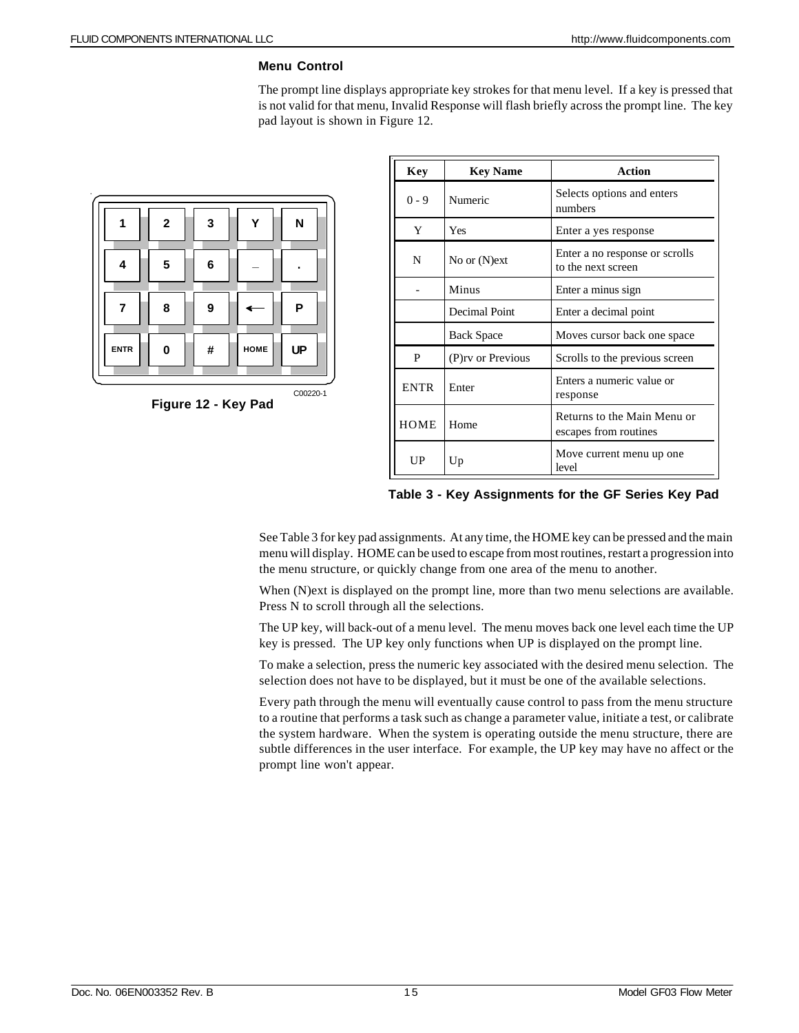### Menu Control

The prompt line displays appropriate key strokes for that menu level. If a key is pressed that is not valid for that menu, Invalid Response will flash briefly across the prompt line. The key pad layout is shown in Figure 12.

| 1 | 2 | 3 | Y | N |
|---|---|---|---|---|
| 4 | 5 | 6 | – | . |
| 7 | 8 | 9 | ← | P |
| ENTR | 0 | # | HOME | UP |

C00220-1

**Figure 12 - Key Pad**

| Key | Key Name | Action |
|---|---|---|
| 0 - 9 | Numeric | Selects options and enters numbers |
| Y | Yes | Enter a yes response |
| N | No or (N)ext | Enter a no response or scrolls to the next screen |
| - | Minus | Enter a minus sign |
| | Decimal Point | Enter a decimal point |
| | Back Space | Moves cursor back one space |
| P | (P)rv or Previous | Scrolls to the previous screen |
| ENTR | Enter | Enters a numeric value or response |
| HOME | Home | Returns to the Main Menu or escapes from routines |
| UP | Up | Move current menu up one level |

**Table 3 - Key Assignments for the GF Series Key Pad**

See Table 3 for key pad assignments. At any time, the HOME key can be pressed and the main menu will display. HOME can be used to escape from most routines, restart a progression into the menu structure, or quickly change from one area of the menu to another.

When (N)ext is displayed on the prompt line, more than two menu selections are available. Press N to scroll through all the selections.

The UP key, will back-out of a menu level. The menu moves back one level each time the UP key is pressed. The UP key only functions when UP is displayed on the prompt line.

To make a selection, press the numeric key associated with the desired menu selection. The selection does not have to be displayed, but it must be one of the available selections.

Every path through the menu will eventually cause control to pass from the menu structure to a routine that performs a task such as change a parameter value, initiate a test, or calibrate the system hardware. When the system is operating outside the menu structure, there are subtle differences in the user interface. For example, the UP key may have no affect or the prompt line won't appear.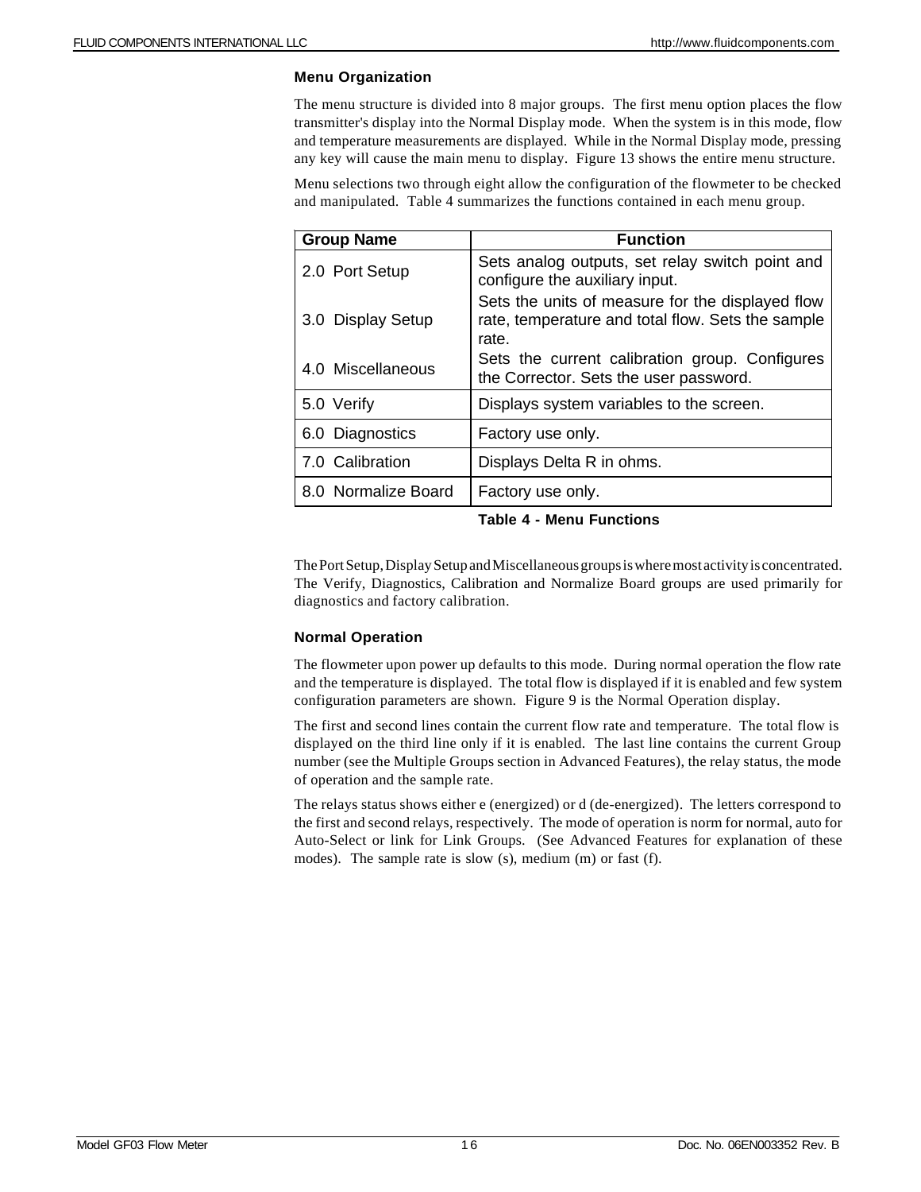### Menu Organization

The menu structure is divided into 8 major groups. The first menu option places the flow transmitter's display into the Normal Display mode. When the system is in this mode, flow and temperature measurements are displayed. While in the Normal Display mode, pressing any key will cause the main menu to display. Figure 13 shows the entire menu structure.

Menu selections two through eight allow the configuration of the flowmeter to be checked and manipulated. Table 4 summarizes the functions contained in each menu group.

| Group Name | Function |
|---|---|
| 2.0 Port Setup | Sets analog outputs, set relay switch point and configure the auxiliary input. |
| 3.0 Display Setup | Sets the units of measure for the displayed flow rate, temperature and total flow. Sets the sample rate. |
| 4.0 Miscellaneous | Sets the current calibration group. Configures the Corrector. Sets the user password. |
| 5.0 Verify | Displays system variables to the screen. |
| 6.0 Diagnostics | Factory use only. |
| 7.0 Calibration | Displays Delta R in ohms. |
| 8.0 Normalize Board | Factory use only. |

**Table 4 - Menu Functions**

The Port Setup, Display Setup and Miscellaneous groups is where most activity is concentrated. The Verify, Diagnostics, Calibration and Normalize Board groups are used primarily for diagnostics and factory calibration.

### Normal Operation

The flowmeter upon power up defaults to this mode. During normal operation the flow rate and the temperature is displayed. The total flow is displayed if it is enabled and few system configuration parameters are shown. Figure 9 is the Normal Operation display.

The first and second lines contain the current flow rate and temperature. The total flow is displayed on the third line only if it is enabled. The last line contains the current Group number (see the Multiple Groups section in Advanced Features), the relay status, the mode of operation and the sample rate.

The relays status shows either e (energized) or d (de-energized). The letters correspond to the first and second relays, respectively. The mode of operation is norm for normal, auto for Auto-Select or link for Link Groups. (See Advanced Features for explanation of these modes). The sample rate is slow (s), medium (m) or fast (f).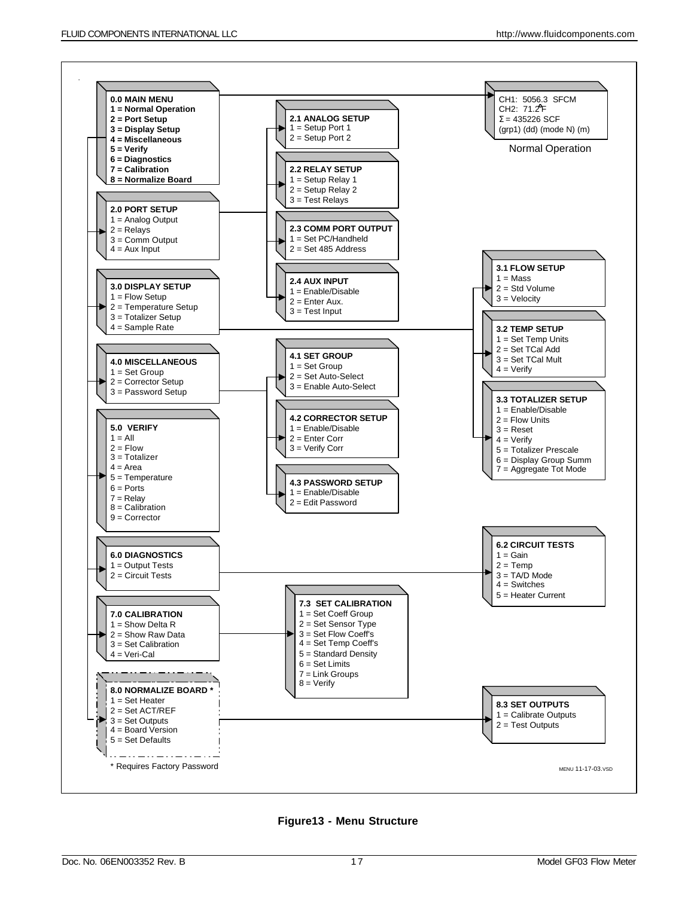**0.0 MAIN MENU**
**1 = Normal Operation**
**2 = Port Setup**
**3 = Display Setup**
**4 = Miscellaneous**
**5 = Verify**
**6 = Diagnostics**
**7 = Calibration**
**8 = Normalize Board**

CH1: 5056.3 SFCM
CH2: 71.2°F
Σ = 435226 SCF
(grp1) (dd) (mode N) (m)

Normal Operation

**2.0 PORT SETUP**
1 = Analog Output
2 = Relays
3 = Comm Output
4 = Aux Input

**2.1 ANALOG SETUP**
1 = Setup Port 1
2 = Setup Port 2

**2.2 RELAY SETUP**
1 = Setup Relay 1
2 = Setup Relay 2
3 = Test Relays

**2.3 COMM PORT OUTPUT**
1 = Set PC/Handheld
2 = Set 485 Address

**2.4 AUX INPUT**
1 = Enable/Disable
2 = Enter Aux.
3 = Test Input

**3.0 DISPLAY SETUP**
1 = Flow Setup
2 = Temperature Setup
3 = Totalizer Setup
4 = Sample Rate

**3.1 FLOW SETUP**
1 = Mass
2 = Std Volume
3 = Velocity

**3.2 TEMP SETUP**
1 = Set Temp Units
2 = Set TCal Add
3 = Set TCal Mult
4 = Verify

**3.3 TOTALIZER SETUP**
1 = Enable/Disable
2 = Flow Units
3 = Reset
4 = Verify
5 = Totalizer Prescale
6 = Display Group Summ
7 = Aggregate Tot Mode

**4.0 MISCELLANEOUS**
1 = Set Group
2 = Corrector Setup
3 = Password Setup

**4.1 SET GROUP**
1 = Set Group
2 = Set Auto-Select
3 = Enable Auto-Select

**4.2 CORRECTOR SETUP**
1 = Enable/Disable
2 = Enter Corr
3 = Verify Corr

**4.3 PASSWORD SETUP**
1 = Enable/Disable
2 = Edit Password

**5.0 VERIFY**
1 = All
2 = Flow
3 = Totalizer
4 = Area
5 = Temperature
6 = Ports
7 = Relay
8 = Calibration
9 = Corrector

**6.0 DIAGNOSTICS**
1 = Output Tests
2 = Circuit Tests

**6.2 CIRCUIT TESTS**
1 = Gain
2 = Temp
3 = TA/D Mode
4 = Switches
5 = Heater Current

**7.0 CALIBRATION**
1 = Show Delta R
2 = Show Raw Data
3 = Set Calibration
4 = Veri-Cal

**7.3 SET CALIBRATION**
1 = Set Coeff Group
2 = Set Sensor Type
3 = Set Flow Coeff's
4 = Set Temp Coeff's
5 = Standard Density
6 = Set Limits
7 = Link Groups
8 = Verify

**8.0 NORMALIZE BOARD ***
1 = Set Heater
2 = Set ACT/REF
3 = Set Outputs
4 = Board Version
5 = Set Defaults

**8.3 SET OUTPUTS**
1 = Calibrate Outputs
2 = Test Outputs

* Requires Factory Password

MENU 11-17-03.VSD

**Figure13 - Menu Structure**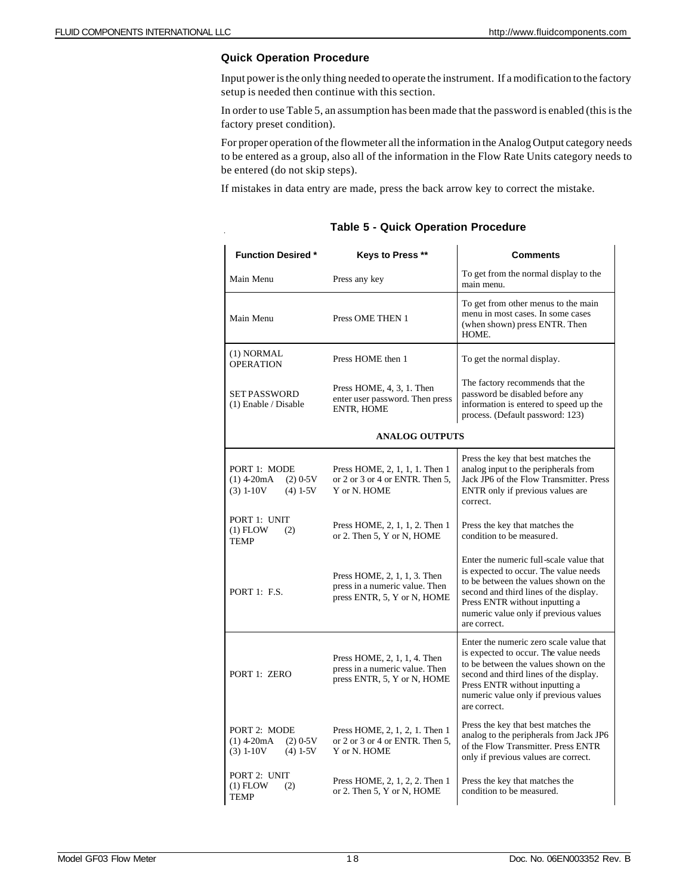### Quick Operation Procedure

Input power is the only thing needed to operate the instrument. If a modification to the factory setup is needed then continue with this section.

In order to use Table 5, an assumption has been made that the password is enabled (this is the factory preset condition).

For proper operation of the flowmeter all the information in the Analog Output category needs to be entered as a group, also all of the information in the Flow Rate Units category needs to be entered (do not skip steps).

If mistakes in data entry are made, press the back arrow key to correct the mistake.

**Table 5 - Quick Operation Procedure**

| Function Desired * | Keys to Press ** | Comments |
|---|---|---|
| Main Menu | Press any key | To get from the normal display to the main menu. |
| Main Menu | Press OME THEN 1 | To get from other menus to the main menu in most cases. In some cases (when shown) press ENTR. Then HOME. |
| (1) NORMAL OPERATION | Press HOME then 1 | To get the normal display. |
| SET PASSWORD (1) Enable / Disable | Press HOME, 4, 3, 1. Then enter user password. Then press ENTR, HOME | The factory recommends that the password be disabled before any information is entered to speed up the process. (Default password: 123) |
| **ANALOG OUTPUTS** | | |
| PORT 1: MODE (1) 4-20mA (2) 0-5V (3) 1-10V (4) 1-5V | Press HOME, 2, 1, 1, 1. Then 1 or 2 or 3 or 4 or ENTR. Then 5, Y or N. HOME | Press the key that best matches the analog input to the peripherals from Jack JP6 of the Flow Transmitter. Press ENTR only if previous values are correct. |
| PORT 1: UNIT (1) FLOW (2) TEMP | Press HOME, 2, 1, 1, 2. Then 1 or 2. Then 5, Y or N, HOME | Press the key that matches the condition to be measured. |
| PORT 1: F.S. | Press HOME, 2, 1, 1, 3. Then press in a numeric value. Then press ENTR, 5, Y or N, HOME | Enter the numeric full-scale value that is expected to occur. The value needs to be between the values shown on the second and third lines of the display. Press ENTR without inputting a numeric value only if previous values are correct. |
| PORT 1: ZERO | Press HOME, 2, 1, 1, 4. Then press in a numeric value. Then press ENTR, 5, Y or N, HOME | Enter the numeric zero scale value that is expected to occur. The value needs to be between the values shown on the second and third lines of the display. Press ENTR without inputting a numeric value only if previous values are correct. |
| PORT 2: MODE (1) 4-20mA (2) 0-5V (3) 1-10V (4) 1-5V | Press HOME, 2, 1, 2, 1. Then 1 or 2 or 3 or 4 or ENTR. Then 5, Y or N. HOME | Press the key that best matches the analog to the peripherals from Jack JP6 of the Flow Transmitter. Press ENTR only if previous values are correct. |
| PORT 2: UNIT (1) FLOW (2) TEMP | Press HOME, 2, 1, 2, 2. Then 1 or 2. Then 5, Y or N, HOME | Press the key that matches the condition to be measured. |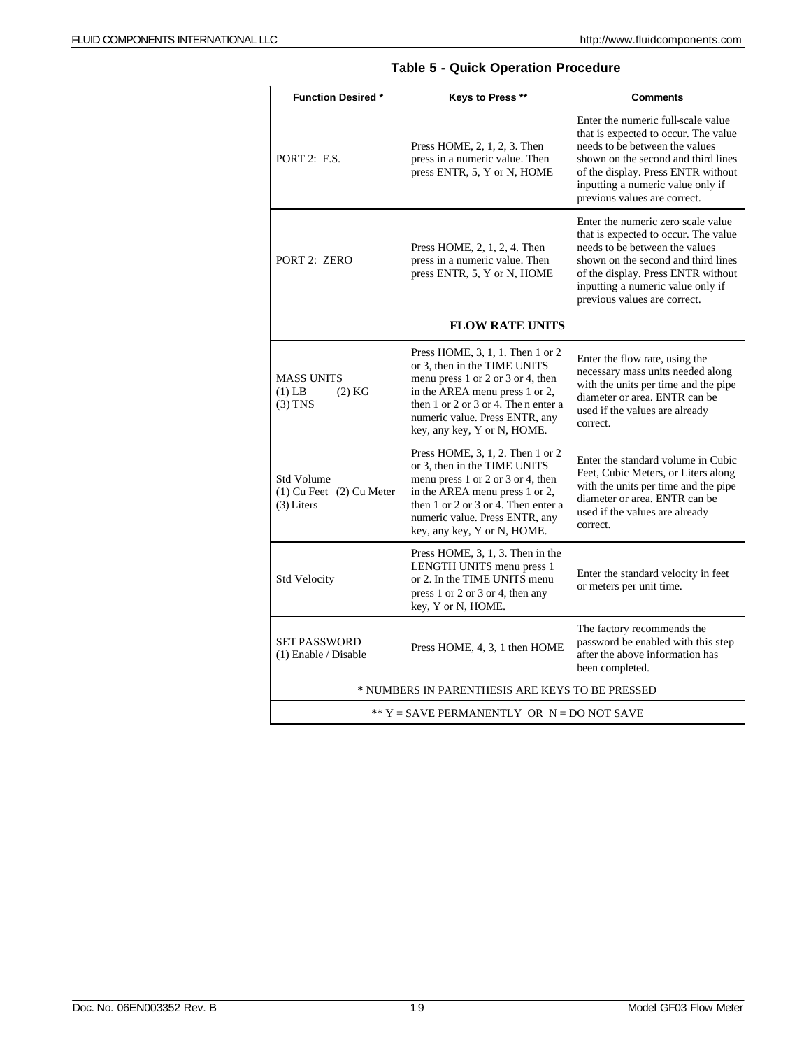## Table 5 - Quick Operation Procedure

| Function Desired * | Keys to Press ** | Comments |
|---|---|---|
| PORT 2: F.S. | Press HOME, 2, 1, 2, 3. Then press in a numeric value. Then press ENTR, 5, Y or N, HOME | Enter the numeric full-scale value that is expected to occur. The value needs to be between the values shown on the second and third lines of the display. Press ENTR without inputting a numeric value only if previous values are correct. |
| PORT 2: ZERO | Press HOME, 2, 1, 2, 4. Then press in a numeric value. Then press ENTR, 5, Y or N, HOME | Enter the numeric zero scale value that is expected to occur. The value needs to be between the values shown on the second and third lines of the display. Press ENTR without inputting a numeric value only if previous values are correct. |
| | **FLOW RATE UNITS** | |
| MASS UNITS (1) LB (2) KG (3) TNS | Press HOME, 3, 1, 1. Then 1 or 2 or 3, then in the TIME UNITS menu press 1 or 2 or 3 or 4, then in the AREA menu press 1 or 2, then 1 or 2 or 3 or 4. The n enter a numeric value. Press ENTR, any key, any key, Y or N, HOME. | Enter the flow rate, using the necessary mass units needed along with the units per time and the pipe diameter or area. ENTR can be used if the values are already correct. |
| Std Volume (1) Cu Feet (2) Cu Meter (3) Liters | Press HOME, 3, 1, 2. Then 1 or 2 or 3, then in the TIME UNITS menu press 1 or 2 or 3 or 4, then in the AREA menu press 1 or 2, then 1 or 2 or 3 or 4. Then enter a numeric value. Press ENTR, any key, any key, Y or N, HOME. | Enter the standard volume in Cubic Feet, Cubic Meters, or Liters along with the units per time and the pipe diameter or area. ENTR can be used if the values are already correct. |
| Std Velocity | Press HOME, 3, 1, 3. Then in the LENGTH UNITS menu press 1 or 2. In the TIME UNITS menu press 1 or 2 or 3 or 4, then any key, Y or N, HOME. | Enter the standard velocity in feet or meters per unit time. |
| SET PASSWORD (1) Enable / Disable | Press HOME, 4, 3, 1 then HOME | The factory recommends the password be enabled with this step after the above information has been completed. |

\* NUMBERS IN PARENTHESIS ARE KEYS TO BE PRESSED

** Y = SAVE PERMANENTLY OR N = DO NOT SAVE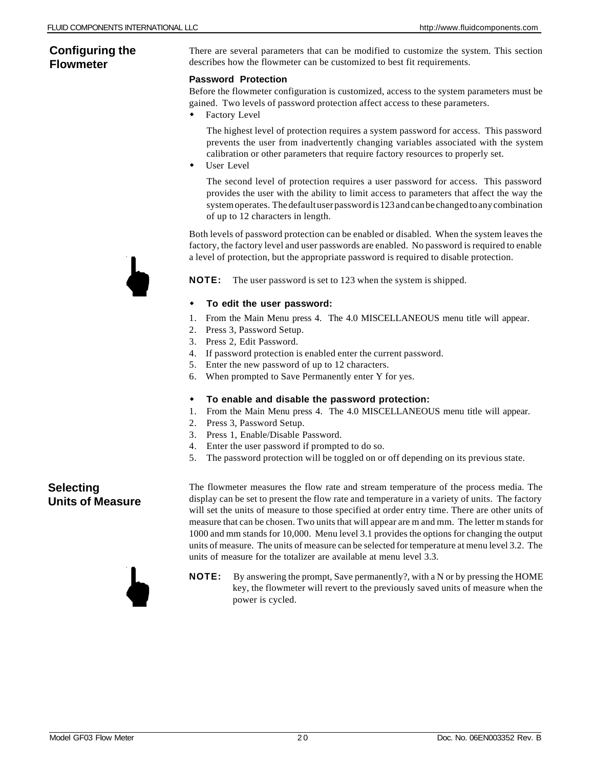## Configuring the Flowmeter

There are several parameters that can be modified to customize the system. This section describes how the flowmeter can be customized to best fit requirements.

### Password Protection

Before the flowmeter configuration is customized, access to the system parameters must be gained. Two levels of password protection affect access to these parameters.

- Factory Level

  The highest level of protection requires a system password for access. This password prevents the user from inadvertently changing variables associated with the system calibration or other parameters that require factory resources to properly set.

- User Level

  The second level of protection requires a user password for access. This password provides the user with the ability to limit access to parameters that affect the way the system operates. The default user password is 123 and can be changed to any combination of up to 12 characters in length.

Both levels of password protection can be enabled or disabled. When the system leaves the factory, the factory level and user passwords are enabled. No password is required to enable a level of protection, but the appropriate password is required to disable protection.

**NOTE:** The user password is set to 123 when the system is shipped.

- **To edit the user password:**

1. From the Main Menu press 4. The 4.0 MISCELLANEOUS menu title will appear.
2. Press 3, Password Setup.
3. Press 2, Edit Password.
4. If password protection is enabled enter the current password.
5. Enter the new password of up to 12 characters.
6. When prompted to Save Permanently enter Y for yes.

- **To enable and disable the password protection:**

1. From the Main Menu press 4. The 4.0 MISCELLANEOUS menu title will appear.
2. Press 3, Password Setup.
3. Press 1, Enable/Disable Password.
4. Enter the user password if prompted to do so.
5. The password protection will be toggled on or off depending on its previous state.

## Selecting Units of Measure

The flowmeter measures the flow rate and stream temperature of the process media. The display can be set to present the flow rate and temperature in a variety of units. The factory will set the units of measure to those specified at order entry time. There are other units of measure that can be chosen. Two units that will appear are m and mm. The letter m stands for 1000 and mm stands for 10,000. Menu level 3.1 provides the options for changing the output units of measure. The units of measure can be selected for temperature at menu level 3.2. The units of measure for the totalizer are available at menu level 3.3.

**NOTE:** By answering the prompt, Save permanently?, with a N or by pressing the HOME key, the flowmeter will revert to the previously saved units of measure when the power is cycled.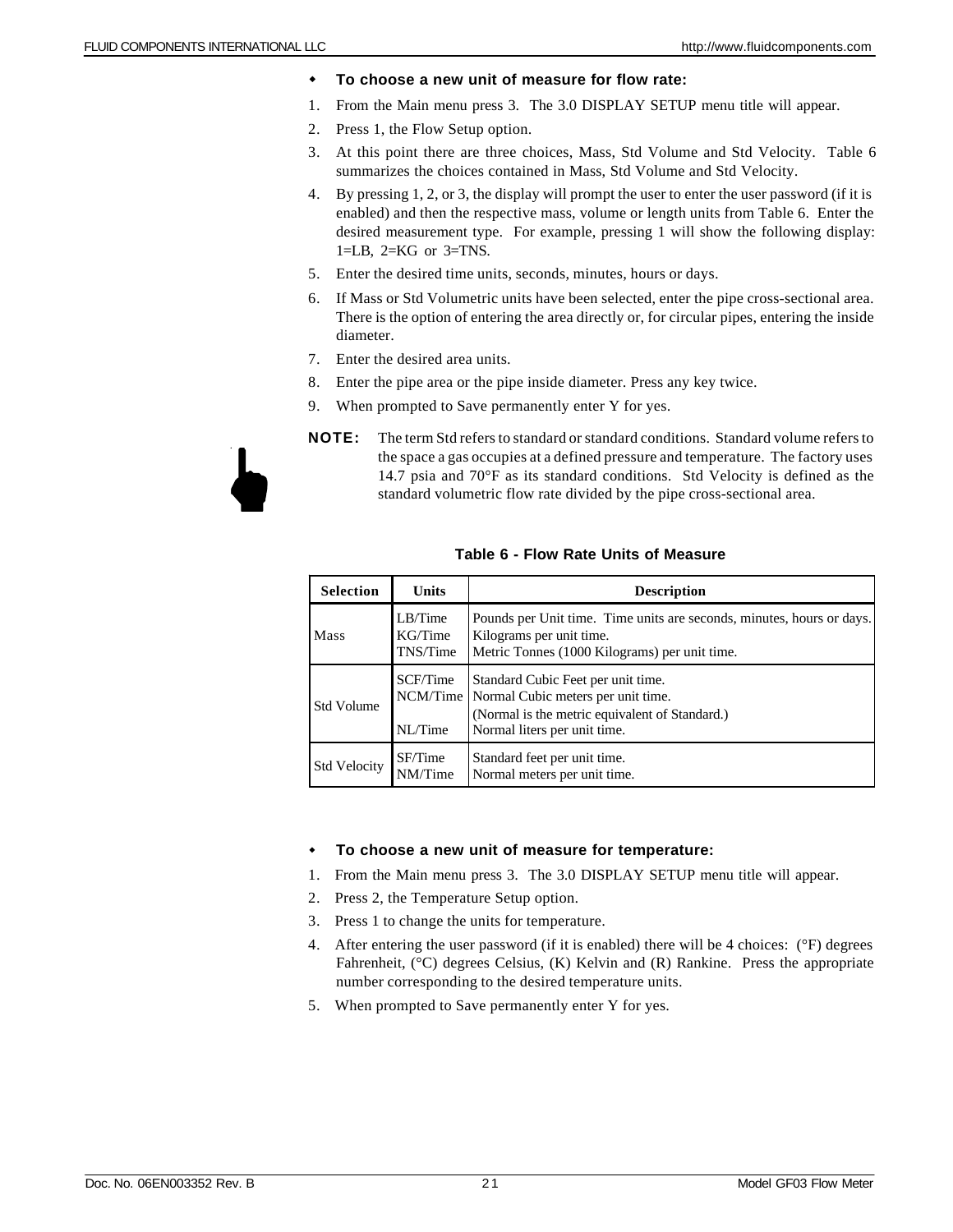- **To choose a new unit of measure for flow rate:**

1. From the Main menu press 3. The 3.0 DISPLAY SETUP menu title will appear.
2. Press 1, the Flow Setup option.
3. At this point there are three choices, Mass, Std Volume and Std Velocity. Table 6 summarizes the choices contained in Mass, Std Volume and Std Velocity.
4. By pressing 1, 2, or 3, the display will prompt the user to enter the user password (if it is enabled) and then the respective mass, volume or length units from Table 6. Enter the desired measurement type. For example, pressing 1 will show the following display: 1=LB, 2=KG or 3=TNS.
5. Enter the desired time units, seconds, minutes, hours or days.
6. If Mass or Std Volumetric units have been selected, enter the pipe cross-sectional area. There is the option of entering the area directly or, for circular pipes, entering the inside diameter.
7. Enter the desired area units.
8. Enter the pipe area or the pipe inside diameter. Press any key twice.
9. When prompted to Save permanently enter Y for yes.

**NOTE:** The term Std refers to standard or standard conditions. Standard volume refers to the space a gas occupies at a defined pressure and temperature. The factory uses 14.7 psia and 70°F as its standard conditions. Std Velocity is defined as the standard volumetric flow rate divided by the pipe cross-sectional area.

**Table 6 - Flow Rate Units of Measure**

| Selection | Units | Description |
|---|---|---|
| Mass | LB/Time<br>KG/Time<br>TNS/Time | Pounds per Unit time. Time units are seconds, minutes, hours or days.<br>Kilograms per unit time.<br>Metric Tonnes (1000 Kilograms) per unit time. |
| Std Volume | SCF/Time<br>NCM/Time<br><br>NL/Time | Standard Cubic Feet per unit time.<br>Normal Cubic meters per unit time.<br>(Normal is the metric equivalent of Standard.)<br>Normal liters per unit time. |
| Std Velocity | SF/Time<br>NM/Time | Standard feet per unit time.<br>Normal meters per unit time. |

- **To choose a new unit of measure for temperature:**

1. From the Main menu press 3. The 3.0 DISPLAY SETUP menu title will appear.
2. Press 2, the Temperature Setup option.
3. Press 1 to change the units for temperature.
4. After entering the user password (if it is enabled) there will be 4 choices: (°F) degrees Fahrenheit, (°C) degrees Celsius, (K) Kelvin and (R) Rankine. Press the appropriate number corresponding to the desired temperature units.
5. When prompted to Save permanently enter Y for yes.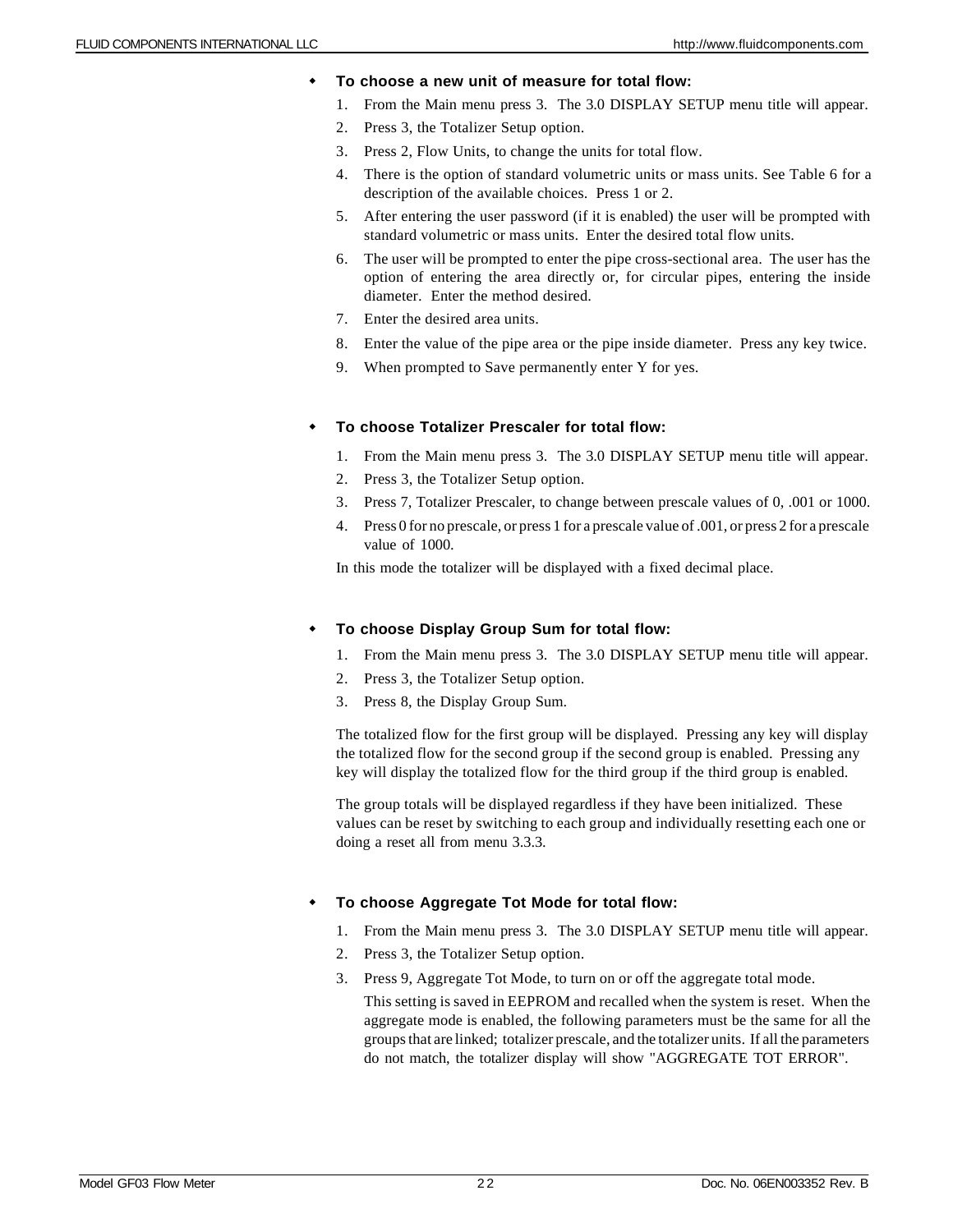- **To choose a new unit of measure for total flow:**

  1. From the Main menu press 3. The 3.0 DISPLAY SETUP menu title will appear.
  2. Press 3, the Totalizer Setup option.
  3. Press 2, Flow Units, to change the units for total flow.
  4. There is the option of standard volumetric units or mass units. See Table 6 for a description of the available choices. Press 1 or 2.
  5. After entering the user password (if it is enabled) the user will be prompted with standard volumetric or mass units. Enter the desired total flow units.
  6. The user will be prompted to enter the pipe cross-sectional area. The user has the option of entering the area directly or, for circular pipes, entering the inside diameter. Enter the method desired.
  7. Enter the desired area units.
  8. Enter the value of the pipe area or the pipe inside diameter. Press any key twice.
  9. When prompted to Save permanently enter Y for yes.

- **To choose Totalizer Prescaler for total flow:**

  1. From the Main menu press 3. The 3.0 DISPLAY SETUP menu title will appear.
  2. Press 3, the Totalizer Setup option.
  3. Press 7, Totalizer Prescaler, to change between prescale values of 0, .001 or 1000.
  4. Press 0 for no prescale, or press 1 for a prescale value of .001, or press 2 for a prescale value of 1000.

  In this mode the totalizer will be displayed with a fixed decimal place.

- **To choose Display Group Sum for total flow:**

  1. From the Main menu press 3. The 3.0 DISPLAY SETUP menu title will appear.
  2. Press 3, the Totalizer Setup option.
  3. Press 8, the Display Group Sum.

  The totalized flow for the first group will be displayed. Pressing any key will display the totalized flow for the second group if the second group is enabled. Pressing any key will display the totalized flow for the third group if the third group is enabled.

  The group totals will be displayed regardless if they have been initialized. These values can be reset by switching to each group and individually resetting each one or doing a reset all from menu 3.3.3.

- **To choose Aggregate Tot Mode for total flow:**

  1. From the Main menu press 3. The 3.0 DISPLAY SETUP menu title will appear.
  2. Press 3, the Totalizer Setup option.
  3. Press 9, Aggregate Tot Mode, to turn on or off the aggregate total mode.

     This setting is saved in EEPROM and recalled when the system is reset. When the aggregate mode is enabled, the following parameters must be the same for all the groups that are linked; totalizer prescale, and the totalizer units. If all the parameters do not match, the totalizer display will show "AGGREGATE TOT ERROR".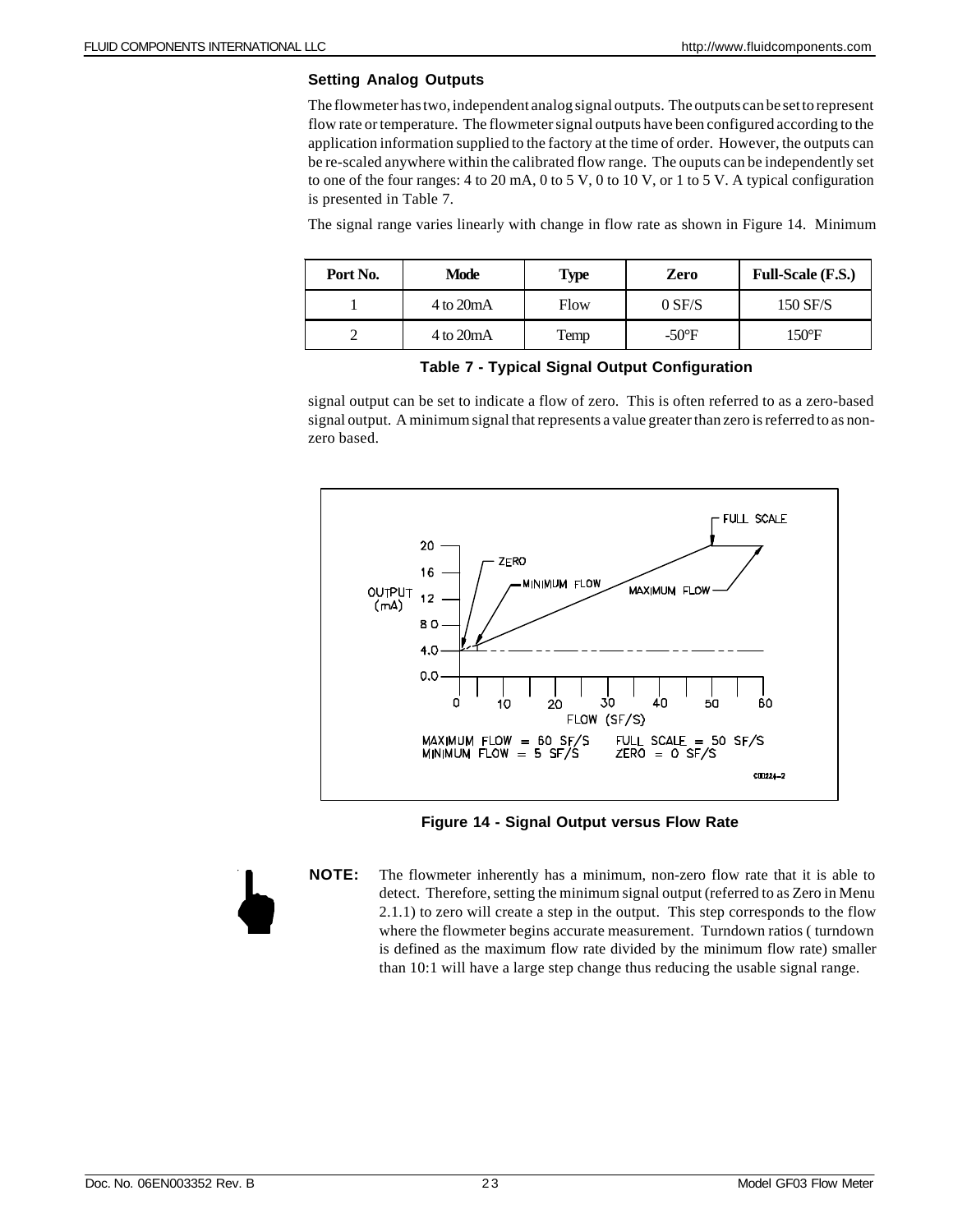### Setting Analog Outputs

The flowmeter has two, independent analog signal outputs. The outputs can be set to represent flow rate or temperature. The flowmeter signal outputs have been configured according to the application information supplied to the factory at the time of order. However, the outputs can be re-scaled anywhere within the calibrated flow range. The ouputs can be independently set to one of the four ranges: 4 to 20 mA, 0 to 5 V, 0 to 10 V, or 1 to 5 V. A typical configuration is presented in Table 7.

The signal range varies linearly with change in flow rate as shown in Figure 14. Minimum signal output can be set to indicate a flow of zero. This is often referred to as a zero-based signal output. A minimum signal that represents a value greater than zero is referred to as non-zero based.

| Port No. | Mode | Type | Zero | Full-Scale (F.S.) |
|---|---|---|---|---|
| 1 | 4 to 20mA | Flow | 0 SF/S | 150 SF/S |
| 2 | 4 to 20mA | Temp | -50°F | 150°F |

**Table 7 - Typical Signal Output Configuration**

**Figure 14 - Signal Output versus Flow Rate**

**NOTE:** The flowmeter inherently has a minimum, non-zero flow rate that it is able to detect. Therefore, setting the minimum signal output (referred to as Zero in Menu 2.1.1) to zero will create a step in the output. This step corresponds to the flow where the flowmeter begins accurate measurement. Turndown ratios ( turndown is defined as the maximum flow rate divided by the minimum flow rate) smaller than 10:1 will have a large step change thus reducing the usable signal range.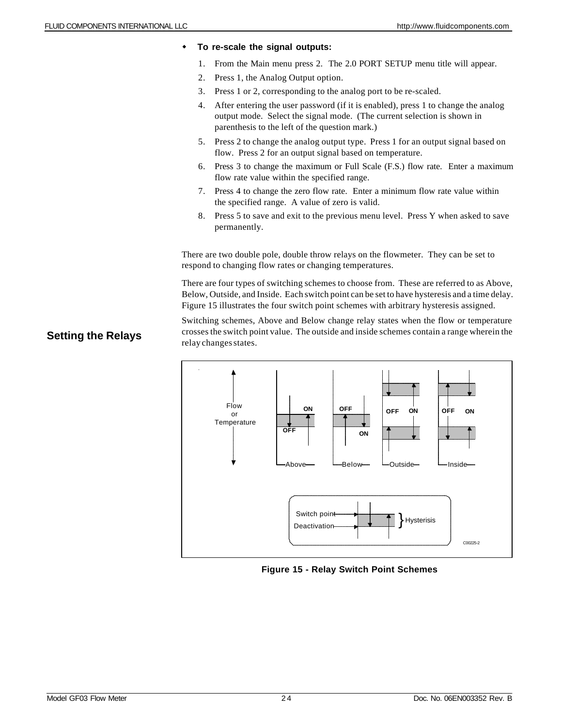- **To re-scale the signal outputs:**

1. From the Main menu press 2. The 2.0 PORT SETUP menu title will appear.
2. Press 1, the Analog Output option.
3. Press 1 or 2, corresponding to the analog port to be re-scaled.
4. After entering the user password (if it is enabled), press 1 to change the analog output mode. Select the signal mode. (The current selection is shown in parenthesis to the left of the question mark.)
5. Press 2 to change the analog output type. Press 1 for an output signal based on flow. Press 2 for an output signal based on temperature.
6. Press 3 to change the maximum or Full Scale (F.S.) flow rate. Enter a maximum flow rate value within the specified range.
7. Press 4 to change the zero flow rate. Enter a minimum flow rate value within the specified range. A value of zero is valid.
8. Press 5 to save and exit to the previous menu level. Press Y when asked to save permanently.

## Setting the Relays

There are two double pole, double throw relays on the flowmeter. They can be set to respond to changing flow rates or changing temperatures.

There are four types of switching schemes to choose from. These are referred to as Above, Below, Outside, and Inside. Each switch point can be set to have hysteresis and a time delay. Figure 15 illustrates the four switch point schemes with arbitrary hysteresis assigned.

Switching schemes, Above and Below change relay states when the flow or temperature crosses the switch point value. The outside and inside schemes contain a range wherein the relay changes states.

**Figure 15 - Relay Switch Point Schemes**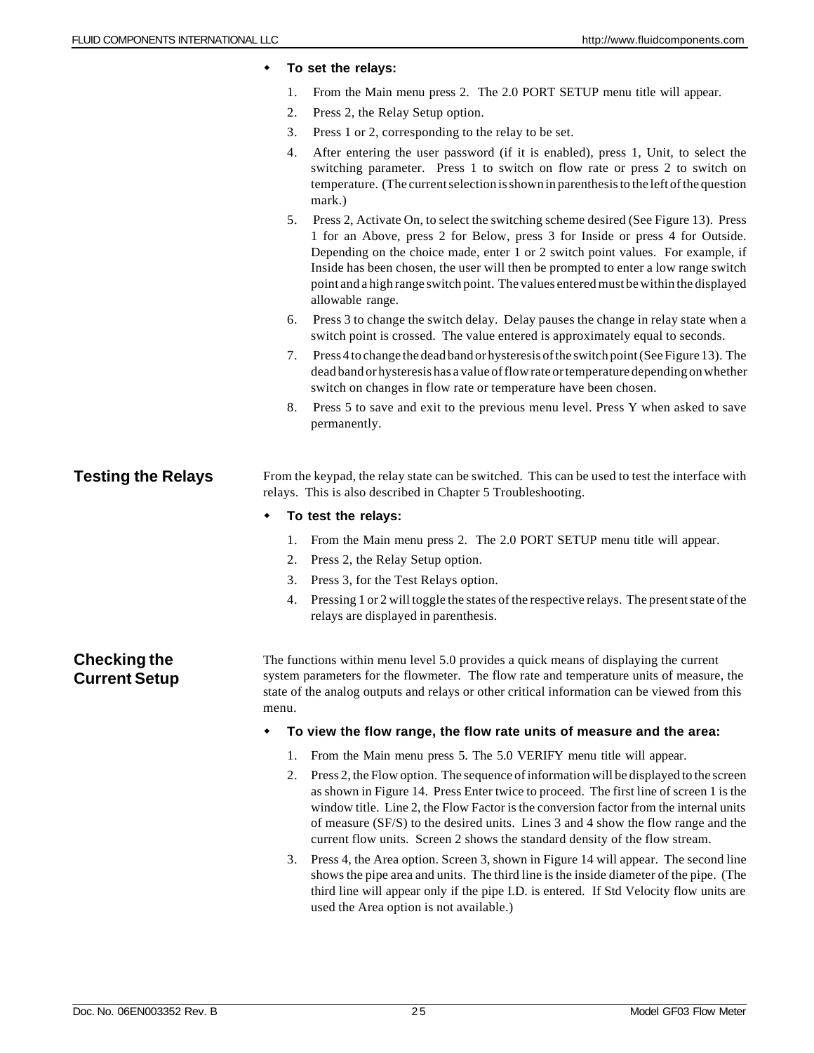- **To set the relays:**

1. From the Main menu press 2. The 2.0 PORT SETUP menu title will appear.
2. Press 2, the Relay Setup option.
3. Press 1 or 2, corresponding to the relay to be set.
4. After entering the user password (if it is enabled), press 1, Unit, to select the switching parameter. Press 1 to switch on flow rate or press 2 to switch on temperature. (The current selection is shown in parenthesis to the left of the question mark.)
5. Press 2, Activate On, to select the switching scheme desired (See Figure 13). Press 1 for an Above, press 2 for Below, press 3 for Inside or press 4 for Outside. Depending on the choice made, enter 1 or 2 switch point values. For example, if Inside has been chosen, the user will then be prompted to enter a low range switch point and a high range switch point. The values entered must be within the displayed allowable range.
6. Press 3 to change the switch delay. Delay pauses the change in relay state when a switch point is crossed. The value entered is approximately equal to seconds.
7. Press 4 to change the dead band or hysteresis of the switch point (See Figure 13). The dead band or hysteresis has a value of flow rate or temperature depending on whether switch on changes in flow rate or temperature have been chosen.
8. Press 5 to save and exit to the previous menu level. Press Y when asked to save permanently.

## Testing the Relays

From the keypad, the relay state can be switched. This can be used to test the interface with relays. This is also described in Chapter 5 Troubleshooting.

- **To test the relays:**

1. From the Main menu press 2. The 2.0 PORT SETUP menu title will appear.
2. Press 2, the Relay Setup option.
3. Press 3, for the Test Relays option.
4. Pressing 1 or 2 will toggle the states of the respective relays. The present state of the relays are displayed in parenthesis.

## Checking the Current Setup

The functions within menu level 5.0 provides a quick means of displaying the current system parameters for the flowmeter. The flow rate and temperature units of measure, the state of the analog outputs and relays or other critical information can be viewed from this menu.

- **To view the flow range, the flow rate units of measure and the area:**

1. From the Main menu press 5. The 5.0 VERIFY menu title will appear.
2. Press 2, the Flow option. The sequence of information will be displayed to the screen as shown in Figure 14. Press Enter twice to proceed. The first line of screen 1 is the window title. Line 2, the Flow Factor is the conversion factor from the internal units of measure (SF/S) to the desired units. Lines 3 and 4 show the flow range and the current flow units. Screen 2 shows the standard density of the flow stream.
3. Press 4, the Area option. Screen 3, shown in Figure 14 will appear. The second line shows the pipe area and units. The third line is the inside diameter of the pipe. (The third line will appear only if the pipe I.D. is entered. If Std Velocity flow units are used the Area option is not available.)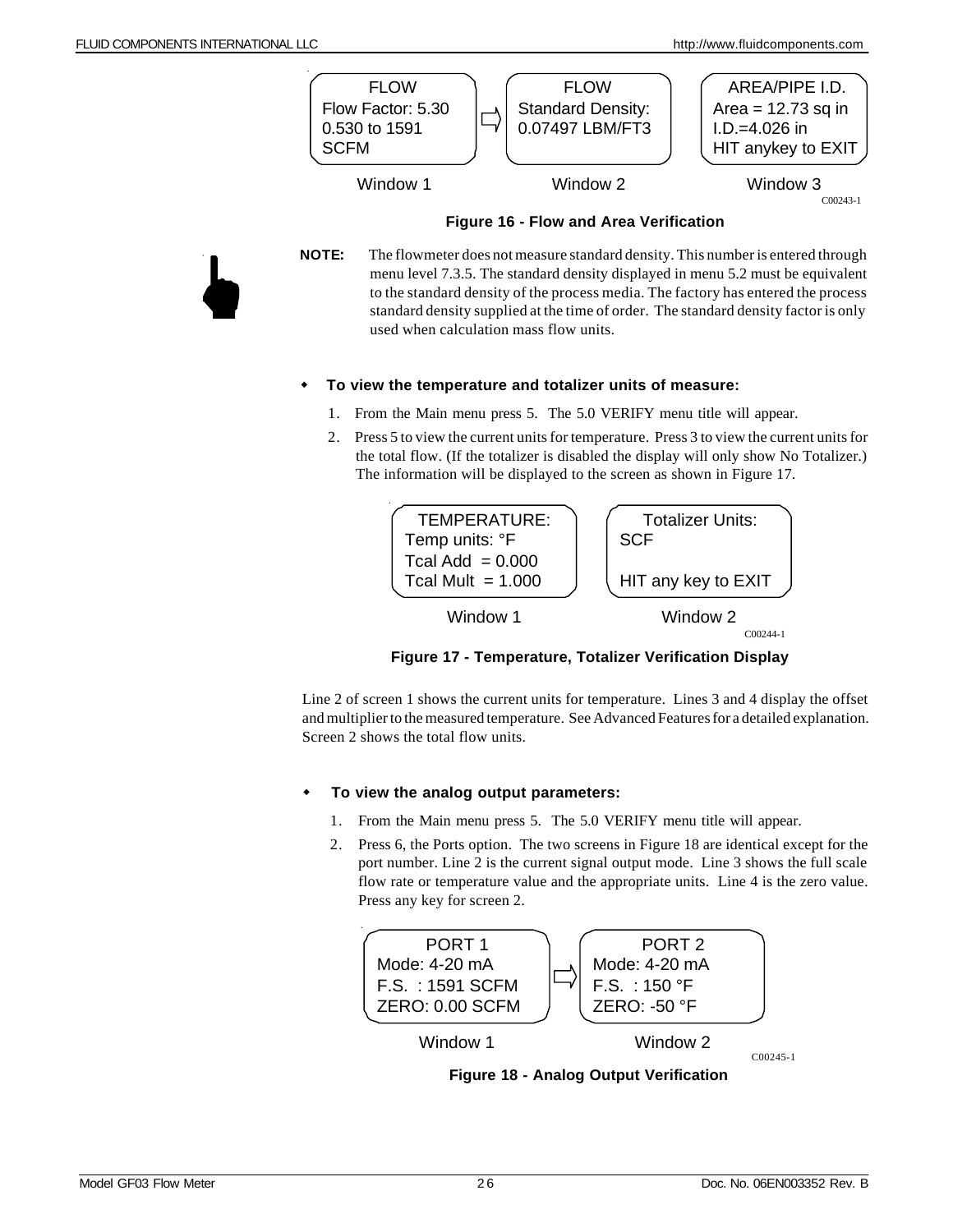| FLOW | | FLOW | AREA/PIPE I.D. |
|---|---|---|---|
| Flow Factor: 5.30<br>0.530 to 1591<br>SCFM | ⇨ | Standard Density:<br>0.07497 LBM/FT3 | Area = 12.73 sq in<br>I.D.=4.026 in<br>HIT anykey to EXIT |
| Window 1 | | Window 2 | Window 3 |

C00243-1

**Figure 16 - Flow and Area Verification**

**NOTE:** The flowmeter does not measure standard density. This number is entered through menu level 7.3.5. The standard density displayed in menu 5.2 must be equivalent to the standard density of the process media. The factory has entered the process standard density supplied at the time of order. The standard density factor is only used when calculation mass flow units.

- **To view the temperature and totalizer units of measure:**

1. From the Main menu press 5. The 5.0 VERIFY menu title will appear.
2. Press 5 to view the current units for temperature. Press 3 to view the current units for the total flow. (If the totalizer is disabled the display will only show No Totalizer.) The information will be displayed to the screen as shown in Figure 17.

| TEMPERATURE: | Totalizer Units: |
|---|---|
| Temp units: °F<br>Tcal Add = 0.000<br>Tcal Mult = 1.000 | SCF<br><br>HIT any key to EXIT |
| Window 1 | Window 2 |

C00244-1

**Figure 17 - Temperature, Totalizer Verification Display**

Line 2 of screen 1 shows the current units for temperature. Lines 3 and 4 display the offset and multiplier to the measured temperature. See Advanced Features for a detailed explanation. Screen 2 shows the total flow units.

- **To view the analog output parameters:**

1. From the Main menu press 5. The 5.0 VERIFY menu title will appear.
2. Press 6, the Ports option. The two screens in Figure 18 are identical except for the port number. Line 2 is the current signal output mode. Line 3 shows the full scale flow rate or temperature value and the appropriate units. Line 4 is the zero value. Press any key for screen 2.

| PORT 1 | | PORT 2 |
|---|---|---|
| Mode: 4-20 mA<br>F.S. : 1591 SCFM<br>ZERO: 0.00 SCFM | ⇨ | Mode: 4-20 mA<br>F.S. : 150 °F<br>ZERO: -50 °F |
| Window 1 | | Window 2 |

C00245-1

**Figure 18 - Analog Output Verification**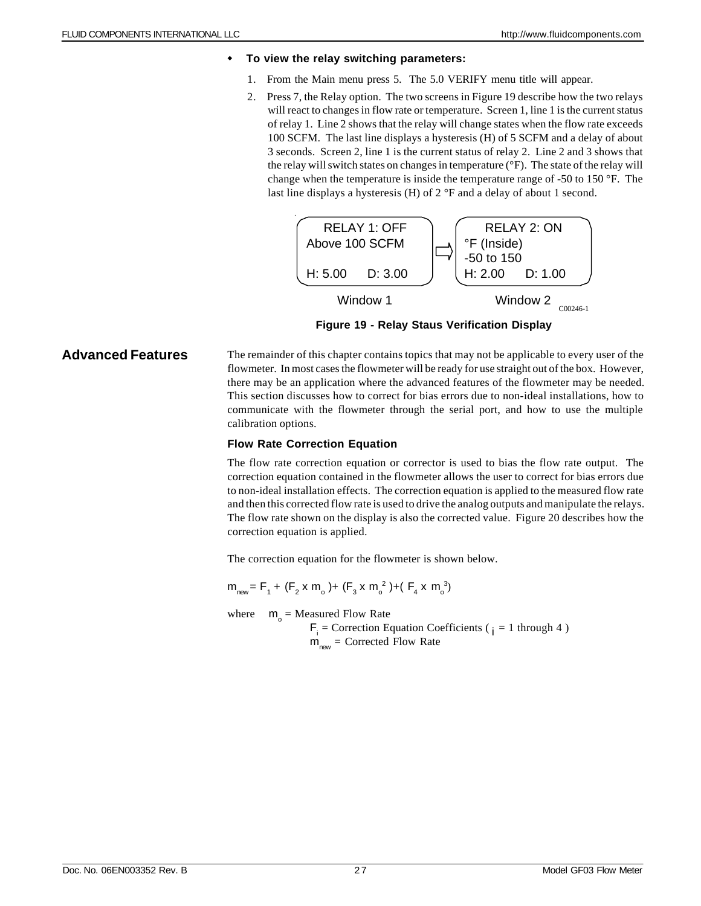- **To view the relay switching parameters:**

1. From the Main menu press 5. The 5.0 VERIFY menu title will appear.
2. Press 7, the Relay option. The two screens in Figure 19 describe how the two relays will react to changes in flow rate or temperature. Screen 1, line 1 is the current status of relay 1. Line 2 shows that the relay will change states when the flow rate exceeds 100 SCFM. The last line displays a hysteresis (H) of 5 SCFM and a delay of about 3 seconds. Screen 2, line 1 is the current status of relay 2. Line 2 and 3 shows that the relay will switch states on changes in temperature (°F). The state of the relay will change when the temperature is inside the temperature range of -50 to 150 °F. The last line displays a hysteresis (H) of 2 °F and a delay of about 1 second.

| Window 1 | Window 2 |
|---|---|
| RELAY 1: OFF | RELAY 2: ON |
| Above 100 SCFM | °F (Inside) |
| | -50 to 150 |
| H: 5.00 D: 3.00 | H: 2.00 D: 1.00 |

C00246-1

**Figure 19 - Relay Staus Verification Display**

## Advanced Features

The remainder of this chapter contains topics that may not be applicable to every user of the flowmeter. In most cases the flowmeter will be ready for use straight out of the box. However, there may be an application where the advanced features of the flowmeter may be needed. This section discusses how to correct for bias errors due to non-ideal installations, how to communicate with the flowmeter through the serial port, and how to use the multiple calibration options.

### Flow Rate Correction Equation

The flow rate correction equation or corrector is used to bias the flow rate output. The correction equation contained in the flowmeter allows the user to correct for bias errors due to non-ideal installation effects. The correction equation is applied to the measured flow rate and then this corrected flow rate is used to drive the analog outputs and manipulate the relays. The flow rate shown on the display is also the corrected value. Figure 20 describes how the correction equation is applied.

The correction equation for the flowmeter is shown below.

$$m_{new} = F_1 + (F_2 \times m_o) + (F_3 \times m_o^2) + (F_4 \times m_o^3)$$

where $m_o$ = Measured Flow Rate

$F_i$ = Correction Equation Coefficients ( $i$ = 1 through 4 )

$m_{new}$ = Corrected Flow Rate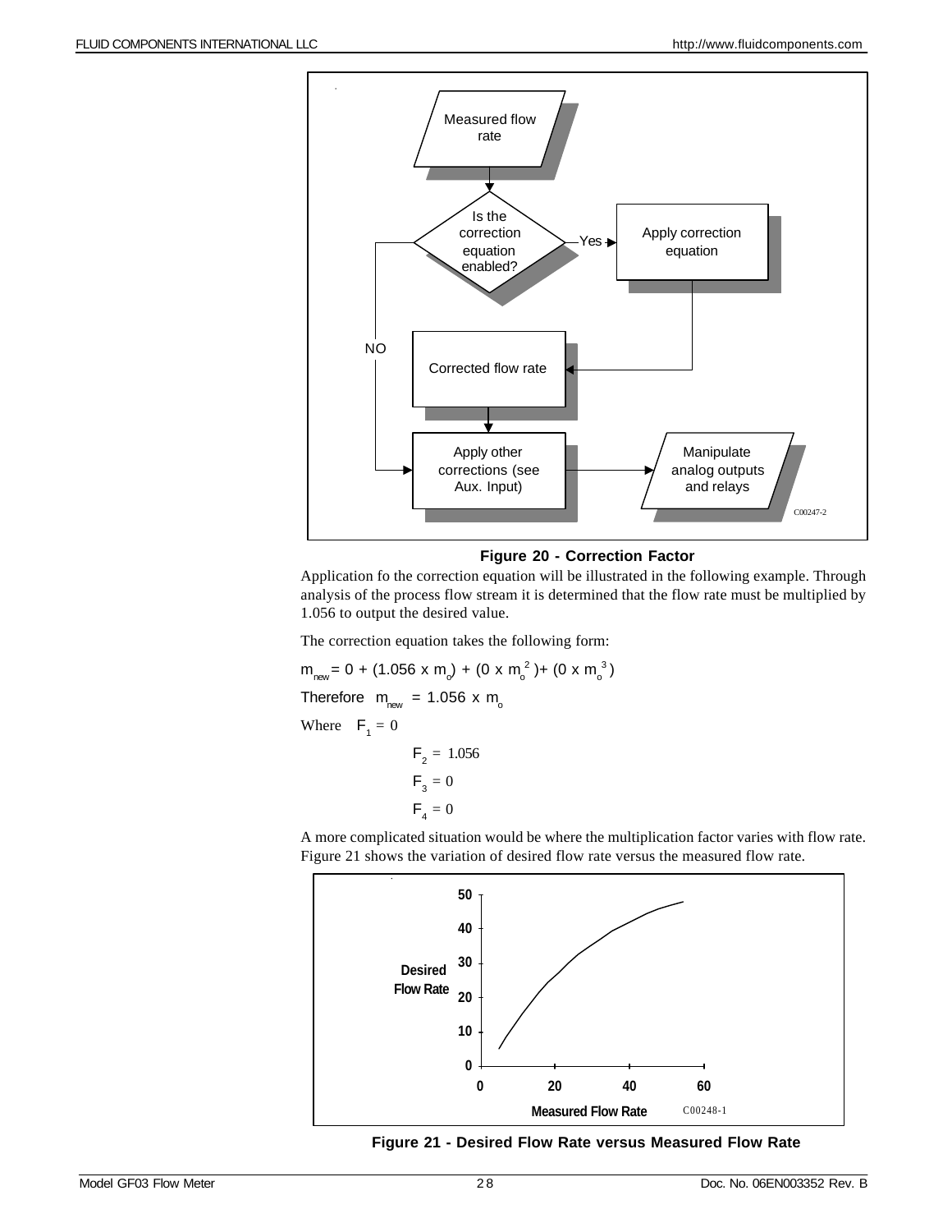**Figure 20 - Correction Factor**

Application fo the correction equation will be illustrated in the following example. Through analysis of the process flow stream it is determined that the flow rate must be multiplied by 1.056 to output the desired value.

The correction equation takes the following form:

$$m_{new} = 0 + (1.056 \times m_o) + (0 \times m_o^2) + (0 \times m_o^3)$$

Therefore $m_{new} = 1.056 \times m_o$

Where $F_1 = 0$

$F_2 = 1.056$

$F_3 = 0$

$F_4 = 0$

A more complicated situation would be where the multiplication factor varies with flow rate. Figure 21 shows the variation of desired flow rate versus the measured flow rate.

**Figure 21 - Desired Flow Rate versus Measured Flow Rate**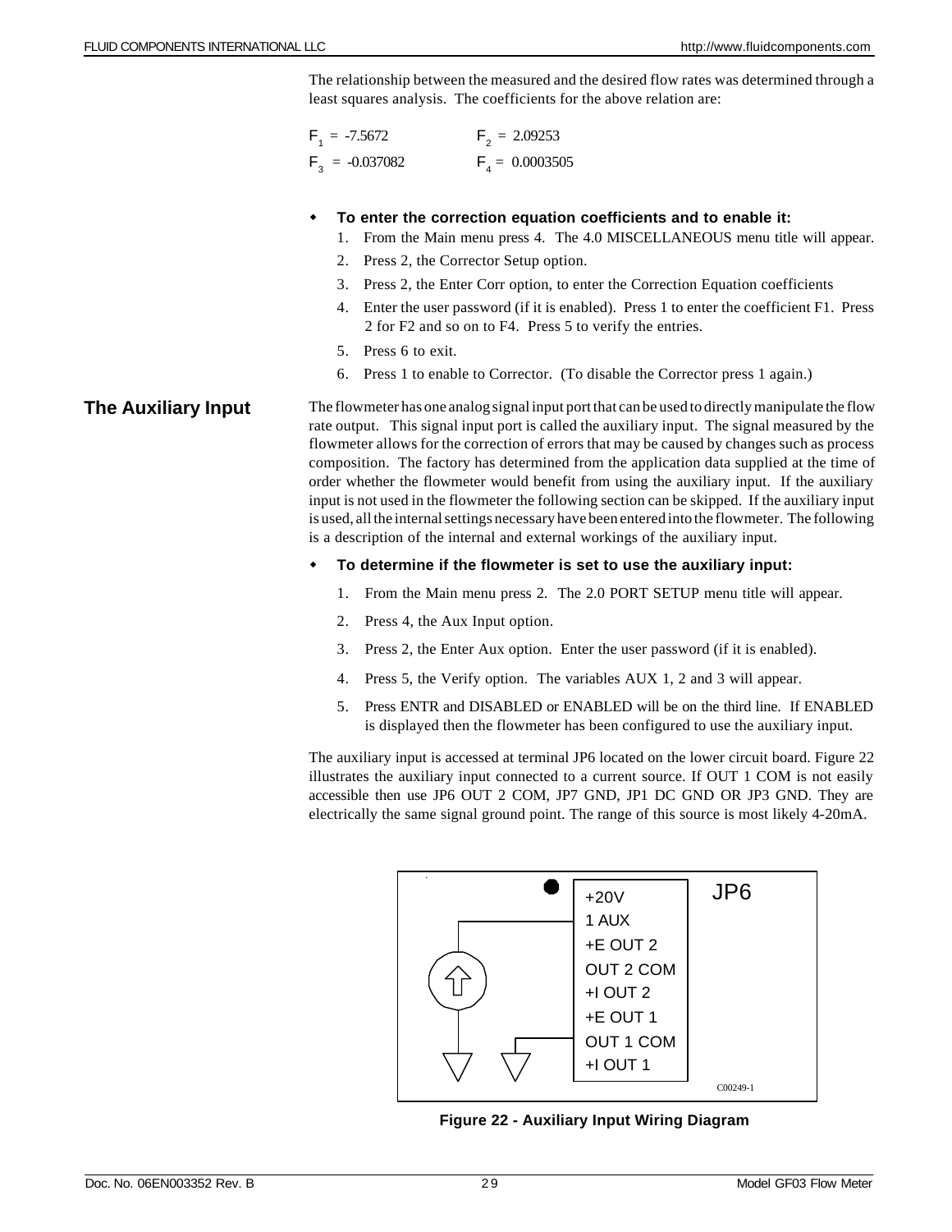The relationship between the measured and the desired flow rates was determined through a least squares analysis. The coefficients for the above relation are:

$F_1$ = -7.5672 $F_2$ = 2.09253

$F_3$ = -0.037082 $F_4$ = 0.0003505

- **To enter the correction equation coefficients and to enable it:**
  1. From the Main menu press 4. The 4.0 MISCELLANEOUS menu title will appear.
  2. Press 2, the Corrector Setup option.
  3. Press 2, the Enter Corr option, to enter the Correction Equation coefficients
  4. Enter the user password (if it is enabled). Press 1 to enter the coefficient F1. Press 2 for F2 and so on to F4. Press 5 to verify the entries.
  5. Press 6 to exit.
  6. Press 1 to enable to Corrector. (To disable the Corrector press 1 again.)

## The Auxiliary Input

The flowmeter has one analog signal input port that can be used to directly manipulate the flow rate output. This signal input port is called the auxiliary input. The signal measured by the flowmeter allows for the correction of errors that may be caused by changes such as process composition. The factory has determined from the application data supplied at the time of order whether the flowmeter would benefit from using the auxiliary input. If the auxiliary input is not used in the flowmeter the following section can be skipped. If the auxiliary input is used, all the internal settings necessary have been entered into the flowmeter. The following is a description of the internal and external workings of the auxiliary input.

- **To determine if the flowmeter is set to use the auxiliary input:**
  1. From the Main menu press 2. The 2.0 PORT SETUP menu title will appear.
  2. Press 4, the Aux Input option.
  3. Press 2, the Enter Aux option. Enter the user password (if it is enabled).
  4. Press 5, the Verify option. The variables AUX 1, 2 and 3 will appear.
  5. Press ENTR and DISABLED or ENABLED will be on the third line. If ENABLED is displayed then the flowmeter has been configured to use the auxiliary input.

The auxiliary input is accessed at terminal JP6 located on the lower circuit board. Figure 22 illustrates the auxiliary input connected to a current source. If OUT 1 COM is not easily accessible then use JP6 OUT 2 COM, JP7 GND, JP1 DC GND OR JP3 GND. They are electrically the same signal ground point. The range of this source is most likely 4-20mA.

JP6: +20V, 1 AUX, +E OUT 2, OUT 2 COM, +I OUT 2, +E OUT 1, OUT 1 COM, +I OUT 1

C00249-1

**Figure 22 - Auxiliary Input Wiring Diagram**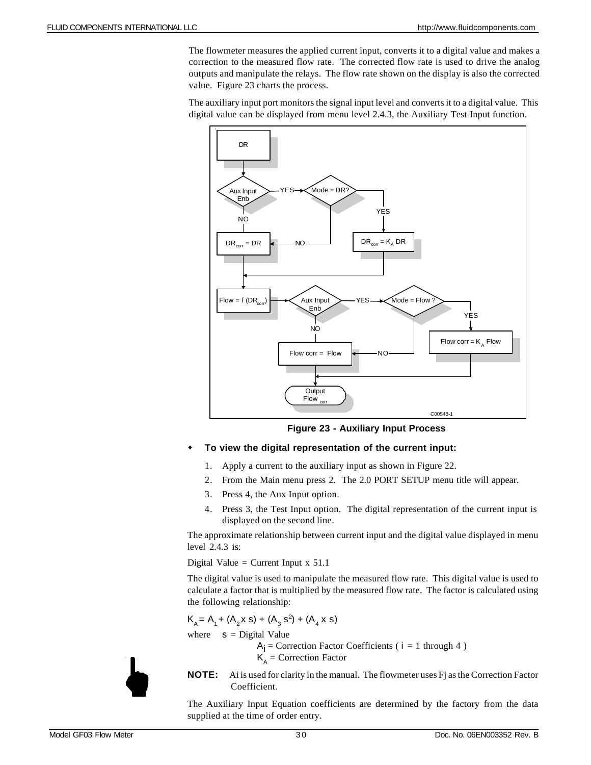The flowmeter measures the applied current input, converts it to a digital value and makes a correction to the measured flow rate. The corrected flow rate is used to drive the analog outputs and manipulate the relays. The flow rate shown on the display is also the corrected value. Figure 23 charts the process.

The auxiliary input port monitors the signal input level and converts it to a digital value. This digital value can be displayed from menu level 2.4.3, the Auxiliary Test Input function.

**Figure 23 - Auxiliary Input Process**

- **To view the digital representation of the current input:**

1. Apply a current to the auxiliary input as shown in Figure 22.
2. From the Main menu press 2. The 2.0 PORT SETUP menu title will appear.
3. Press 4, the Aux Input option.
4. Press 3, the Test Input option. The digital representation of the current input is displayed on the second line.

The approximate relationship between current input and the digital value displayed in menu level 2.4.3 is:

Digital Value = Current Input x 51.1

The digital value is used to manipulate the measured flow rate. This digital value is used to calculate a factor that is multiplied by the measured flow rate. The factor is calculated using the following relationship:

$$K_A = A_1 + (A_2 \times s) + (A_3\, s^2) + (A_4 \times s)$$

where $s$ = Digital Value

$A_i$ = Correction Factor Coefficients ( $i$ = 1 through 4 )

$K_A$ = Correction Factor

**NOTE:** Ai is used for clarity in the manual. The flowmeter uses Fj as the Correction Factor Coefficient.

The Auxiliary Input Equation coefficients are determined by the factory from the data supplied at the time of order entry.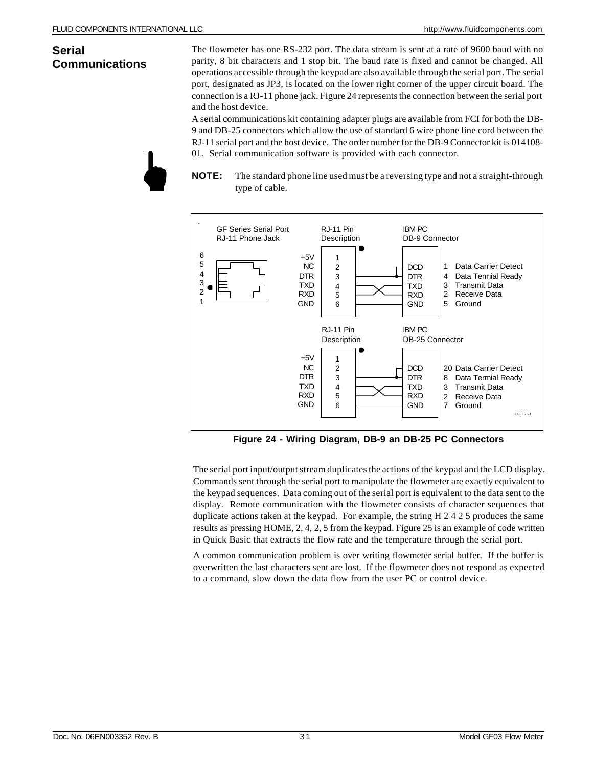## Serial Communications

The flowmeter has one RS-232 port. The data stream is sent at a rate of 9600 baud with no parity, 8 bit characters and 1 stop bit. The baud rate is fixed and cannot be changed. All operations accessible through the keypad are also available through the serial port. The serial port, designated as JP3, is located on the lower right corner of the upper circuit board. The connection is a RJ-11 phone jack. Figure 24 represents the connection between the serial port and the host device.

A serial communications kit containing adapter plugs are available from FCI for both the DB-9 and DB-25 connectors which allow the use of standard 6 wire phone line cord between the RJ-11 serial port and the host device. The order number for the DB-9 Connector kit is 014108-01. Serial communication software is provided with each connector.

**NOTE:** The standard phone line used must be a reversing type and not a straight-through type of cable.

GF Series Serial Port RJ-11 Phone Jack

| RJ-11 Pin Description | | IBM PC DB-9 Connector | |
|---|---|---|---|
| +5V | 1 | | |
| NC | 2 | DCD | 1 Data Carrier Detect |
| DTR | 3 | DTR | 4 Data Termial Ready |
| TXD | 4 | TXD | 3 Transmit Data |
| RXD | 5 | RXD | 2 Receive Data |
| GND | 6 | GND | 5 Ground |

| RJ-11 Pin Description | | IBM PC DB-25 Connector | |
|---|---|---|---|
| +5V | 1 | | |
| NC | 2 | DCD | 20 Data Carrier Detect |
| DTR | 3 | DTR | 8 Data Termial Ready |
| TXD | 4 | TXD | 3 Transmit Data |
| RXD | 5 | RXD | 2 Receive Data |
| GND | 6 | GND | 7 Ground |

C00251-1

**Figure 24 - Wiring Diagram, DB-9 an DB-25 PC Connectors**

The serial port input/output stream duplicates the actions of the keypad and the LCD display. Commands sent through the serial port to manipulate the flowmeter are exactly equivalent to the keypad sequences. Data coming out of the serial port is equivalent to the data sent to the display. Remote communication with the flowmeter consists of character sequences that duplicate actions taken at the keypad. For example, the string H 2 4 2 5 produces the same results as pressing HOME, 2, 4, 2, 5 from the keypad. Figure 25 is an example of code written in Quick Basic that extracts the flow rate and the temperature through the serial port.

A common communication problem is over writing flowmeter serial buffer. If the buffer is overwritten the last characters sent are lost. If the flowmeter does not respond as expected to a command, slow down the data flow from the user PC or control device.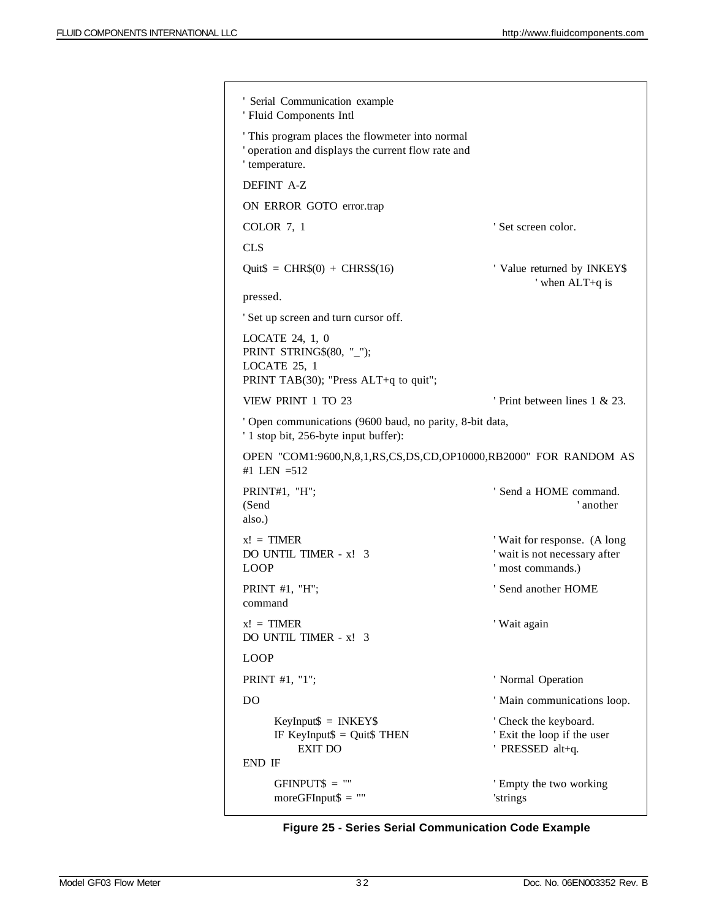```
' Serial Communication example
' Fluid Components Intl

' This program places the flowmeter into normal
' operation and displays the current flow rate and
' temperature.

DEFINT A-Z

ON ERROR GOTO error.trap

COLOR 7, 1                                          ' Set screen color.

CLS

Quit$ = CHR$(0) + CHRS$(16)                         ' Value returned by INKEY$
                                                            ' when ALT+q is
pressed.

' Set up screen and turn cursor off.

LOCATE 24, 1, 0
PRINT STRING$(80, "_");
LOCATE 25, 1
PRINT TAB(30); "Press ALT+q to quit";

VIEW PRINT 1 TO 23                                  ' Print between lines 1 & 23.

' Open communications (9600 baud, no parity, 8-bit data,
' 1 stop bit, 256-byte input buffer):

OPEN "COM1:9600,N,8,1,RS,CS,DS,CD,OP10000,RB2000" FOR RANDOM AS
#1 LEN =512

PRINT#1, "H";                                       ' Send a HOME command.
(Send                                                       ' another
also.)

x! = TIMER                                          ' Wait for response.  (A long
DO UNTIL TIMER - x!  3                              ' wait is not necessary after
LOOP                                                ' most commands.)

PRINT #1, "H";                                      ' Send another HOME
command

x! = TIMER                                          ' Wait again
DO UNTIL TIMER - x!  3

LOOP

PRINT #1, "1";                                      ' Normal Operation

DO                                                  ' Main communications loop.

      KeyInput$ = INKEY$                            ' Check the keyboard.
      IF KeyInput$ = Quit$ THEN                     ' Exit the loop if the user
            EXIT DO                                 ' PRESSED alt+q.
END IF

      GFINPUT$ = ""                                 ' Empty the two working
      moreGFInput$ = ""                             'strings
```

**Figure 25 - Series Serial Communication Code Example**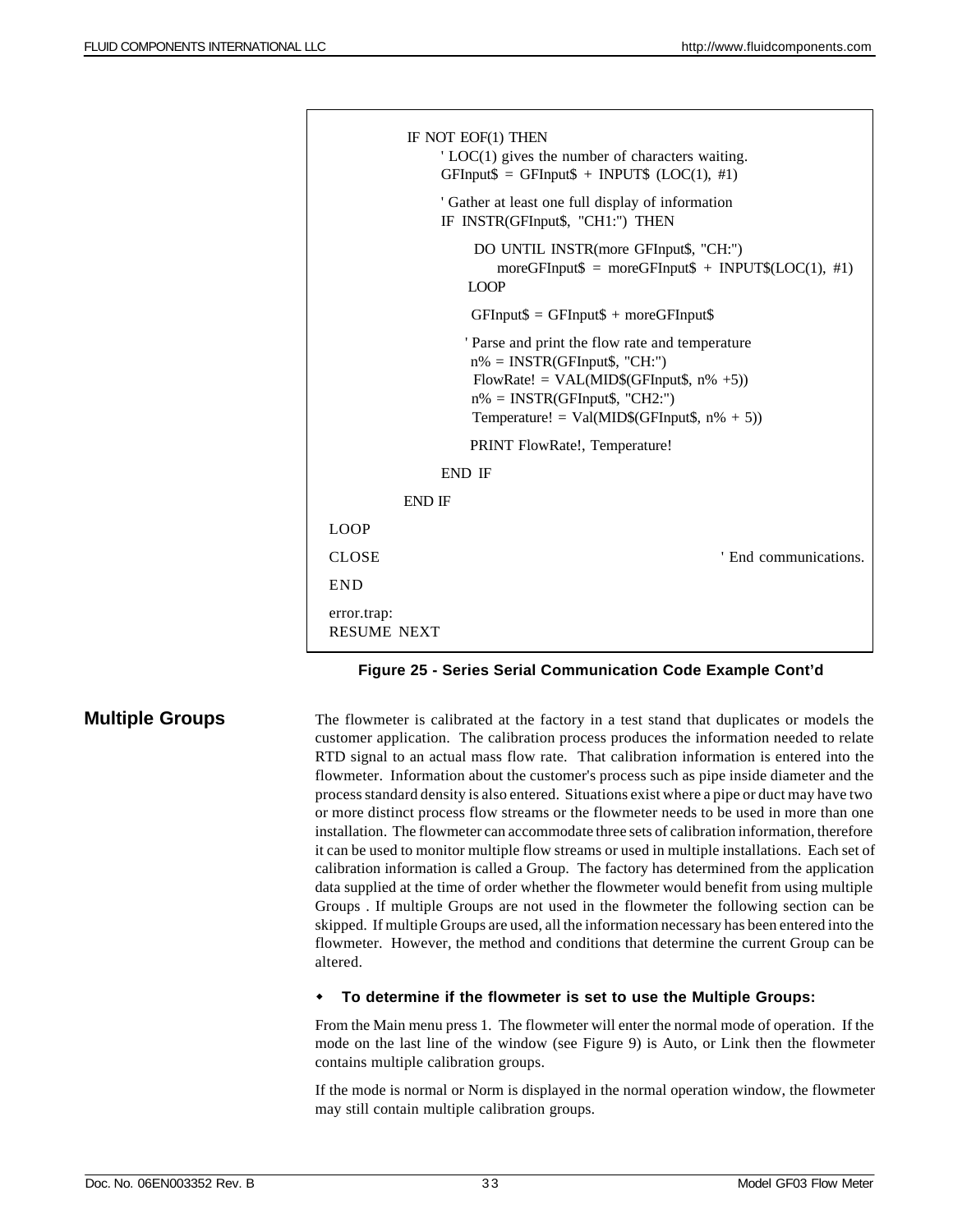```
            IF NOT EOF(1) THEN
                ' LOC(1) gives the number of characters waiting.
                GFInput$ = GFInput$ + INPUT$ (LOC(1), #1)

                ' Gather at least one full display of information
                IF INSTR(GFInput$, "CH1:") THEN

                    DO UNTIL INSTR(more GFInput$, "CH:")
                        moreGFInput$ = moreGFInput$ + INPUT$(LOC(1), #1)
                    LOOP

                    GFInput$ = GFInput$ + moreGFInput$

                    ' Parse and print the flow rate and temperature
                    n% = INSTR(GFInput$, "CH:")
                    FlowRate! = VAL(MID$(GFInput$, n% +5))
                    n% = INSTR(GFInput$, "CH2:")
                    Temperature! = Val(MID$(GFInput$, n% + 5))

                    PRINT FlowRate!, Temperature!

                END IF

            END IF

LOOP

CLOSE                                                   ' End communications.

END

error.trap:
RESUME NEXT
```

**Figure 25 - Series Serial Communication Code Example Cont'd**

## Multiple Groups

The flowmeter is calibrated at the factory in a test stand that duplicates or models the customer application. The calibration process produces the information needed to relate RTD signal to an actual mass flow rate. That calibration information is entered into the flowmeter. Information about the customer's process such as pipe inside diameter and the process standard density is also entered. Situations exist where a pipe or duct may have two or more distinct process flow streams or the flowmeter needs to be used in more than one installation. The flowmeter can accommodate three sets of calibration information, therefore it can be used to monitor multiple flow streams or used in multiple installations. Each set of calibration information is called a Group. The factory has determined from the application data supplied at the time of order whether the flowmeter would benefit from using multiple Groups . If multiple Groups are not used in the flowmeter the following section can be skipped. If multiple Groups are used, all the information necessary has been entered into the flowmeter. However, the method and conditions that determine the current Group can be altered.

- **To determine if the flowmeter is set to use the Multiple Groups:**

From the Main menu press 1. The flowmeter will enter the normal mode of operation. If the mode on the last line of the window (see Figure 9) is Auto, or Link then the flowmeter contains multiple calibration groups.

If the mode is normal or Norm is displayed in the normal operation window, the flowmeter may still contain multiple calibration groups.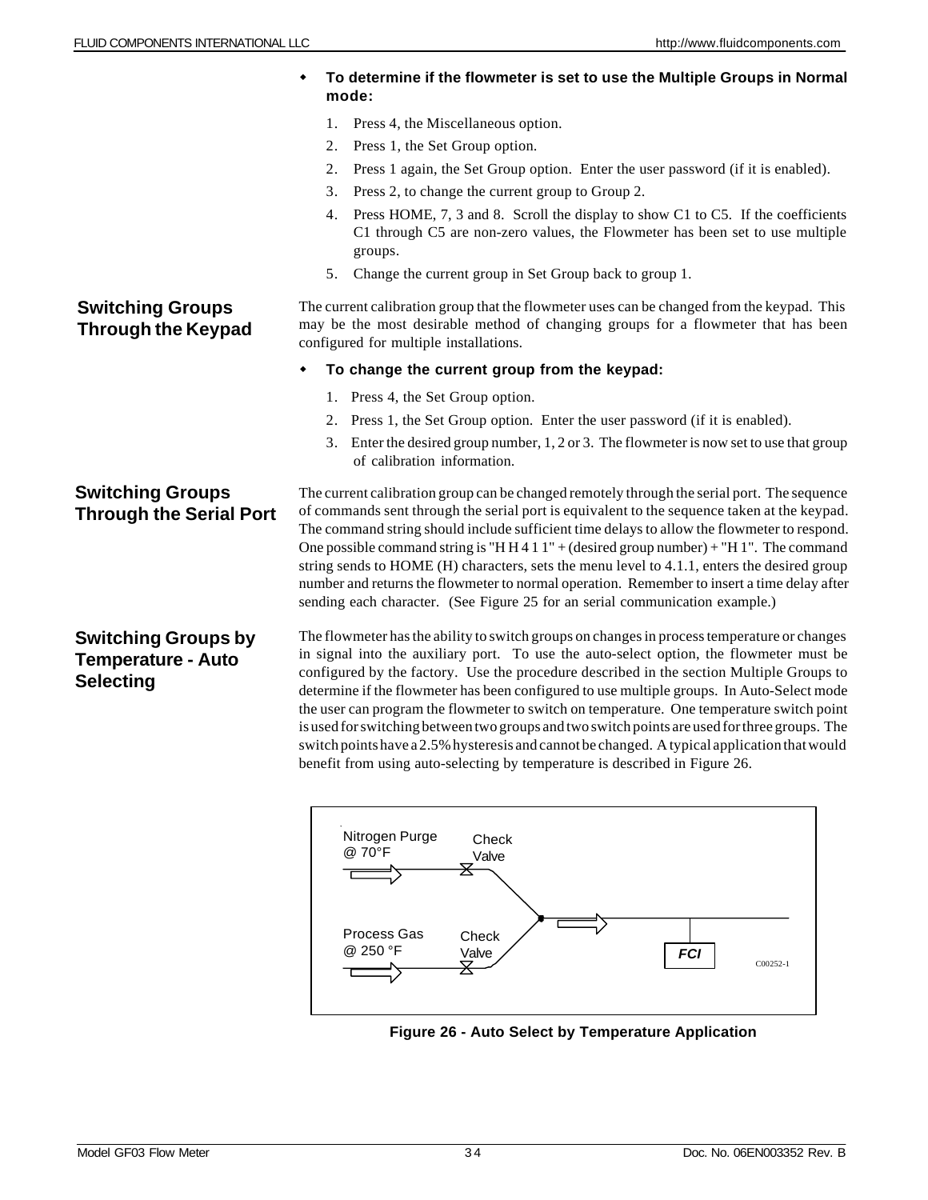- **To determine if the flowmeter is set to use the Multiple Groups in Normal mode:**

  1. Press 4, the Miscellaneous option.
  2. Press 1, the Set Group option.
  2. Press 1 again, the Set Group option. Enter the user password (if it is enabled).
  3. Press 2, to change the current group to Group 2.
  4. Press HOME, 7, 3 and 8. Scroll the display to show C1 to C5. If the coefficients C1 through C5 are non-zero values, the Flowmeter has been set to use multiple groups.
  5. Change the current group in Set Group back to group 1.

## Switching Groups Through the Keypad

The current calibration group that the flowmeter uses can be changed from the keypad. This may be the most desirable method of changing groups for a flowmeter that has been configured for multiple installations.

- **To change the current group from the keypad:**

  1. Press 4, the Set Group option.
  2. Press 1, the Set Group option. Enter the user password (if it is enabled).
  3. Enter the desired group number, 1, 2 or 3. The flowmeter is now set to use that group of calibration information.

## Switching Groups Through the Serial Port

The current calibration group can be changed remotely through the serial port. The sequence of commands sent through the serial port is equivalent to the sequence taken at the keypad. The command string should include sufficient time delays to allow the flowmeter to respond. One possible command string is "H H 4 1 1" + (desired group number) + "H 1". The command string sends to HOME (H) characters, sets the menu level to 4.1.1, enters the desired group number and returns the flowmeter to normal operation. Remember to insert a time delay after sending each character. (See Figure 25 for an serial communication example.)

## Switching Groups by Temperature - Auto Selecting

The flowmeter has the ability to switch groups on changes in process temperature or changes in signal into the auxiliary port. To use the auto-select option, the flowmeter must be configured by the factory. Use the procedure described in the section Multiple Groups to determine if the flowmeter has been configured to use multiple groups. In Auto-Select mode the user can program the flowmeter to switch on temperature. One temperature switch point is used for switching between two groups and two switch points are used for three groups. The switch points have a 2.5% hysteresis and cannot be changed. A typical application that would benefit from using auto-selecting by temperature is described in Figure 26.

Nitrogen Purge @ 70°F — Check Valve

Process Gas @ 250 °F — Check Valve

FCI

C00252-1

**Figure 26 - Auto Select by Temperature Application**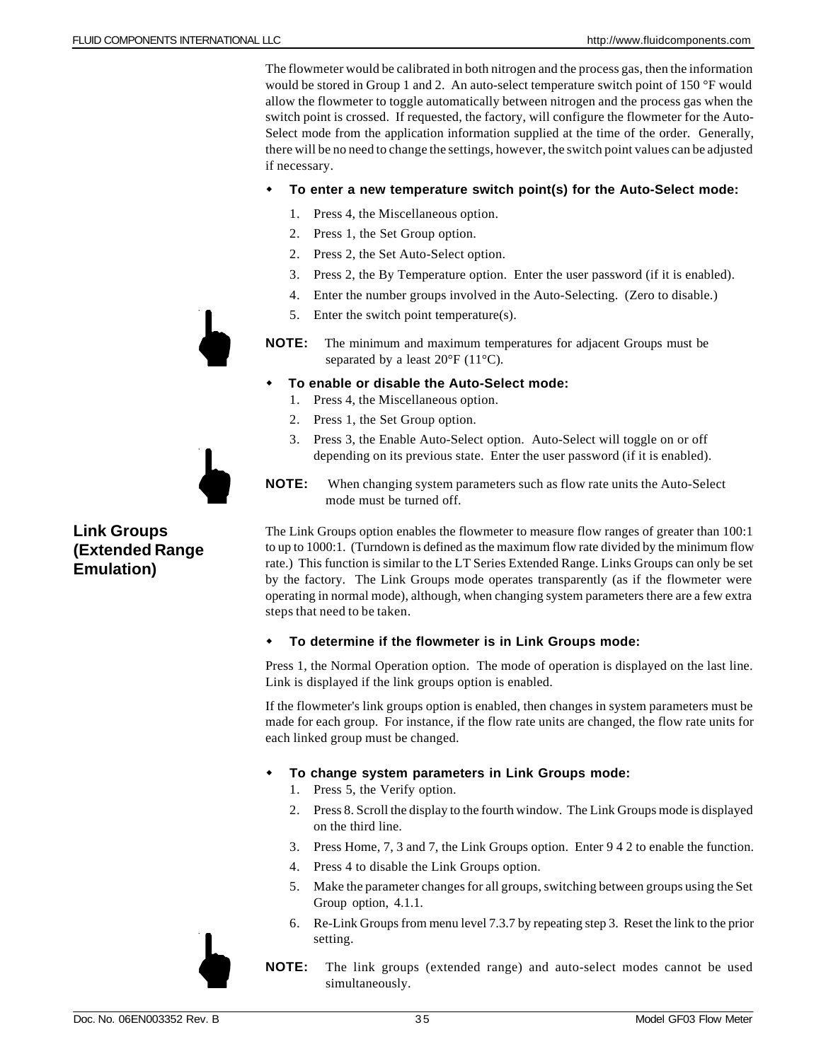The flowmeter would be calibrated in both nitrogen and the process gas, then the information would be stored in Group 1 and 2. An auto-select temperature switch point of 150 °F would allow the flowmeter to toggle automatically between nitrogen and the process gas when the switch point is crossed. If requested, the factory, will configure the flowmeter for the Auto-Select mode from the application information supplied at the time of the order. Generally, there will be no need to change the settings, however, the switch point values can be adjusted if necessary.

- **To enter a new temperature switch point(s) for the Auto-Select mode:**

  1. Press 4, the Miscellaneous option.
  2. Press 1, the Set Group option.
  2. Press 2, the Set Auto-Select option.
  3. Press 2, the By Temperature option. Enter the user password (if it is enabled).
  4. Enter the number groups involved in the Auto-Selecting. (Zero to disable.)
  5. Enter the switch point temperature(s).

**NOTE:** The minimum and maximum temperatures for adjacent Groups must be separated by a least 20°F (11°C).

- **To enable or disable the Auto-Select mode:**
  1. Press 4, the Miscellaneous option.
  2. Press 1, the Set Group option.
  3. Press 3, the Enable Auto-Select option. Auto-Select will toggle on or off depending on its previous state. Enter the user password (if it is enabled).

**NOTE:** When changing system parameters such as flow rate units the Auto-Select mode must be turned off.

## Link Groups (Extended Range Emulation)

The Link Groups option enables the flowmeter to measure flow ranges of greater than 100:1 to up to 1000:1. (Turndown is defined as the maximum flow rate divided by the minimum flow rate.) This function is similar to the LT Series Extended Range. Links Groups can only be set by the factory. The Link Groups mode operates transparently (as if the flowmeter were operating in normal mode), although, when changing system parameters there are a few extra steps that need to be taken.

- **To determine if the flowmeter is in Link Groups mode:**

Press 1, the Normal Operation option. The mode of operation is displayed on the last line. Link is displayed if the link groups option is enabled.

If the flowmeter's link groups option is enabled, then changes in system parameters must be made for each group. For instance, if the flow rate units are changed, the flow rate units for each linked group must be changed.

- **To change system parameters in Link Groups mode:**
  1. Press 5, the Verify option.
  2. Press 8. Scroll the display to the fourth window. The Link Groups mode is displayed on the third line.
  3. Press Home, 7, 3 and 7, the Link Groups option. Enter 9 4 2 to enable the function.
  4. Press 4 to disable the Link Groups option.
  5. Make the parameter changes for all groups, switching between groups using the Set Group option, 4.1.1.
  6. Re-Link Groups from menu level 7.3.7 by repeating step 3. Reset the link to the prior setting.

**NOTE:** The link groups (extended range) and auto-select modes cannot be used simultaneously.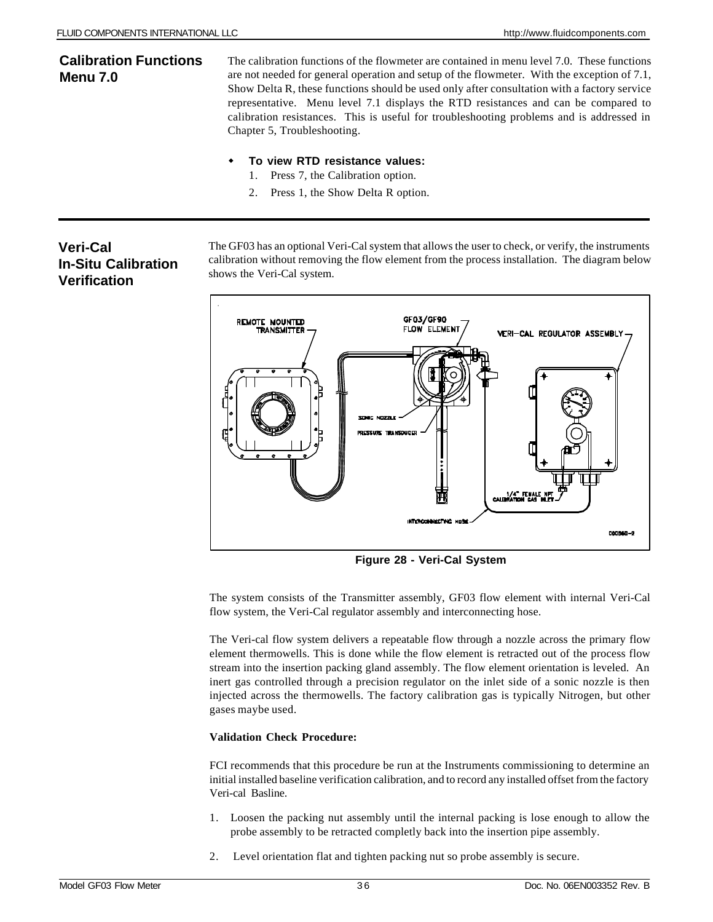## Calibration Functions Menu 7.0

The calibration functions of the flowmeter are contained in menu level 7.0. These functions are not needed for general operation and setup of the flowmeter. With the exception of 7.1, Show Delta R, these functions should be used only after consultation with a factory service representative. Menu level 7.1 displays the RTD resistances and can be compared to calibration resistances. This is useful for troubleshooting problems and is addressed in Chapter 5, Troubleshooting.

- **To view RTD resistance values:**
  1. Press 7, the Calibration option.
  2. Press 1, the Show Delta R option.

## Veri-Cal In-Situ Calibration Verification

The GF03 has an optional Veri-Cal system that allows the user to check, or verify, the instruments calibration without removing the flow element from the process installation. The diagram below shows the Veri-Cal system.

**Figure 28 - Veri-Cal System**

The system consists of the Transmitter assembly, GF03 flow element with internal Veri-Cal flow system, the Veri-Cal regulator assembly and interconnecting hose.

The Veri-cal flow system delivers a repeatable flow through a nozzle across the primary flow element thermowells. This is done while the flow element is retracted out of the process flow stream into the insertion packing gland assembly. The flow element orientation is leveled. An inert gas controlled through a precision regulator on the inlet side of a sonic nozzle is then injected across the thermowells. The factory calibration gas is typically Nitrogen, but other gases maybe used.

**Validation Check Procedure:**

FCI recommends that this procedure be run at the Instruments commissioning to determine an initial installed baseline verification calibration, and to record any installed offset from the factory Veri-cal Basline.

1. Loosen the packing nut assembly until the internal packing is lose enough to allow the probe assembly to be retracted completly back into the insertion pipe assembly.
2. Level orientation flat and tighten packing nut so probe assembly is secure.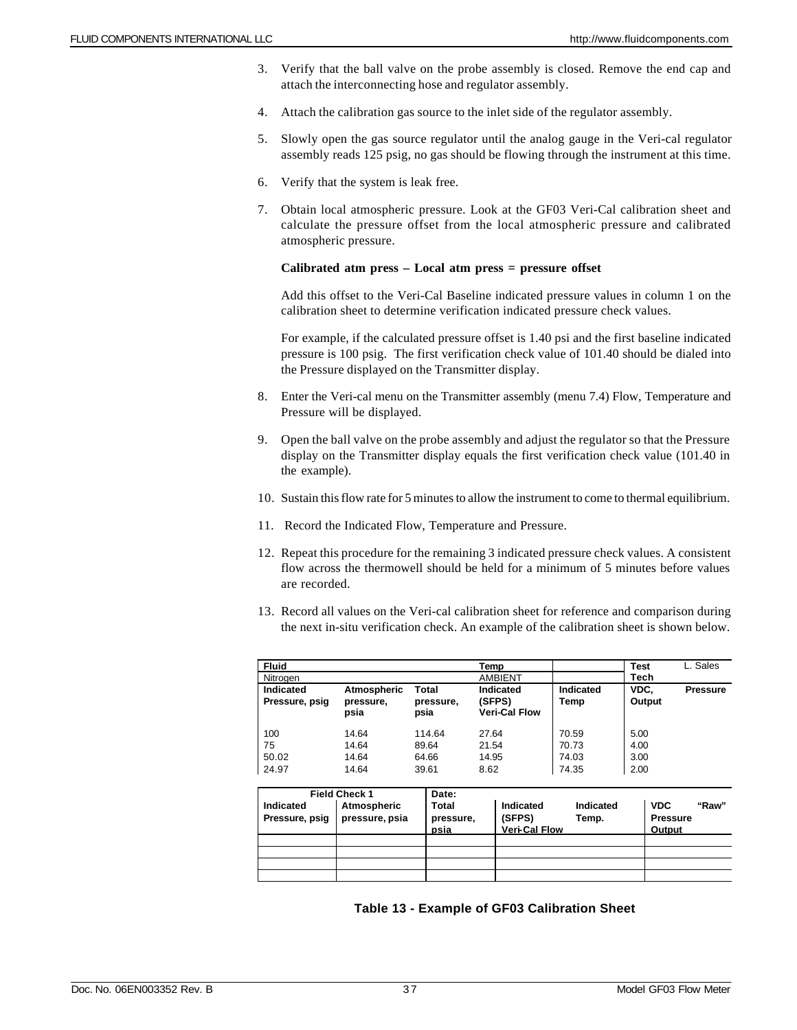3. Verify that the ball valve on the probe assembly is closed. Remove the end cap and attach the interconnecting hose and regulator assembly.

4. Attach the calibration gas source to the inlet side of the regulator assembly.

5. Slowly open the gas source regulator until the analog gauge in the Veri-cal regulator assembly reads 125 psig, no gas should be flowing through the instrument at this time.

6. Verify that the system is leak free.

7. Obtain local atmospheric pressure. Look at the GF03 Veri-Cal calibration sheet and calculate the pressure offset from the local atmospheric pressure and calibrated atmospheric pressure.

   **Calibrated atm press – Local atm press = pressure offset**

   Add this offset to the Veri-Cal Baseline indicated pressure values in column 1 on the calibration sheet to determine verification indicated pressure check values.

   For example, if the calculated pressure offset is 1.40 psi and the first baseline indicated pressure is 100 psig. The first verification check value of 101.40 should be dialed into the Pressure displayed on the Transmitter display.

8. Enter the Veri-cal menu on the Transmitter assembly (menu 7.4) Flow, Temperature and Pressure will be displayed.

9. Open the ball valve on the probe assembly and adjust the regulator so that the Pressure display on the Transmitter display equals the first verification check value (101.40 in the example).

10. Sustain this flow rate for 5 minutes to allow the instrument to come to thermal equilibrium.

11. Record the Indicated Flow, Temperature and Pressure.

12. Repeat this procedure for the remaining 3 indicated pressure check values. A consistent flow across the thermowell should be held for a minimum of 5 minutes before values are recorded.

13. Record all values on the Veri-cal calibration sheet for reference and comparison during the next in-situ verification check. An example of the calibration sheet is shown below.

| **Fluid** | | | **Temp** | | **Test Tech** | L. Sales |
|---|---|---|---|---|---|---|
| Nitrogen | | | AMBIENT | | | |
| **Indicated Pressure, psig** | **Atmospheric pressure, psia** | **Total pressure, psia** | **Indicated (SFPS) Veri-Cal Flow** | **Indicated Temp** | **VDC, Output** | **Pressure** |
| 100 | 14.64 | 114.64 | 27.64 | 70.59 | 5.00 | |
| 75 | 14.64 | 89.64 | 21.54 | 70.73 | 4.00 | |
| 50.02 | 14.64 | 64.66 | 14.95 | 74.03 | 3.00 | |
| 24.97 | 14.64 | 39.61 | 8.62 | 74.35 | 2.00 | |

| **Field Check 1** | | **Date:** | | | |
|---|---|---|---|---|---|
| **Indicated Pressure, psig** | **Atmospheric pressure, psia** | **Total pressure, psia** | **Indicated (SFPS) Veri-Cal Flow** | **Indicated Temp.** | **VDC "Raw" Pressure Output** |
| | | | | | |
| | | | | | |
| | | | | | |
| | | | | | |

**Table 13 - Example of GF03 Calibration Sheet**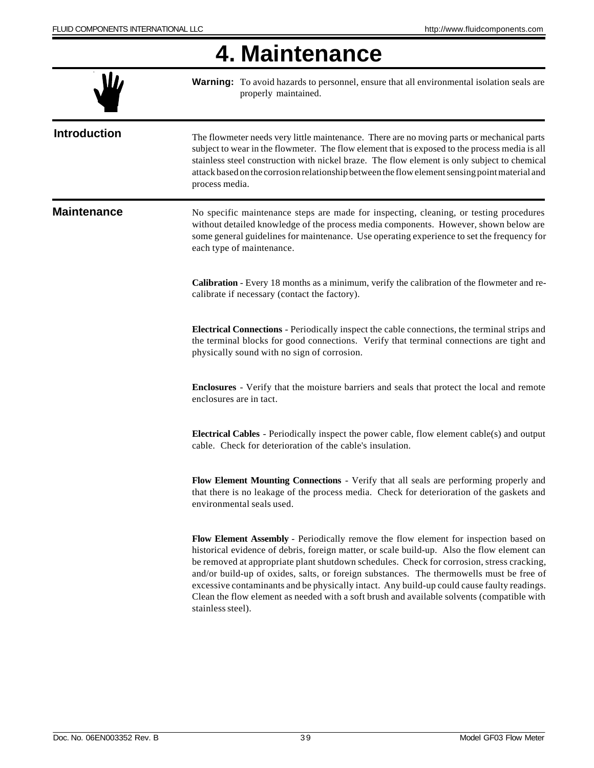# 4. Maintenance

**Warning:** To avoid hazards to personnel, ensure that all environmental isolation seals are properly maintained.

## Introduction

The flowmeter needs very little maintenance. There are no moving parts or mechanical parts subject to wear in the flowmeter. The flow element that is exposed to the process media is all stainless steel construction with nickel braze. The flow element is only subject to chemical attack based on the corrosion relationship between the flow element sensing point material and process media.

## Maintenance

No specific maintenance steps are made for inspecting, cleaning, or testing procedures without detailed knowledge of the process media components. However, shown below are some general guidelines for maintenance. Use operating experience to set the frequency for each type of maintenance.

**Calibration** - Every 18 months as a minimum, verify the calibration of the flowmeter and re-calibrate if necessary (contact the factory).

**Electrical Connections** - Periodically inspect the cable connections, the terminal strips and the terminal blocks for good connections. Verify that terminal connections are tight and physically sound with no sign of corrosion.

**Enclosures** - Verify that the moisture barriers and seals that protect the local and remote enclosures are in tact.

**Electrical Cables** - Periodically inspect the power cable, flow element cable(s) and output cable. Check for deterioration of the cable's insulation.

**Flow Element Mounting Connections** - Verify that all seals are performing properly and that there is no leakage of the process media. Check for deterioration of the gaskets and environmental seals used.

**Flow Element Assembly** - Periodically remove the flow element for inspection based on historical evidence of debris, foreign matter, or scale build-up. Also the flow element can be removed at appropriate plant shutdown schedules. Check for corrosion, stress cracking, and/or build-up of oxides, salts, or foreign substances. The thermowells must be free of excessive contaminants and be physically intact. Any build-up could cause faulty readings. Clean the flow element as needed with a soft brush and available solvents (compatible with stainless steel).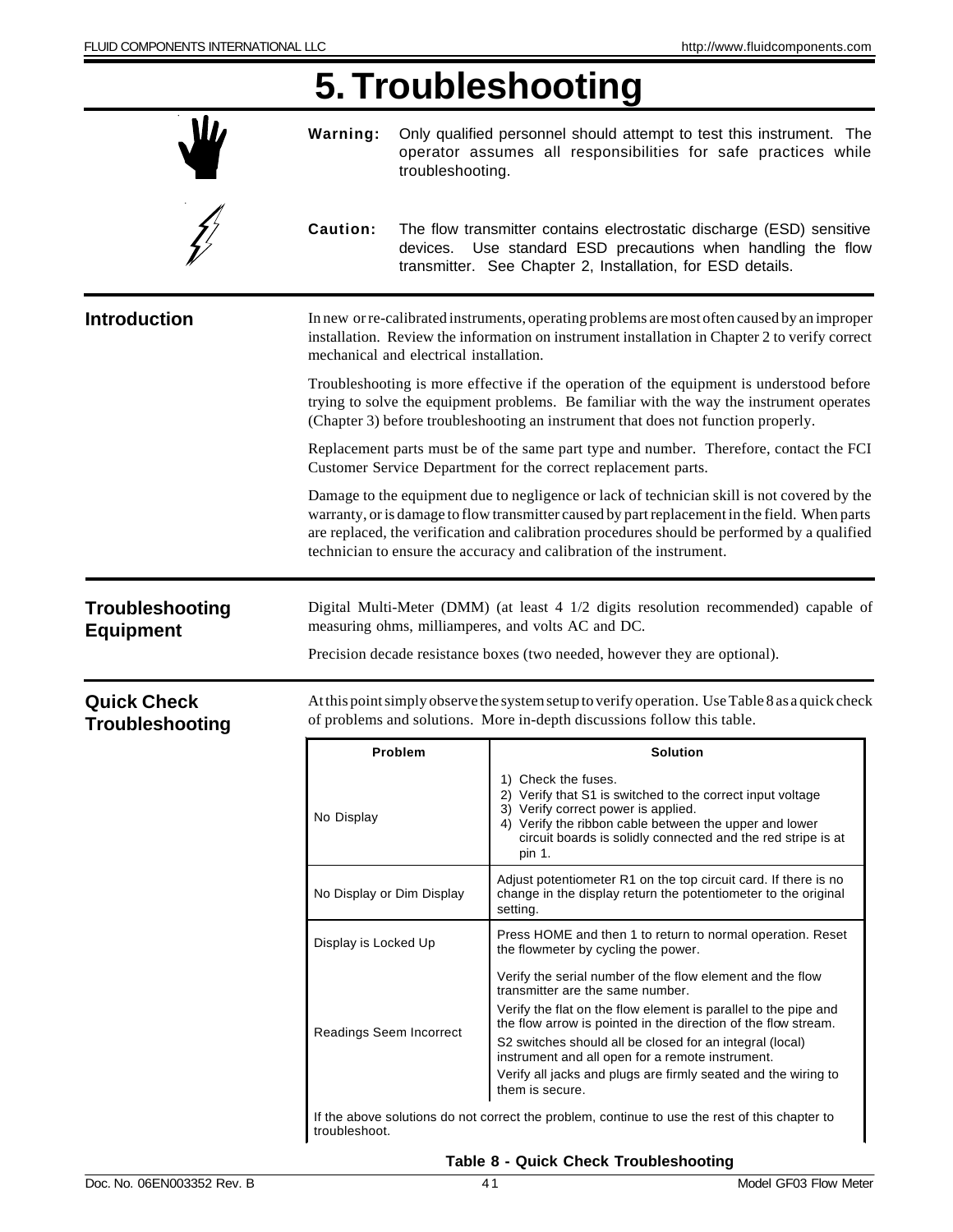# 5. Troubleshooting

**Warning:** Only qualified personnel should attempt to test this instrument. The operator assumes all responsibilities for safe practices while troubleshooting.

**Caution:** The flow transmitter contains electrostatic discharge (ESD) sensitive devices. Use standard ESD precautions when handling the flow transmitter. See Chapter 2, Installation, for ESD details.

## Introduction

In new or re-calibrated instruments, operating problems are most often caused by an improper installation. Review the information on instrument installation in Chapter 2 to verify correct mechanical and electrical installation.

Troubleshooting is more effective if the operation of the equipment is understood before trying to solve the equipment problems. Be familiar with the way the instrument operates (Chapter 3) before troubleshooting an instrument that does not function properly.

Replacement parts must be of the same part type and number. Therefore, contact the FCI Customer Service Department for the correct replacement parts.

Damage to the equipment due to negligence or lack of technician skill is not covered by the warranty, or is damage to flow transmitter caused by part replacement in the field. When parts are replaced, the verification and calibration procedures should be performed by a qualified technician to ensure the accuracy and calibration of the instrument.

## Troubleshooting Equipment

Digital Multi-Meter (DMM) (at least 4 1/2 digits resolution recommended) capable of measuring ohms, milliamperes, and volts AC and DC.

Precision decade resistance boxes (two needed, however they are optional).

## Quick Check Troubleshooting

At this point simply observe the system setup to verify operation. Use Table 8 as a quick check of problems and solutions. More in-depth discussions follow this table.

| Problem | Solution |
|---|---|
| No Display | 1) Check the fuses.<br>2) Verify that S1 is switched to the correct input voltage<br>3) Verify correct power is applied.<br>4) Verify the ribbon cable between the upper and lower circuit boards is solidly connected and the red stripe is at pin 1. |
| No Display or Dim Display | Adjust potentiometer R1 on the top circuit card. If there is no change in the display return the potentiometer to the original setting. |
| Display is Locked Up | Press HOME and then 1 to return to normal operation. Reset the flowmeter by cycling the power. |
| Readings Seem Incorrect | Verify the serial number of the flow element and the flow transmitter are the same number.<br>Verify the flat on the flow element is parallel to the pipe and the flow arrow is pointed in the direction of the flow stream.<br>S2 switches should all be closed for an integral (local) instrument and all open for a remote instrument.<br>Verify all jacks and plugs are firmly seated and the wiring to them is secure. |
| If the above solutions do not correct the problem, continue to use the rest of this chapter to troubleshoot. | |

**Table 8 - Quick Check Troubleshooting**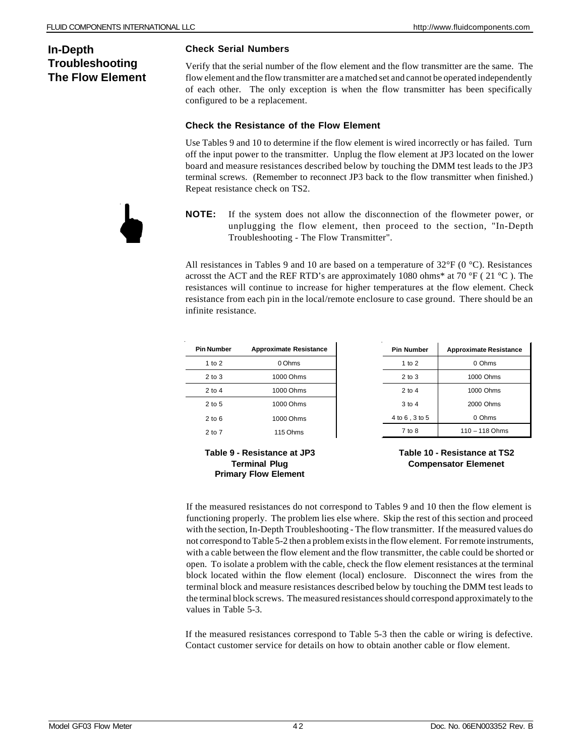## In-Depth Troubleshooting The Flow Element

### Check Serial Numbers

Verify that the serial number of the flow element and the flow transmitter are the same. The flow element and the flow transmitter are a matched set and cannot be operated independently of each other. The only exception is when the flow transmitter has been specifically configured to be a replacement.

### Check the Resistance of the Flow Element

Use Tables 9 and 10 to determine if the flow element is wired incorrectly or has failed. Turn off the input power to the transmitter. Unplug the flow element at JP3 located on the lower board and measure resistances described below by touching the DMM test leads to the JP3 terminal screws. (Remember to reconnect JP3 back to the flow transmitter when finished.) Repeat resistance check on TS2.

**NOTE:** If the system does not allow the disconnection of the flowmeter power, or unplugging the flow element, then proceed to the section, "In-Depth Troubleshooting - The Flow Transmitter".

All resistances in Tables 9 and 10 are based on a temperature of 32°F (0 °C). Resistances acrosst the ACT and the REF RTD's are approximately 1080 ohms* at 70 °F ( 21 °C ). The resistances will continue to increase for higher temperatures at the flow element. Check resistance from each pin in the local/remote enclosure to case ground. There should be an infinite resistance.

| Pin Number | Approximate Resistance |
|---|---|
| 1 to 2 | 0 Ohms |
| 2 to 3 | 1000 Ohms |
| 2 to 4 | 1000 Ohms |
| 2 to 5 | 1000 Ohms |
| 2 to 6 | 1000 Ohms |
| 2 to 7 | 115 Ohms |

**Table 9 - Resistance at JP3 Terminal Plug Primary Flow Element**

| Pin Number | Approximate Resistance |
|---|---|
| 1 to 2 | 0 Ohms |
| 2 to 3 | 1000 Ohms |
| 2 to 4 | 1000 Ohms |
| 3 to 4 | 2000 Ohms |
| 4 to 6 , 3 to 5 | 0 Ohms |
| 7 to 8 | 110 – 118 Ohms |

**Table 10 - Resistance at TS2 Compensator Elemenet**

If the measured resistances do not correspond to Tables 9 and 10 then the flow element is functioning properly. The problem lies else where. Skip the rest of this section and proceed with the section, In-Depth Troubleshooting - The flow transmitter. If the measured values do not correspond to Table 5-2 then a problem exists in the flow element. For remote instruments, with a cable between the flow element and the flow transmitter, the cable could be shorted or open. To isolate a problem with the cable, check the flow element resistances at the terminal block located within the flow element (local) enclosure. Disconnect the wires from the terminal block and measure resistances described below by touching the DMM test leads to the terminal block screws. The measured resistances should correspond approximately to the values in Table 5-3.

If the measured resistances correspond to Table 5-3 then the cable or wiring is defective. Contact customer service for details on how to obtain another cable or flow element.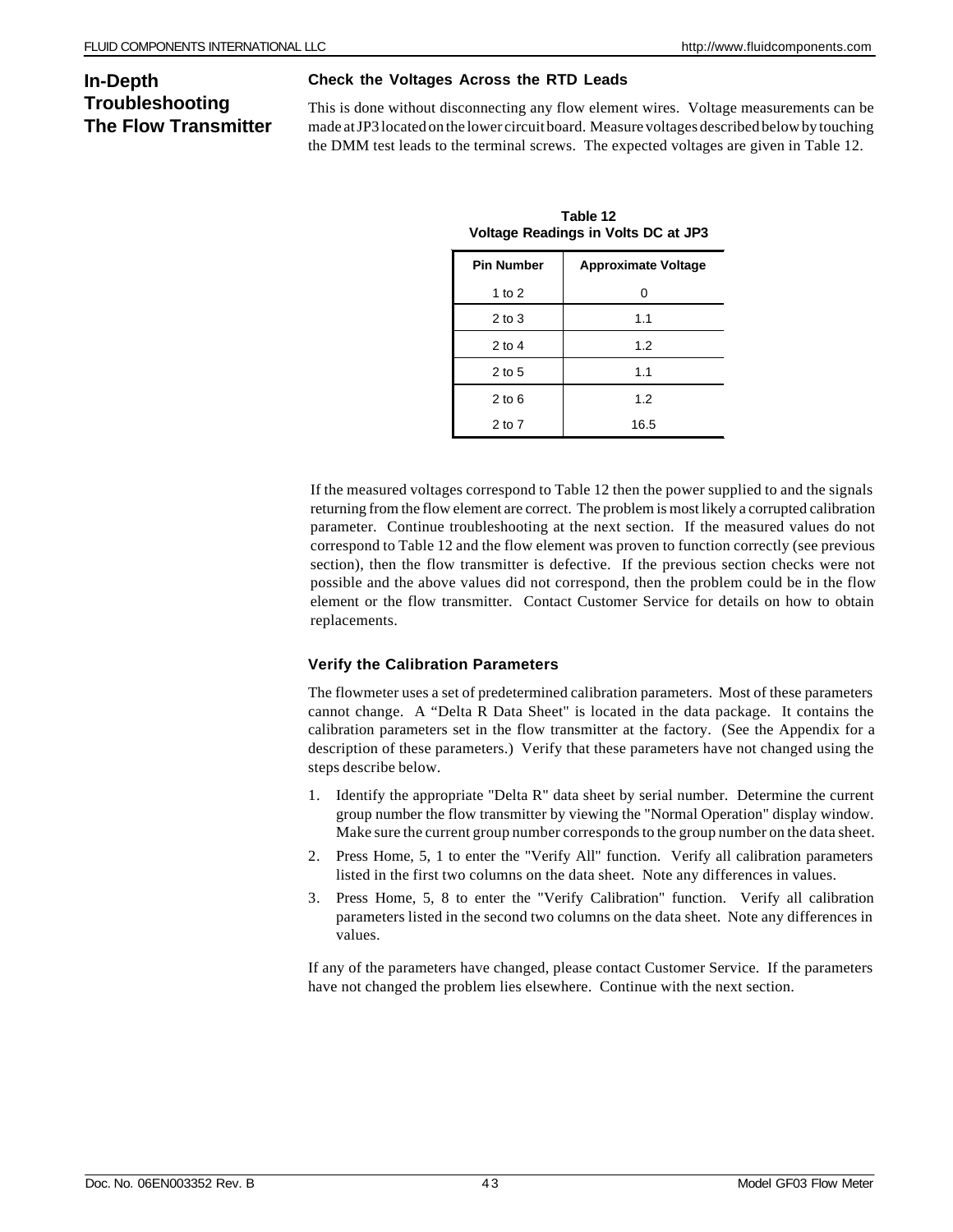## In-Depth Troubleshooting The Flow Transmitter

### Check the Voltages Across the RTD Leads

This is done without disconnecting any flow element wires. Voltage measurements can be made at JP3 located on the lower circuit board. Measure voltages described below by touching the DMM test leads to the terminal screws. The expected voltages are given in Table 12.

**Table 12**
**Voltage Readings in Volts DC at JP3**

| Pin Number | Approximate Voltage |
|---|---|
| 1 to 2 | 0 |
| 2 to 3 | 1.1 |
| 2 to 4 | 1.2 |
| 2 to 5 | 1.1 |
| 2 to 6 | 1.2 |
| 2 to 7 | 16.5 |

If the measured voltages correspond to Table 12 then the power supplied to and the signals returning from the flow element are correct. The problem is most likely a corrupted calibration parameter. Continue troubleshooting at the next section. If the measured values do not correspond to Table 12 and the flow element was proven to function correctly (see previous section), then the flow transmitter is defective. If the previous section checks were not possible and the above values did not correspond, then the problem could be in the flow element or the flow transmitter. Contact Customer Service for details on how to obtain replacements.

### Verify the Calibration Parameters

The flowmeter uses a set of predetermined calibration parameters. Most of these parameters cannot change. A “Delta R Data Sheet" is located in the data package. It contains the calibration parameters set in the flow transmitter at the factory. (See the Appendix for a description of these parameters.) Verify that these parameters have not changed using the steps describe below.

1. Identify the appropriate "Delta R" data sheet by serial number. Determine the current group number the flow transmitter by viewing the "Normal Operation" display window. Make sure the current group number corresponds to the group number on the data sheet.
2. Press Home, 5, 1 to enter the "Verify All" function. Verify all calibration parameters listed in the first two columns on the data sheet. Note any differences in values.
3. Press Home, 5, 8 to enter the "Verify Calibration" function. Verify all calibration parameters listed in the second two columns on the data sheet. Note any differences in values.

If any of the parameters have changed, please contact Customer Service. If the parameters have not changed the problem lies elsewhere. Continue with the next section.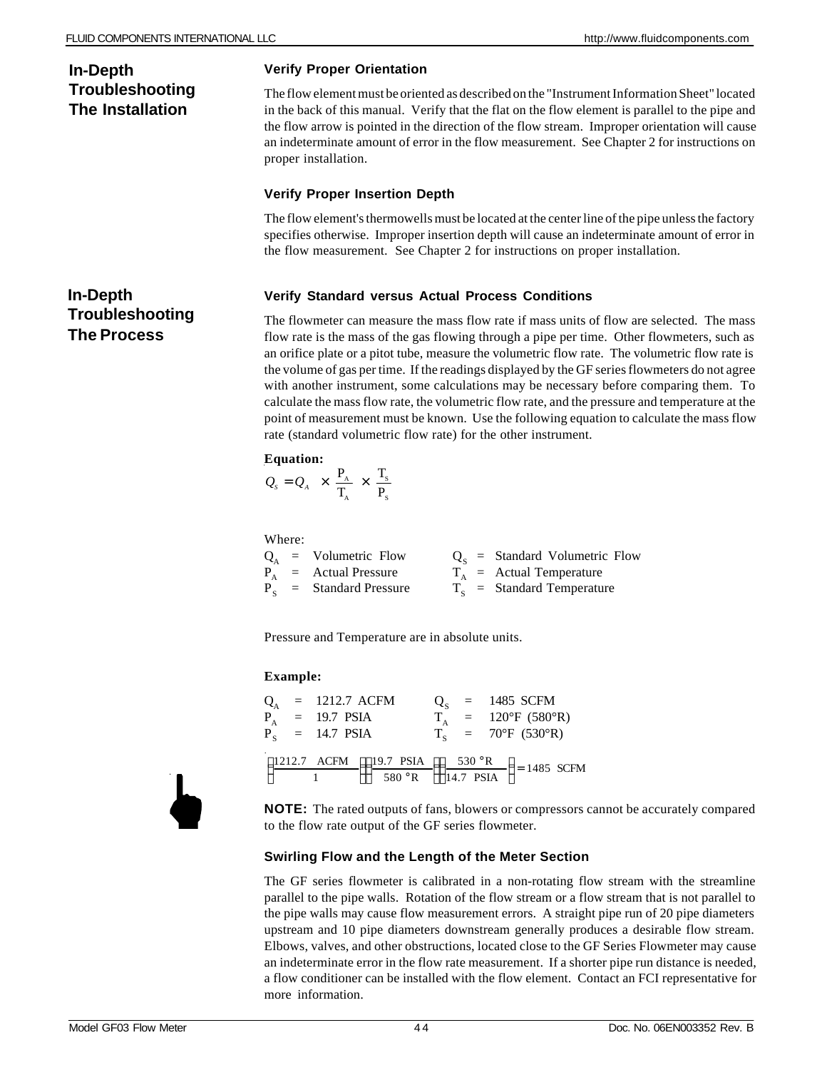## In-Depth Troubleshooting The Installation

### Verify Proper Orientation

The flow element must be oriented as described on the "Instrument Information Sheet" located in the back of this manual. Verify that the flat on the flow element is parallel to the pipe and the flow arrow is pointed in the direction of the flow stream. Improper orientation will cause an indeterminate amount of error in the flow measurement. See Chapter 2 for instructions on proper installation.

### Verify Proper Insertion Depth

The flow element's thermowells must be located at the center line of the pipe unless the factory specifies otherwise. Improper insertion depth will cause an indeterminate amount of error in the flow measurement. See Chapter 2 for instructions on proper installation.

## In-Depth Troubleshooting The Process

### Verify Standard versus Actual Process Conditions

The flowmeter can measure the mass flow rate if mass units of flow are selected. The mass flow rate is the mass of the gas flowing through a pipe per time. Other flowmeters, such as an orifice plate or a pitot tube, measure the volumetric flow rate. The volumetric flow rate is the volume of gas per time. If the readings displayed by the GF series flowmeters do not agree with another instrument, some calculations may be necessary before comparing them. To calculate the mass flow rate, the volumetric flow rate, and the pressure and temperature at the point of measurement must be known. Use the following equation to calculate the mass flow rate (standard volumetric flow rate) for the other instrument.

**Equation:**

$$Q_S = Q_A \times \frac{P_A}{T_A} \times \frac{T_S}{P_S}$$

Where:

| | | | | | |
|---|---|---|---|---|---|
| $Q_A$ | = | Volumetric Flow | $Q_S$ | = | Standard Volumetric Flow |
| $P_A$ | = | Actual Pressure | $T_A$ | = | Actual Temperature |
| $P_S$ | = | Standard Pressure | $T_S$ | = | Standard Temperature |

Pressure and Temperature are in absolute units.

**Example:**

| | | | | | |
|---|---|---|---|---|---|
| $Q_A$ | = | 1212.7 ACFM | $Q_S$ | = | 1485 SCFM |
| $P_A$ | = | 19.7 PSIA | $T_A$ | = | 120°F (580°R) |
| $P_S$ | = | 14.7 PSIA | $T_S$ | = | 70°F (530°R) |

$$\left(\frac{1212.7 \text{ ACFM}}{1}\right)\left(\frac{19.7 \text{ PSIA}}{580\ °\text{R}}\right)\left(\frac{530\ °\text{R}}{14.7 \text{ PSIA}}\right) = 1485 \text{ SCFM}$$

**NOTE:** The rated outputs of fans, blowers or compressors cannot be accurately compared to the flow rate output of the GF series flowmeter.

### Swirling Flow and the Length of the Meter Section

The GF series flowmeter is calibrated in a non-rotating flow stream with the streamline parallel to the pipe walls. Rotation of the flow stream or a flow stream that is not parallel to the pipe walls may cause flow measurement errors. A straight pipe run of 20 pipe diameters upstream and 10 pipe diameters downstream generally produces a desirable flow stream. Elbows, valves, and other obstructions, located close to the GF Series Flowmeter may cause an indeterminate error in the flow rate measurement. If a shorter pipe run distance is needed, a flow conditioner can be installed with the flow element. Contact an FCI representative for more information.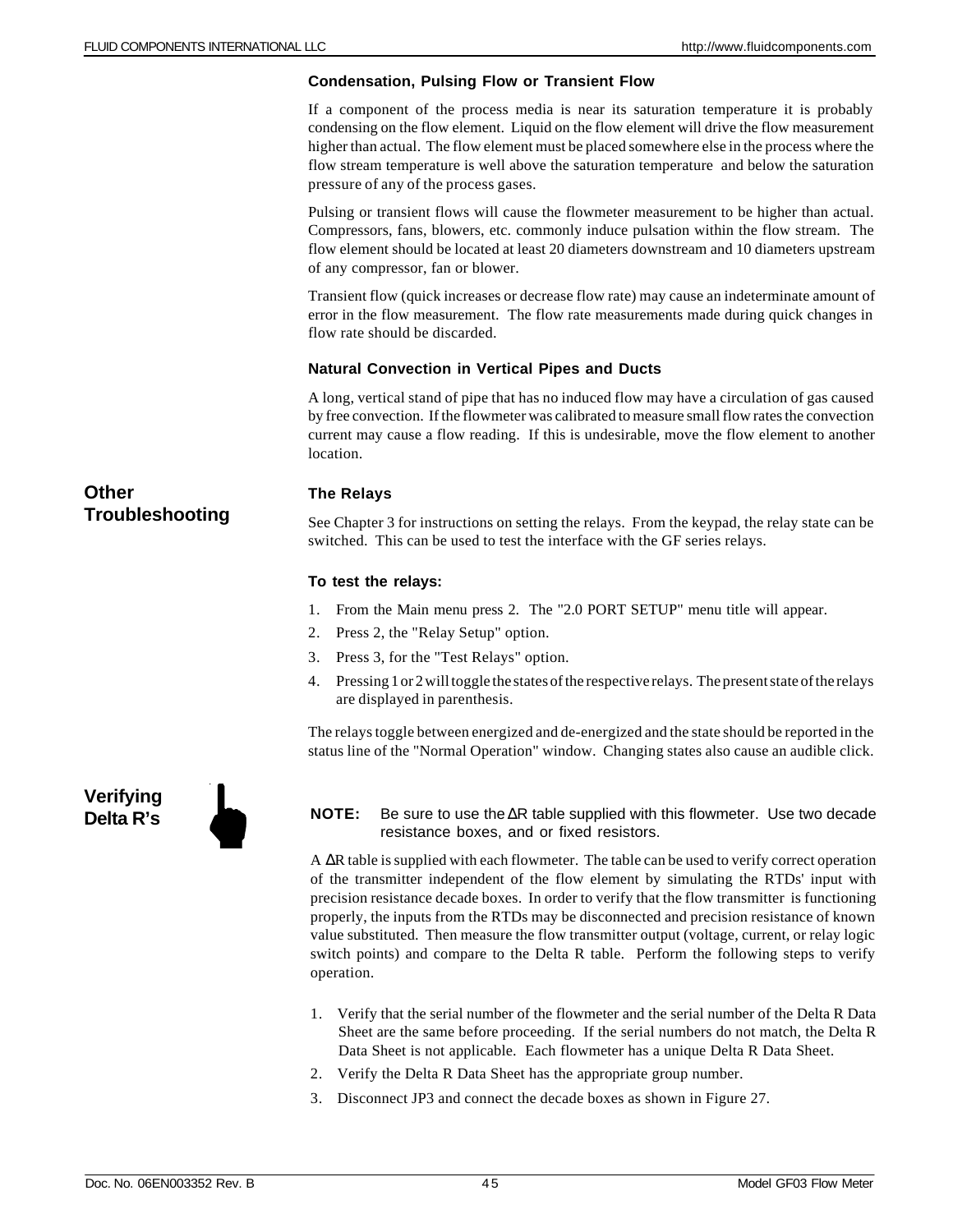### Condensation, Pulsing Flow or Transient Flow

If a component of the process media is near its saturation temperature it is probably condensing on the flow element. Liquid on the flow element will drive the flow measurement higher than actual. The flow element must be placed somewhere else in the process where the flow stream temperature is well above the saturation temperature and below the saturation pressure of any of the process gases.

Pulsing or transient flows will cause the flowmeter measurement to be higher than actual. Compressors, fans, blowers, etc. commonly induce pulsation within the flow stream. The flow element should be located at least 20 diameters downstream and 10 diameters upstream of any compressor, fan or blower.

Transient flow (quick increases or decrease flow rate) may cause an indeterminate amount of error in the flow measurement. The flow rate measurements made during quick changes in flow rate should be discarded.

### Natural Convection in Vertical Pipes and Ducts

A long, vertical stand of pipe that has no induced flow may have a circulation of gas caused by free convection. If the flowmeter was calibrated to measure small flow rates the convection current may cause a flow reading. If this is undesirable, move the flow element to another location.

## Other Troubleshooting

### The Relays

See Chapter 3 for instructions on setting the relays. From the keypad, the relay state can be switched. This can be used to test the interface with the GF series relays.

### To test the relays:

1. From the Main menu press 2. The "2.0 PORT SETUP" menu title will appear.
2. Press 2, the "Relay Setup" option.
3. Press 3, for the "Test Relays" option.
4. Pressing 1 or 2 will toggle the states of the respective relays. The present state of the relays are displayed in parenthesis.

The relays toggle between energized and de-energized and the state should be reported in the status line of the "Normal Operation" window. Changing states also cause an audible click.

## Verifying Delta R's

**NOTE:** Be sure to use the ΔR table supplied with this flowmeter. Use two decade resistance boxes, and or fixed resistors.

A ΔR table is supplied with each flowmeter. The table can be used to verify correct operation of the transmitter independent of the flow element by simulating the RTDs' input with precision resistance decade boxes. In order to verify that the flow transmitter is functioning properly, the inputs from the RTDs may be disconnected and precision resistance of known value substituted. Then measure the flow transmitter output (voltage, current, or relay logic switch points) and compare to the Delta R table. Perform the following steps to verify operation.

1. Verify that the serial number of the flowmeter and the serial number of the Delta R Data Sheet are the same before proceeding. If the serial numbers do not match, the Delta R Data Sheet is not applicable. Each flowmeter has a unique Delta R Data Sheet.
2. Verify the Delta R Data Sheet has the appropriate group number.
3. Disconnect JP3 and connect the decade boxes as shown in Figure 27.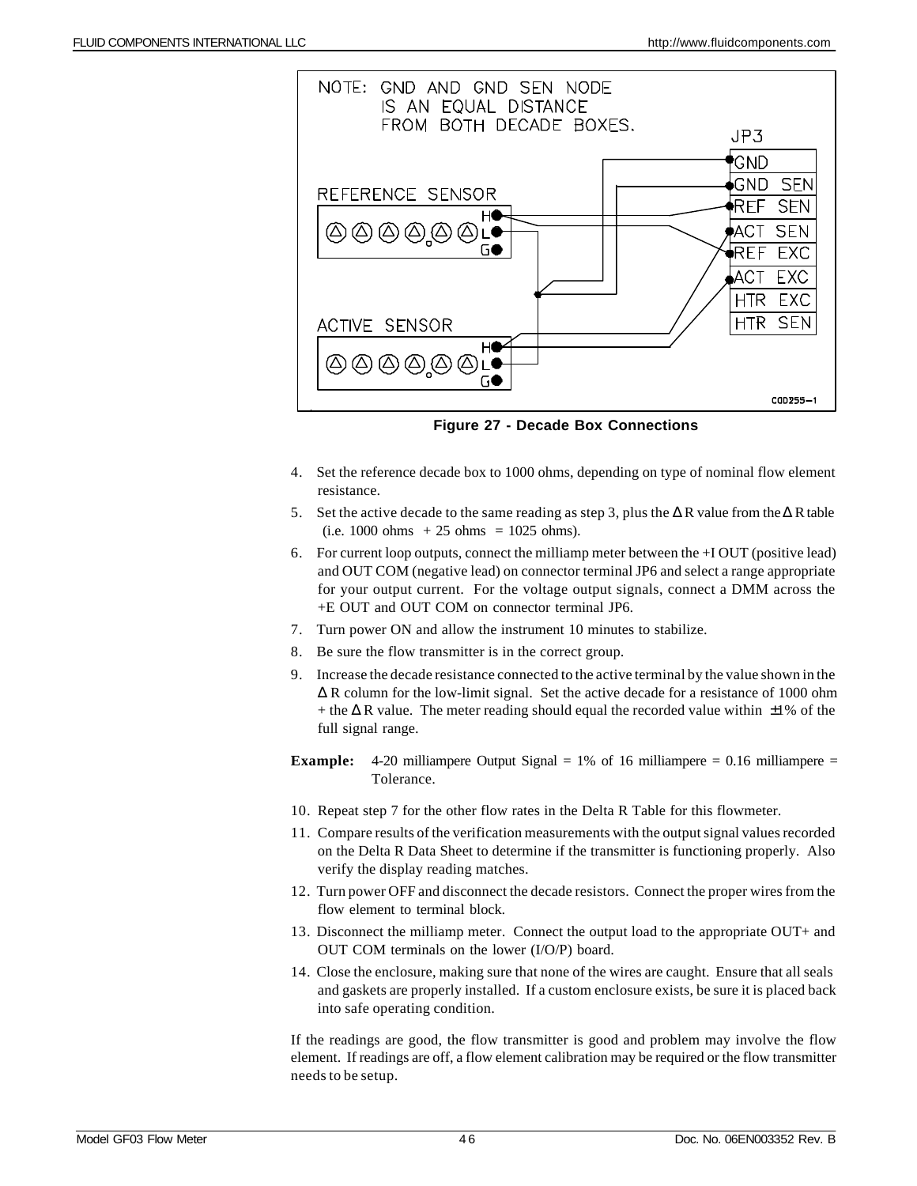NOTE: GND AND GND SEN NODE IS AN EQUAL DISTANCE FROM BOTH DECADE BOXES.

Figure 27 - Decade Box Connections

4. Set the reference decade box to 1000 ohms, depending on type of nominal flow element resistance.
5. Set the active decade to the same reading as step 3, plus the $\Delta$R value from the $\Delta$R table (i.e. 1000 ohms + 25 ohms = 1025 ohms).
6. For current loop outputs, connect the milliamp meter between the +I OUT (positive lead) and OUT COM (negative lead) on connector terminal JP6 and select a range appropriate for your output current. For the voltage output signals, connect a DMM across the +E OUT and OUT COM on connector terminal JP6.
7. Turn power ON and allow the instrument 10 minutes to stabilize.
8. Be sure the flow transmitter is in the correct group.
9. Increase the decade resistance connected to the active terminal by the value shown in the $\Delta$R column for the low-limit signal. Set the active decade for a resistance of 1000 ohm + the $\Delta$R value. The meter reading should equal the recorded value within ±1% of the full signal range.

**Example:** 4-20 milliampere Output Signal = 1% of 16 milliampere = 0.16 milliampere = Tolerance.

10. Repeat step 7 for the other flow rates in the Delta R Table for this flowmeter.
11. Compare results of the verification measurements with the output signal values recorded on the Delta R Data Sheet to determine if the transmitter is functioning properly. Also verify the display reading matches.
12. Turn power OFF and disconnect the decade resistors. Connect the proper wires from the flow element to terminal block.
13. Disconnect the milliamp meter. Connect the output load to the appropriate OUT+ and OUT COM terminals on the lower (I/O/P) board.
14. Close the enclosure, making sure that none of the wires are caught. Ensure that all seals and gaskets are properly installed. If a custom enclosure exists, be sure it is placed back into safe operating condition.

If the readings are good, the flow transmitter is good and problem may involve the flow element. If readings are off, a flow element calibration may be required or the flow transmitter needs to be setup.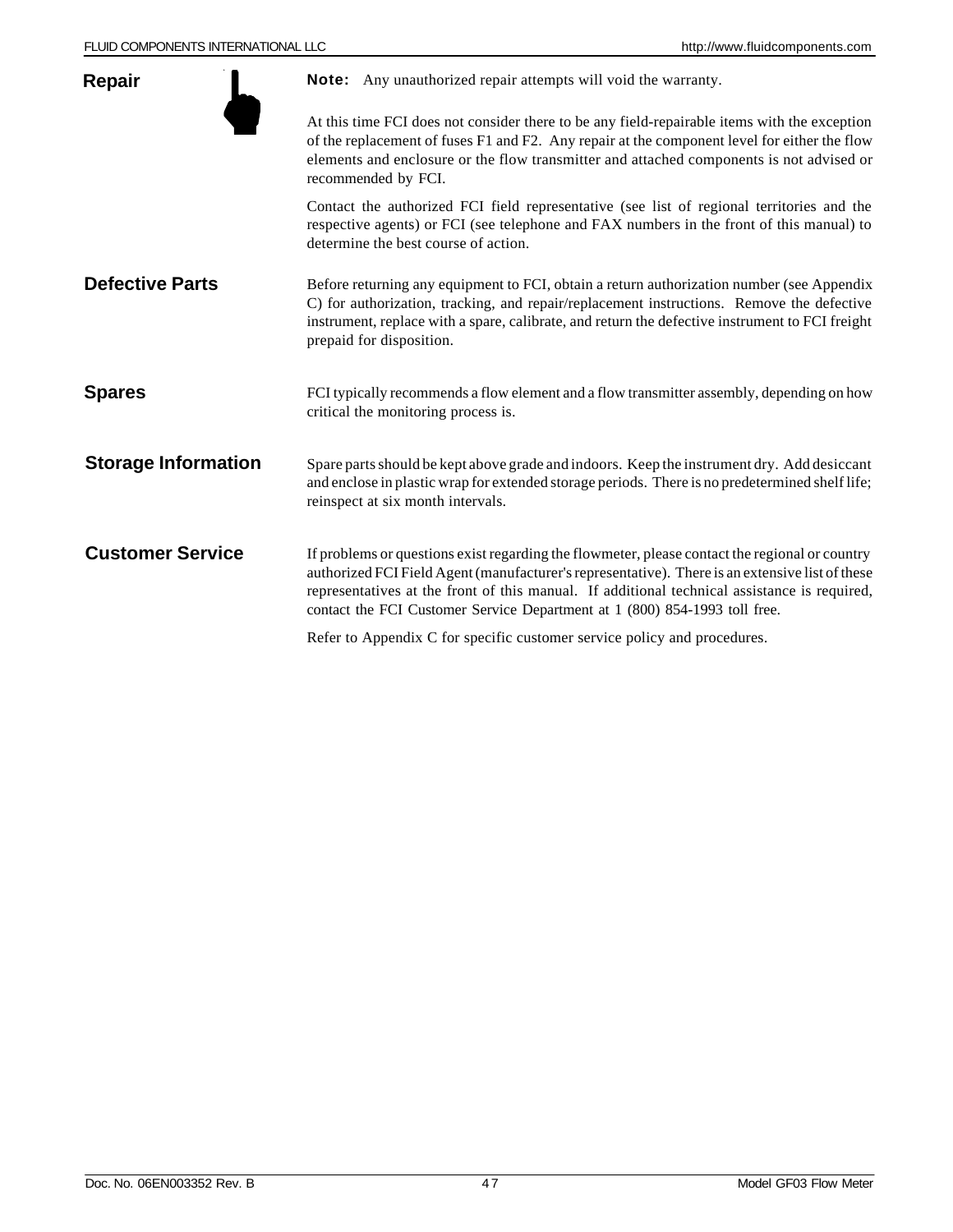## Repair

**Note:** Any unauthorized repair attempts will void the warranty.

At this time FCI does not consider there to be any field-repairable items with the exception of the replacement of fuses F1 and F2. Any repair at the component level for either the flow elements and enclosure or the flow transmitter and attached components is not advised or recommended by FCI.

Contact the authorized FCI field representative (see list of regional territories and the respective agents) or FCI (see telephone and FAX numbers in the front of this manual) to determine the best course of action.

## Defective Parts

Before returning any equipment to FCI, obtain a return authorization number (see Appendix C) for authorization, tracking, and repair/replacement instructions. Remove the defective instrument, replace with a spare, calibrate, and return the defective instrument to FCI freight prepaid for disposition.

## Spares

FCI typically recommends a flow element and a flow transmitter assembly, depending on how critical the monitoring process is.

## Storage Information

Spare parts should be kept above grade and indoors. Keep the instrument dry. Add desiccant and enclose in plastic wrap for extended storage periods. There is no predetermined shelf life; reinspect at six month intervals.

## Customer Service

If problems or questions exist regarding the flowmeter, please contact the regional or country authorized FCI Field Agent (manufacturer's representative). There is an extensive list of these representatives at the front of this manual. If additional technical assistance is required, contact the FCI Customer Service Department at 1 (800) 854-1993 toll free.

Refer to Appendix C for specific customer service policy and procedures.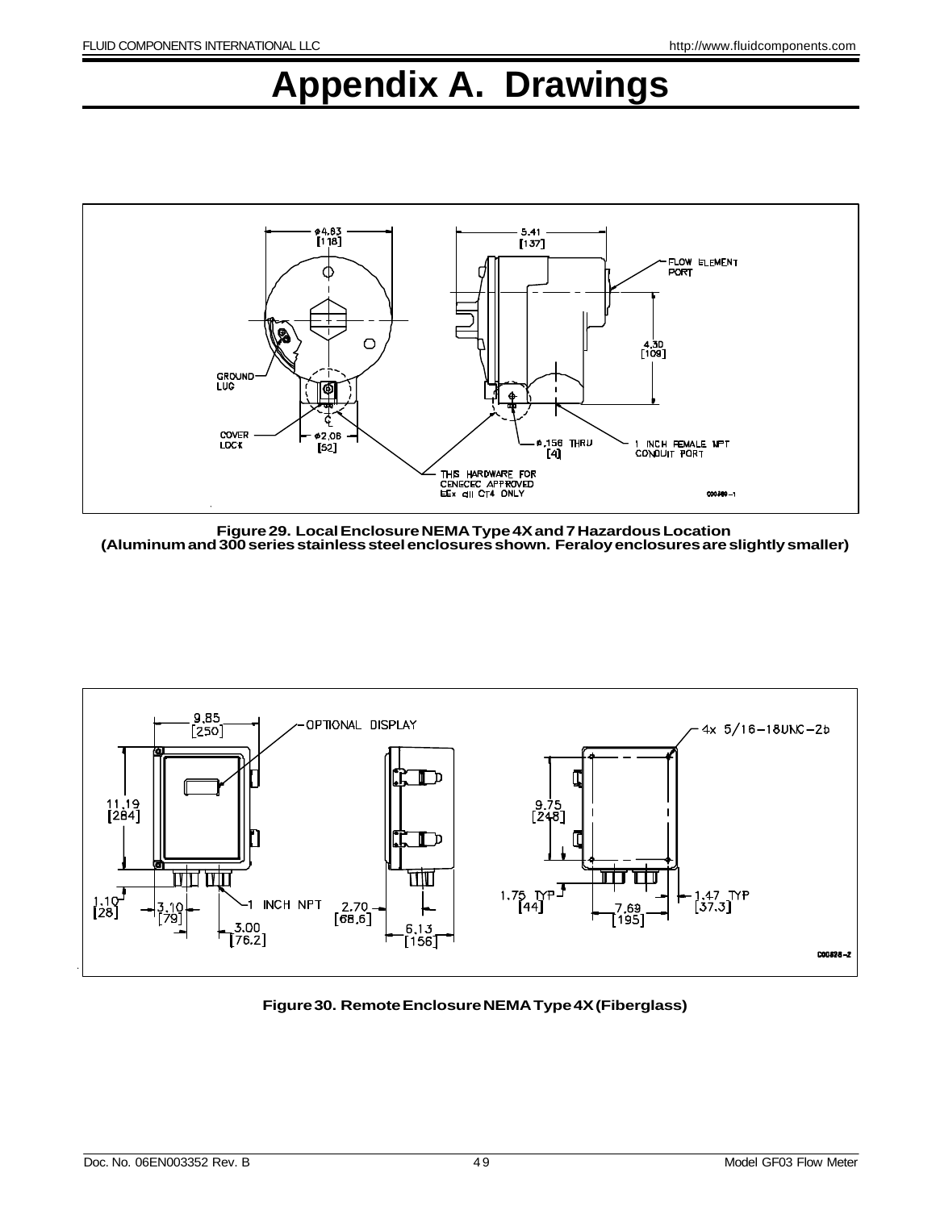# Appendix A. Drawings

Figure 29. Local Enclosure NEMA Type 4X and 7 Hazardous Location
(Aluminum and 300 series stainless steel enclosures shown. Feraloy enclosures are slightly smaller)

Figure 30. Remote Enclosure NEMA Type 4X (Fiberglass)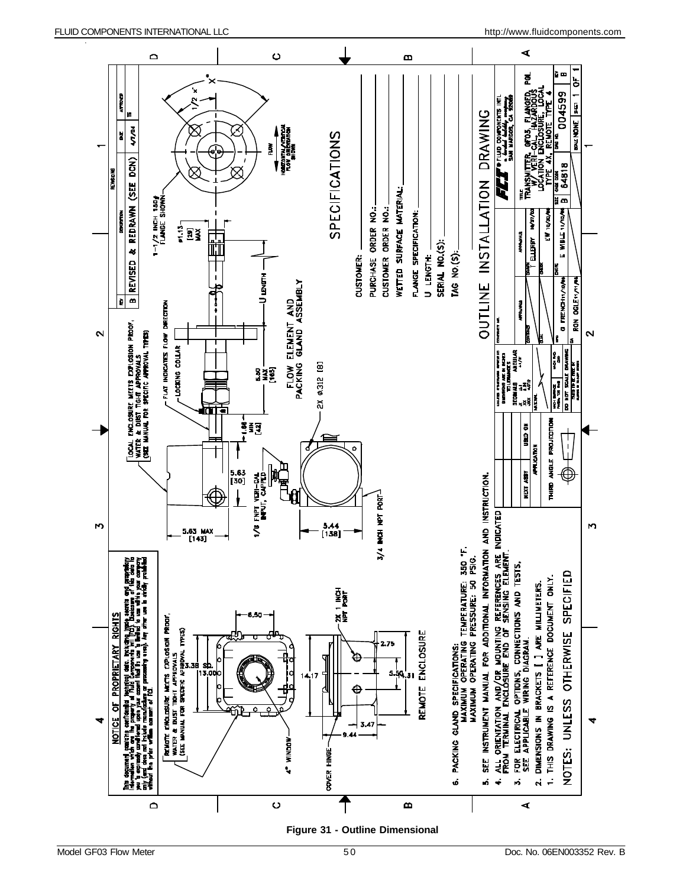NOTICE OF PROPRIETARY RIGHTS

This document contains confidential technical data, including trade secrets and proprietary information which are the property of Fluid Components Intl (FCI). Disclosure of this data to you is expressly conditioned upon your assent that its use is limited to use within your company only (and does not include manufacturing or processing uses). Any other use is strictly prohibited without the prior written consent of FCI.

REMOTE ENCLOSURE MEETS EXPLOSION PROOF, WATER & DUST TIGHT APPROVALS (SEE MANUAL FOR SPECIFIC APPROVAL TYPES)

LOCAL ENCLOSURE MEETS EXPLOSION PROOF, WATER & DUST TIGHT APPROVALS (SEE MANUAL FOR SPECIFIC APPROVAL TYPES)

| REV | DESCRIPTION | DATE | APPROVED |
|---|---|---|---|
| B | REVISED & REDRAWN (SEE DCN) | 4/7/04 | TE |

4" WINDOW

COVER HINGE

6.50

3.38 SQ.

13.00

14.17

2X 1 INCH NPT PORT

2.75

5.50

4.31

3.47

9.44

REMOTE ENCLOSURE

5.63 MAX [143]

5.63 [30]

1/8 FNPT VERI-CAL INPUT, CAPPED

1.66 MIN [42]

3/4 INCH NPT PORT

3.44 [138]

2X Ø312 [8]

FLAT INDICATES FLOW DIRECTION

LOCKING COLLAR

5.30 MAX [165]

FLOW ELEMENT AND PACKING GLAND ASSEMBLY

U LENGTH

Ø1.13 [29] MAX

1-1/2 INCH 150# FLANGE SHOWN

1/2 X°

X°

FLOW

HORIZONTAL/VERTICAL FLOW ORIENTATION SHOWN

SPECIFICATIONS

CUSTOMER: \_\_\_\_\_\_\_\_\_\_

PURCHASE ORDER NO.: \_\_\_\_\_\_\_\_\_\_

CUSTOMER ORDER NO.: \_\_\_\_\_\_\_\_\_\_

WETTED SURFACE MATERIAL: \_\_\_\_\_\_\_\_\_\_

FLANGE SPECIFICATION: \_\_\_\_\_\_\_\_\_\_

U LENGTH: \_\_\_\_\_\_\_\_\_\_

SERIAL NO.(S): \_\_\_\_\_\_\_\_\_\_

TAG NO.(S): \_\_\_\_\_\_\_\_\_\_

NOTES: UNLESS OTHERWISE SPECIFIED

1. THIS DRAWING IS A REFERENCE DOCUMENT ONLY.
2. DIMENSIONS IN BRACKETS [ ] ARE MILLIMETERS.
3. FOR ELECTRICAL OPTIONS, CONNECTIONS AND TESTS, SEE APPLICABLE WIRING DIAGRAM.
4. ALL ORIENTATION AND/OR MOUNTING REFERENCES ARE INDICATED FROM TERMINAL ENCLOSURE END OF SENSING ELEMENT.
5. SEE INSTRUMENT MANUAL FOR ADDITIONAL INFORMATION AND INSTRUCTION.
6. PACKING GLAND SPECIFICATIONS:
   MAXIMUM OPERATING TEMPERATURE: 350 °F.
   MAXIMUM OPERATING PRESSURE: 50 PSIG.

OUTLINE INSTALLATION DRAWING

FLUID COMPONENTS INTL, SAN MARCOS, CA 92069

TITLE: TRANSMITTER, GF03, FLANGED, PGL W/ VERI-CAL, HAZARDOUS LOCATION ENCLOSURE, LOCAL TYPE 4X, REMOTE TYPE 4

SIZE: B | CAGE CODE: 64818 | DWG NO.: 004599 | REV: B

SCALE: NONE | SHEET 1 OF 1

DRAWN: T. ELLERBY 10/27/03 | CHECK: EW 10/30/03 | ENG: E. WIBLE 11/10/03 | MFG: G. FRENCH 11/10/03 | QA: RON OGLE 11/11/03

THIRD ANGLE PROJECTION

DO NOT SCALE DRAWING

Figure 31 - Outline Dimensional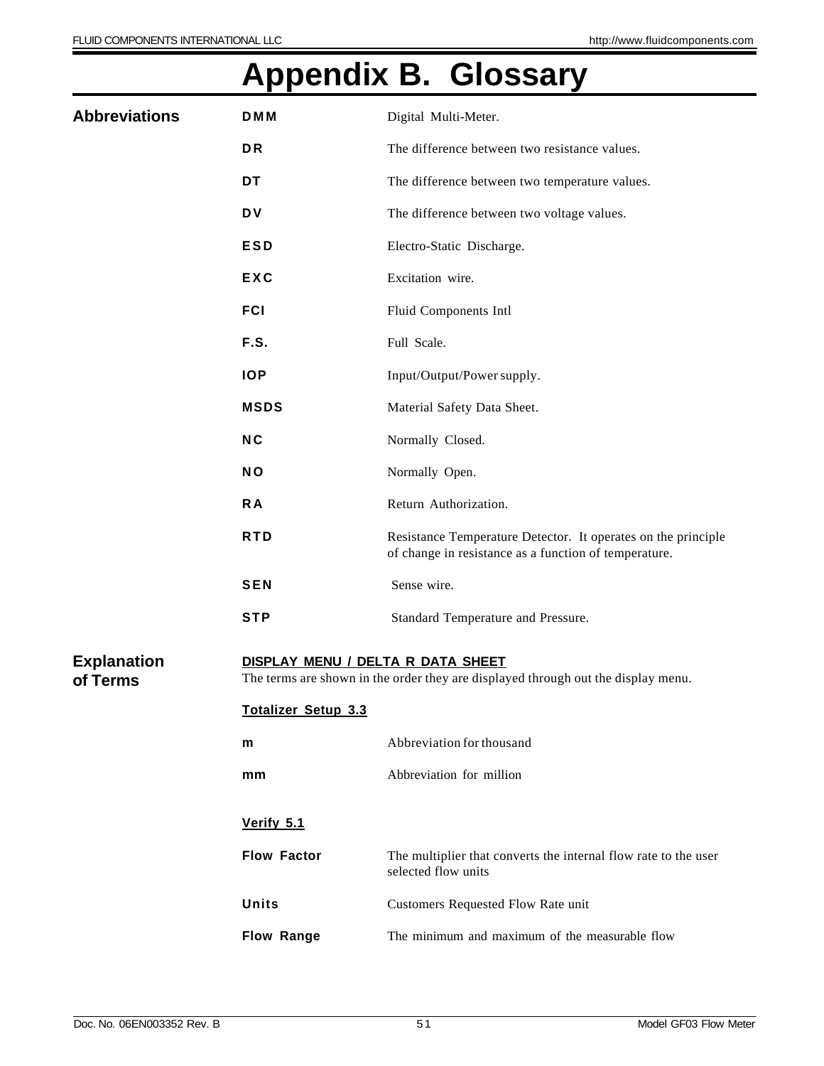# Appendix B. Glossary

## Abbreviations

| | |
|---|---|
| **DMM** | Digital Multi-Meter. |
| **DR** | The difference between two resistance values. |
| **DT** | The difference between two temperature values. |
| **DV** | The difference between two voltage values. |
| **ESD** | Electro-Static Discharge. |
| **EXC** | Excitation wire. |
| **FCI** | Fluid Components Intl |
| **F.S.** | Full Scale. |
| **IOP** | Input/Output/Power supply. |
| **MSDS** | Material Safety Data Sheet. |
| **NC** | Normally Closed. |
| **NO** | Normally Open. |
| **RA** | Return Authorization. |
| **RTD** | Resistance Temperature Detector. It operates on the principle of change in resistance as a function of temperature. |
| **SEN** | Sense wire. |
| **STP** | Standard Temperature and Pressure. |

## Explanation of Terms

**DISPLAY MENU / DELTA R DATA SHEET**

The terms are shown in the order they are displayed through out the display menu.

**Totalizer Setup 3.3**

| | |
|---|---|
| **m** | Abbreviation for thousand |
| **mm** | Abbreviation for million |

**Verify 5.1**

| | |
|---|---|
| **Flow Factor** | The multiplier that converts the internal flow rate to the user selected flow units |
| **Units** | Customers Requested Flow Rate unit |
| **Flow Range** | The minimum and maximum of the measurable flow |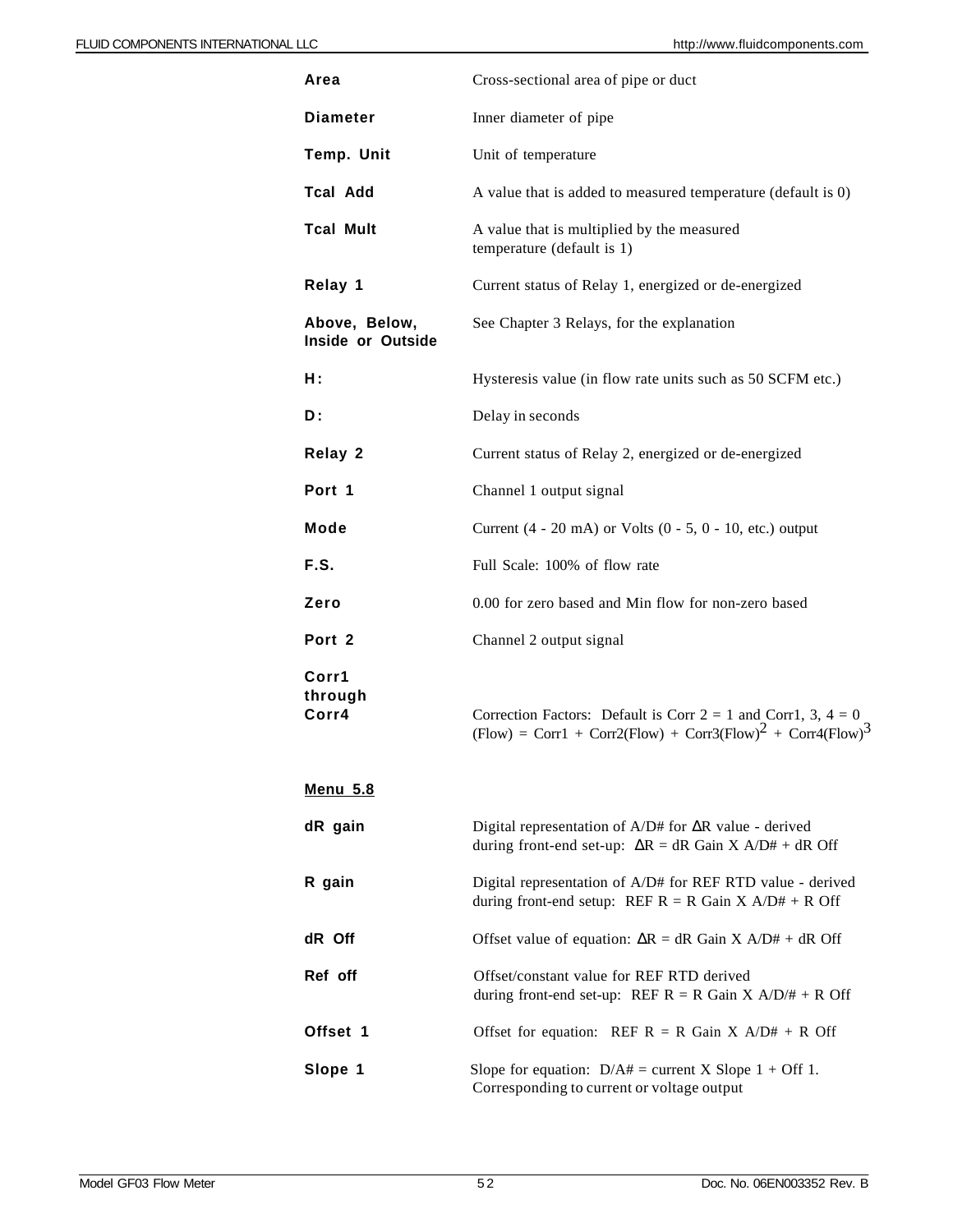**Area** Cross-sectional area of pipe or duct

**Diameter** Inner diameter of pipe

**Temp. Unit** Unit of temperature

**Tcal Add** A value that is added to measured temperature (default is 0)

**Tcal Mult** A value that is multiplied by the measured temperature (default is 1)

**Relay 1** Current status of Relay 1, energized or de-energized

**Above, Below, Inside or Outside** See Chapter 3 Relays, for the explanation

**H:** Hysteresis value (in flow rate units such as 50 SCFM etc.)

**D:** Delay in seconds

**Relay 2** Current status of Relay 2, energized or de-energized

**Port 1** Channel 1 output signal

**Mode** Current (4 - 20 mA) or Volts (0 - 5, 0 - 10, etc.) output

**F.S.** Full Scale: 100% of flow rate

**Zero** 0.00 for zero based and Min flow for non-zero based

**Port 2** Channel 2 output signal

**Corr1 through Corr4** Correction Factors: Default is Corr 2 = 1 and Corr1, 3, 4 = 0
(Flow) = Corr1 + Corr2(Flow) + Corr3(Flow)$^2$ + Corr4(Flow)$^3$

**Menu 5.8**

**dR gain** Digital representation of A/D# for ΔR value - derived during front-end set-up: ΔR = dR Gain X A/D# + dR Off

**R gain** Digital representation of A/D# for REF RTD value - derived during front-end setup: REF R = R Gain X A/D# + R Off

**dR Off** Offset value of equation: ΔR = dR Gain X A/D# + dR Off

**Ref off** Offset/constant value for REF RTD derived during front-end set-up: REF R = R Gain X A/D/# + R Off

**Offset 1** Offset for equation: REF R = R Gain X A/D# + R Off

**Slope 1** Slope for equation: D/A# = current X Slope 1 + Off 1. Corresponding to current or voltage output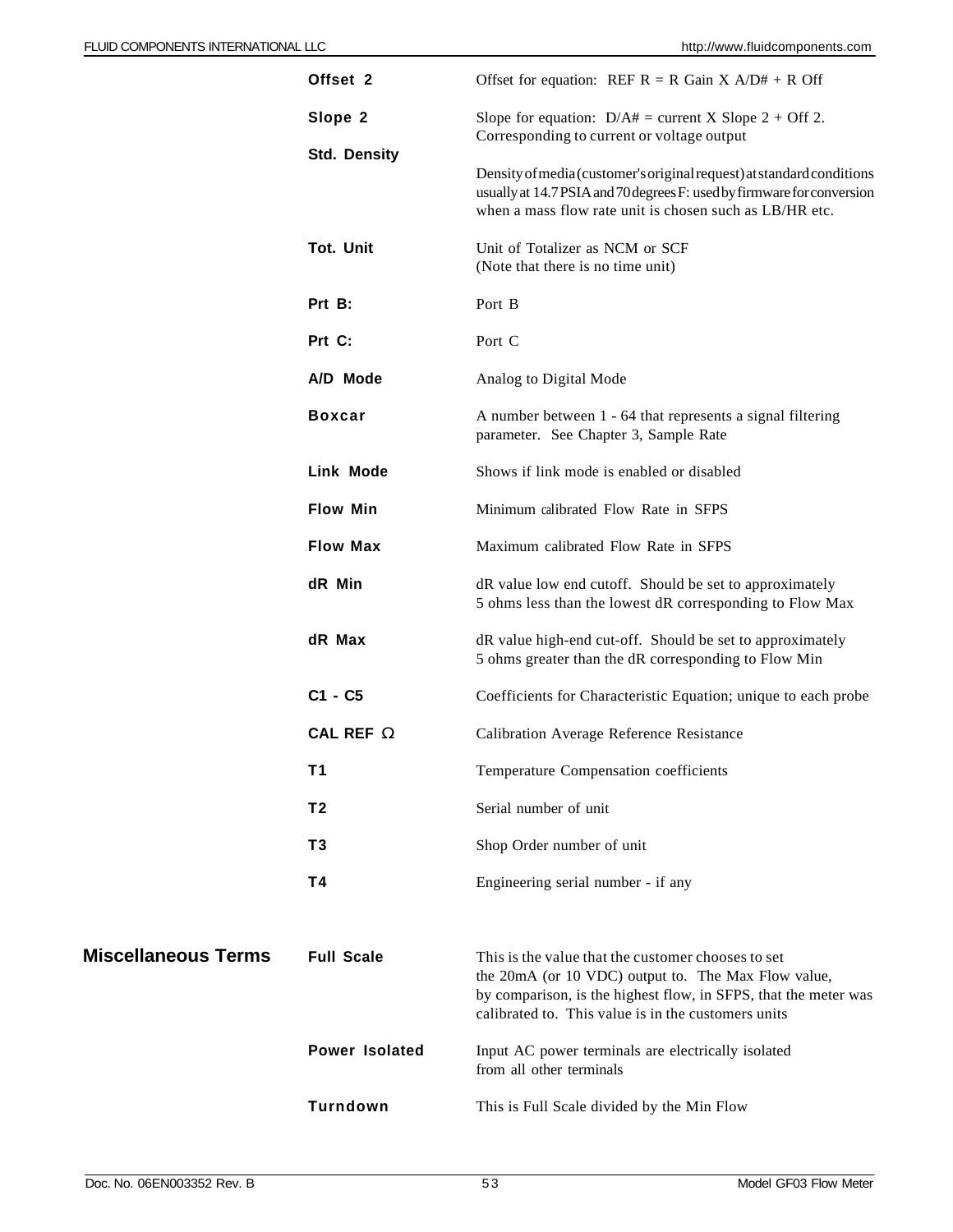| Term | Definition |
|---|---|
| **Offset 2** | Offset for equation: REF R = R Gain X A/D# + R Off |
| **Slope 2** | Slope for equation: D/A# = current X Slope 2 + Off 2. Corresponding to current or voltage output |
| **Std. Density** | Density of media (customer's original request) at standard conditions usually at 14.7 PSIA and 70 degrees F: used by firmware for conversion when a mass flow rate unit is chosen such as LB/HR etc. |
| **Tot. Unit** | Unit of Totalizer as NCM or SCF (Note that there is no time unit) |
| **Prt B:** | Port B |
| **Prt C:** | Port C |
| **A/D Mode** | Analog to Digital Mode |
| **Boxcar** | A number between 1 - 64 that represents a signal filtering parameter. See Chapter 3, Sample Rate |
| **Link Mode** | Shows if link mode is enabled or disabled |
| **Flow Min** | Minimum calibrated Flow Rate in SFPS |
| **Flow Max** | Maximum calibrated Flow Rate in SFPS |
| **dR Min** | dR value low end cutoff. Should be set to approximately 5 ohms less than the lowest dR corresponding to Flow Max |
| **dR Max** | dR value high-end cut-off. Should be set to approximately 5 ohms greater than the dR corresponding to Flow Min |
| **C1 - C5** | Coefficients for Characteristic Equation; unique to each probe |
| **CAL REF Ω** | Calibration Average Reference Resistance |
| **T1** | Temperature Compensation coefficients |
| **T2** | Serial number of unit |
| **T3** | Shop Order number of unit |
| **T4** | Engineering serial number - if any |

## Miscellaneous Terms

| Term | Definition |
|---|---|
| **Full Scale** | This is the value that the customer chooses to set the 20mA (or 10 VDC) output to. The Max Flow value, by comparison, is the highest flow, in SFPS, that the meter was calibrated to. This value is in the customers units |
| **Power Isolated** | Input AC power terminals are electrically isolated from all other terminals |
| **Turndown** | This is Full Scale divided by the Min Flow |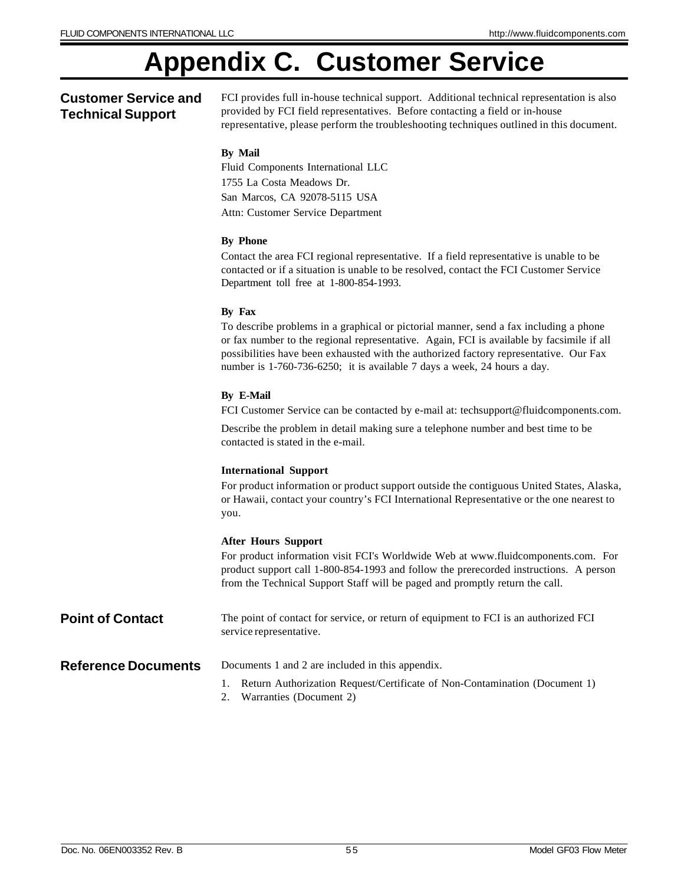# Appendix C. Customer Service

## Customer Service and Technical Support

FCI provides full in-house technical support. Additional technical representation is also provided by FCI field representatives. Before contacting a field or in-house representative, please perform the troubleshooting techniques outlined in this document.

**By Mail**

Fluid Components International LLC
1755 La Costa Meadows Dr.
San Marcos, CA 92078-5115 USA
Attn: Customer Service Department

**By Phone**

Contact the area FCI regional representative. If a field representative is unable to be contacted or if a situation is unable to be resolved, contact the FCI Customer Service Department toll free at 1-800-854-1993.

**By Fax**

To describe problems in a graphical or pictorial manner, send a fax including a phone or fax number to the regional representative. Again, FCI is available by facsimile if all possibilities have been exhausted with the authorized factory representative. Our Fax number is 1-760-736-6250; it is available 7 days a week, 24 hours a day.

**By E-Mail**

FCI Customer Service can be contacted by e-mail at: techsupport@fluidcomponents.com.

Describe the problem in detail making sure a telephone number and best time to be contacted is stated in the e-mail.

**International Support**

For product information or product support outside the contiguous United States, Alaska, or Hawaii, contact your country's FCI International Representative or the one nearest to you.

**After Hours Support**

For product information visit FCI's Worldwide Web at www.fluidcomponents.com. For product support call 1-800-854-1993 and follow the prerecorded instructions. A person from the Technical Support Staff will be paged and promptly return the call.

## Point of Contact

The point of contact for service, or return of equipment to FCI is an authorized FCI service representative.

## Reference Documents

Documents 1 and 2 are included in this appendix.

1. Return Authorization Request/Certificate of Non-Contamination (Document 1)
2. Warranties (Document 2)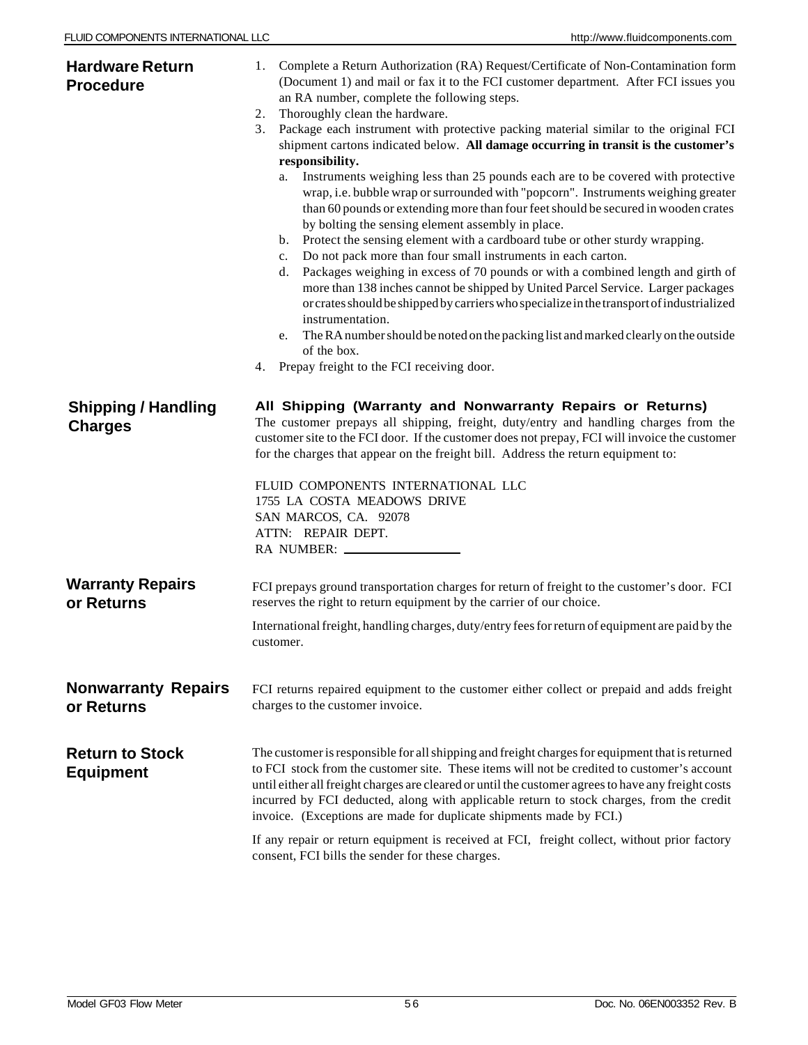## Hardware Return Procedure

1. Complete a Return Authorization (RA) Request/Certificate of Non-Contamination form (Document 1) and mail or fax it to the FCI customer department. After FCI issues you an RA number, complete the following steps.
2. Thoroughly clean the hardware.
3. Package each instrument with protective packing material similar to the original FCI shipment cartons indicated below. **All damage occurring in transit is the customer's responsibility.**
   a. Instruments weighing less than 25 pounds each are to be covered with protective wrap, i.e. bubble wrap or surrounded with "popcorn". Instruments weighing greater than 60 pounds or extending more than four feet should be secured in wooden crates by bolting the sensing element assembly in place.
   b. Protect the sensing element with a cardboard tube or other sturdy wrapping.
   c. Do not pack more than four small instruments in each carton.
   d. Packages weighing in excess of 70 pounds or with a combined length and girth of more than 138 inches cannot be shipped by United Parcel Service. Larger packages or crates should be shipped by carriers who specialize in the transport of industrialized instrumentation.
   e. The RA number should be noted on the packing list and marked clearly on the outside of the box.
4. Prepay freight to the FCI receiving door.

## Shipping / Handling Charges

**All Shipping (Warranty and Nonwarranty Repairs or Returns)**

The customer prepays all shipping, freight, duty/entry and handling charges from the customer site to the FCI door. If the customer does not prepay, FCI will invoice the customer for the charges that appear on the freight bill. Address the return equipment to:

FLUID COMPONENTS INTERNATIONAL LLC
1755 LA COSTA MEADOWS DRIVE
SAN MARCOS, CA. 92078
ATTN: REPAIR DEPT.
RA NUMBER: ________________

## Warranty Repairs or Returns

FCI prepays ground transportation charges for return of freight to the customer's door. FCI reserves the right to return equipment by the carrier of our choice.

International freight, handling charges, duty/entry fees for return of equipment are paid by the customer.

## Nonwarranty Repairs or Returns

FCI returns repaired equipment to the customer either collect or prepaid and adds freight charges to the customer invoice.

## Return to Stock Equipment

The customer is responsible for all shipping and freight charges for equipment that is returned to FCI stock from the customer site. These items will not be credited to customer's account until either all freight charges are cleared or until the customer agrees to have any freight costs incurred by FCI deducted, along with applicable return to stock charges, from the credit invoice. (Exceptions are made for duplicate shipments made by FCI.)

If any repair or return equipment is received at FCI, freight collect, without prior factory consent, FCI bills the sender for these charges.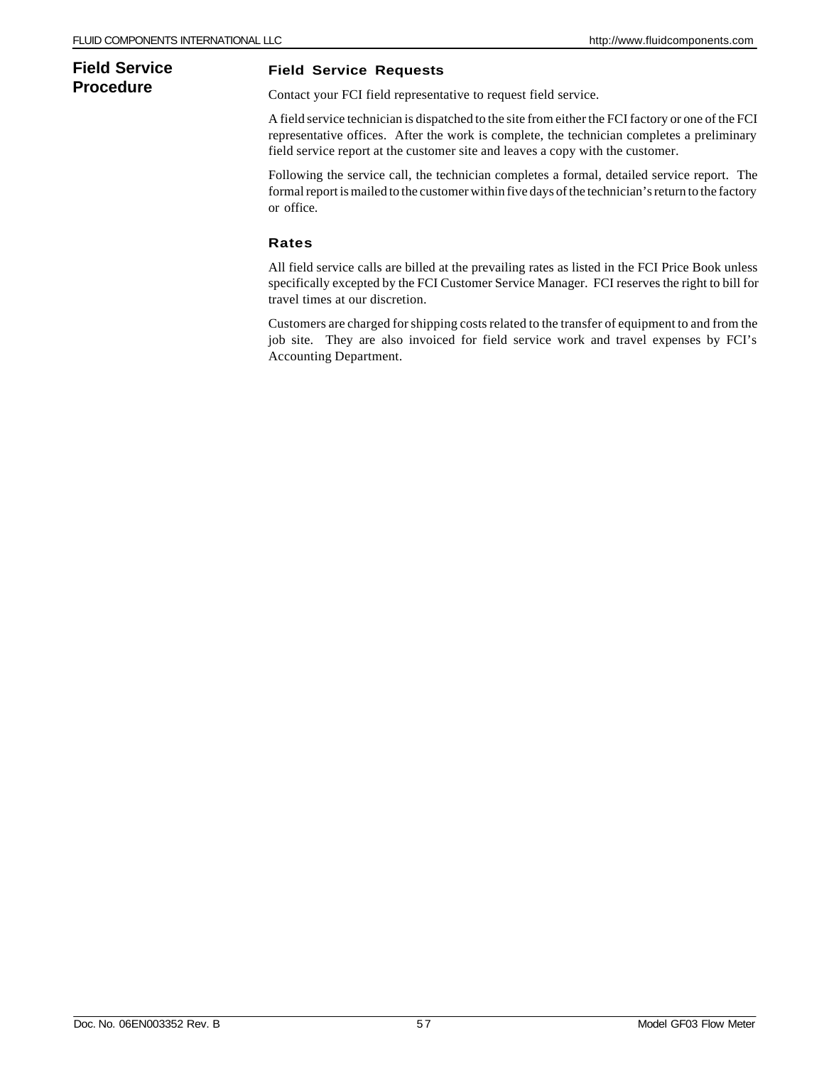# Field Service Procedure

## Field Service Requests

Contact your FCI field representative to request field service.

A field service technician is dispatched to the site from either the FCI factory or one of the FCI representative offices. After the work is complete, the technician completes a preliminary field service report at the customer site and leaves a copy with the customer.

Following the service call, the technician completes a formal, detailed service report. The formal report is mailed to the customer within five days of the technician's return to the factory or office.

## Rates

All field service calls are billed at the prevailing rates as listed in the FCI Price Book unless specifically excepted by the FCI Customer Service Manager. FCI reserves the right to bill for travel times at our discretion.

Customers are charged for shipping costs related to the transfer of equipment to and from the job site. They are also invoiced for field service work and travel expenses by FCI's Accounting Department.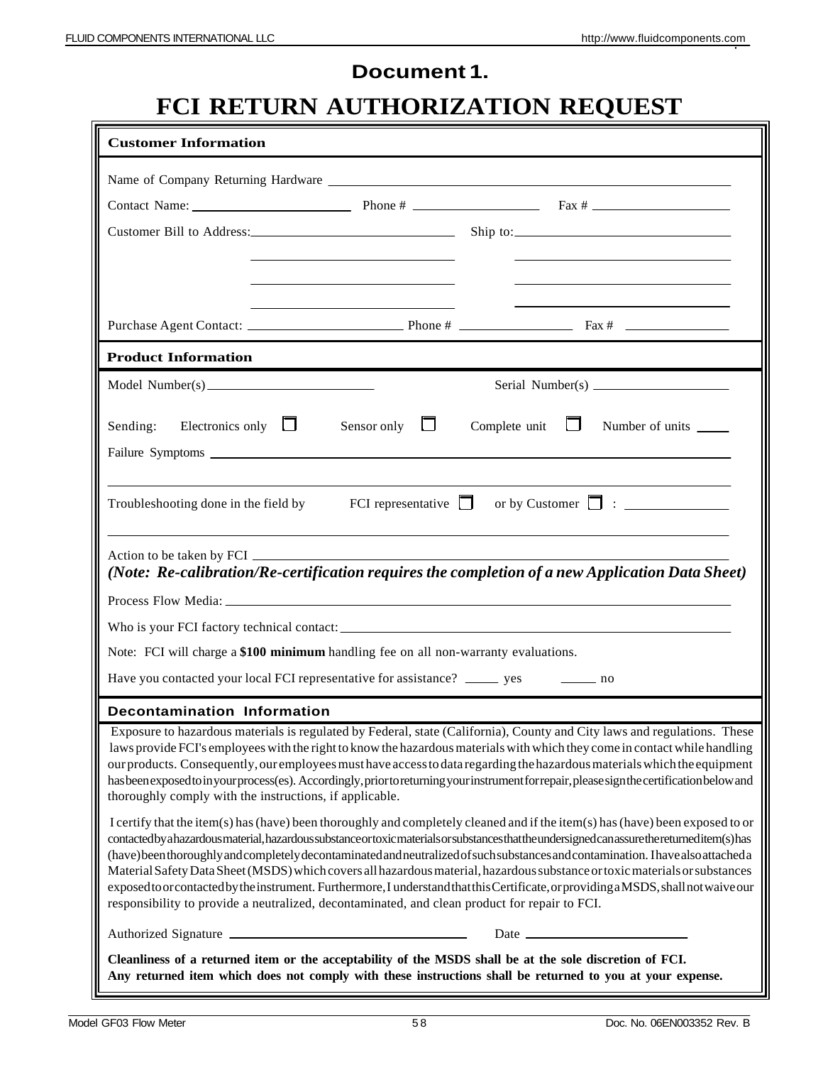# Document 1.

# FCI RETURN AUTHORIZATION REQUEST

## Customer Information

Name of Company Returning Hardware ______________________________

Contact Name: ____________________ Phone # ________________ Fax # ________________

Customer Bill to Address: ________________________ Ship to: ________________________

________________________ ________________________

________________________ ________________________

________________________ ________________________

Purchase Agent Contact: ____________________ Phone # ________________ Fax # ________________

## Product Information

Model Number(s) ____________________ Serial Number(s) ____________________

Sending: Electronics only ☐ Sensor only ☐ Complete unit ☐ Number of units ____

Failure Symptoms ______________________________

______________________________

Troubleshooting done in the field by FCI representative ☐ or by Customer ☐ : ____________

______________________________

Action to be taken by FCI ______________________________

***(Note: Re-calibration/Re-certification requires the completion of a new Application Data Sheet)***

Process Flow Media: ______________________________

Who is your FCI factory technical contact: ______________________________

Note: FCI will charge a **$100 minimum** handling fee on all non-warranty evaluations.

Have you contacted your local FCI representative for assistance? _____ yes _____ no

## Decontamination Information

Exposure to hazardous materials is regulated by Federal, state (California), County and City laws and regulations. These laws provide FCI's employees with the right to know the hazardous materials with which they come in contact while handling our products. Consequently, our employees must have access to data regarding the hazardous materials which the equipment has been exposed to in your process(es). Accordingly, prior to returning your instrument for repair, please sign the certification below and thoroughly comply with the instructions, if applicable.

I certify that the item(s) has (have) been thoroughly and completely cleaned and if the item(s) has (have) been exposed to or contacted by a hazardous material, hazardous substance or toxic materials or substances that the undersigned can assure the returned item(s) has (have) been thoroughly and completely decontaminated and neutralized of such substances and contamination. I have also attached a Material Safety Data Sheet (MSDS) which covers all hazardous material, hazardous substance or toxic materials or substances exposed to or contacted by the instrument. Furthermore, I understand that this Certificate, or providing a MSDS, shall not waive our responsibility to provide a neutralized, decontaminated, and clean product for repair to FCI.

Authorized Signature ______________________________ Date ____________________

**Cleanliness of a returned item or the acceptability of the MSDS shall be at the sole discretion of FCI. Any returned item which does not comply with these instructions shall be returned to you at your expense.**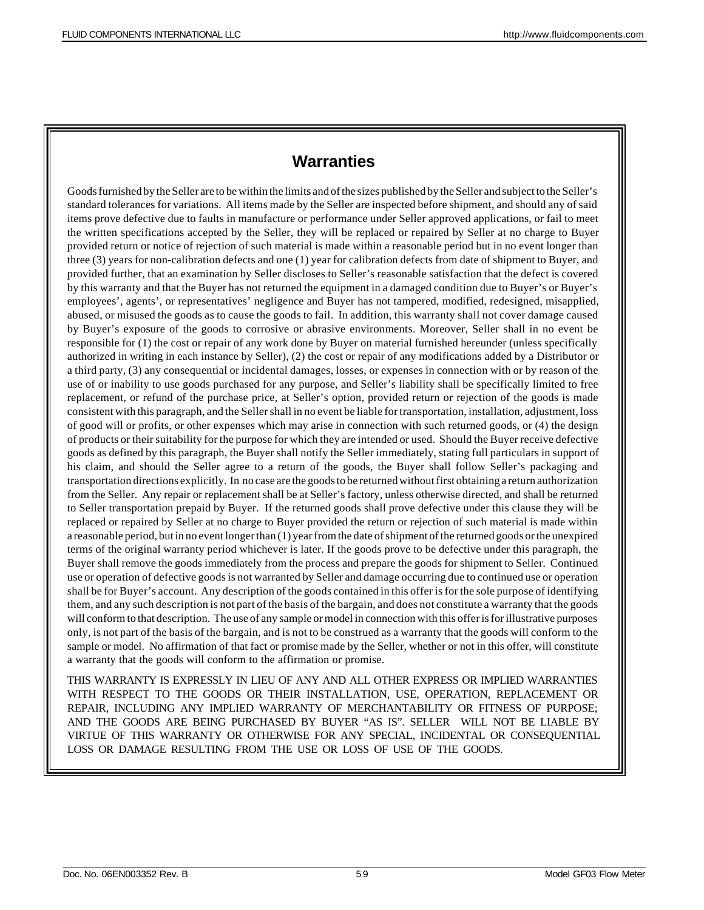# Warranties

Goods furnished by the Seller are to be within the limits and of the sizes published by the Seller and subject to the Seller's standard tolerances for variations. All items made by the Seller are inspected before shipment, and should any of said items prove defective due to faults in manufacture or performance under Seller approved applications, or fail to meet the written specifications accepted by the Seller, they will be replaced or repaired by Seller at no charge to Buyer provided return or notice of rejection of such material is made within a reasonable period but in no event longer than three (3) years for non-calibration defects and one (1) year for calibration defects from date of shipment to Buyer, and provided further, that an examination by Seller discloses to Seller's reasonable satisfaction that the defect is covered by this warranty and that the Buyer has not returned the equipment in a damaged condition due to Buyer's or Buyer's employees', agents', or representatives' negligence and Buyer has not tampered, modified, redesigned, misapplied, abused, or misused the goods as to cause the goods to fail. In addition, this warranty shall not cover damage caused by Buyer's exposure of the goods to corrosive or abrasive environments. Moreover, Seller shall in no event be responsible for (1) the cost or repair of any work done by Buyer on material furnished hereunder (unless specifically authorized in writing in each instance by Seller), (2) the cost or repair of any modifications added by a Distributor or a third party, (3) any consequential or incidental damages, losses, or expenses in connection with or by reason of the use of or inability to use goods purchased for any purpose, and Seller's liability shall be specifically limited to free replacement, or refund of the purchase price, at Seller's option, provided return or rejection of the goods is made consistent with this paragraph, and the Seller shall in no event be liable for transportation, installation, adjustment, loss of good will or profits, or other expenses which may arise in connection with such returned goods, or (4) the design of products or their suitability for the purpose for which they are intended or used. Should the Buyer receive defective goods as defined by this paragraph, the Buyer shall notify the Seller immediately, stating full particulars in support of his claim, and should the Seller agree to a return of the goods, the Buyer shall follow Seller's packaging and transportation directions explicitly. In no case are the goods to be returned without first obtaining a return authorization from the Seller. Any repair or replacement shall be at Seller's factory, unless otherwise directed, and shall be returned to Seller transportation prepaid by Buyer. If the returned goods shall prove defective under this clause they will be replaced or repaired by Seller at no charge to Buyer provided the return or rejection of such material is made within a reasonable period, but in no event longer than (1) year from the date of shipment of the returned goods or the unexpired terms of the original warranty period whichever is later. If the goods prove to be defective under this paragraph, the Buyer shall remove the goods immediately from the process and prepare the goods for shipment to Seller. Continued use or operation of defective goods is not warranted by Seller and damage occurring due to continued use or operation shall be for Buyer's account. Any description of the goods contained in this offer is for the sole purpose of identifying them, and any such description is not part of the basis of the bargain, and does not constitute a warranty that the goods will conform to that description. The use of any sample or model in connection with this offer is for illustrative purposes only, is not part of the basis of the bargain, and is not to be construed as a warranty that the goods will conform to the sample or model. No affirmation of that fact or promise made by the Seller, whether or not in this offer, will constitute a warranty that the goods will conform to the affirmation or promise.

THIS WARRANTY IS EXPRESSLY IN LIEU OF ANY AND ALL OTHER EXPRESS OR IMPLIED WARRANTIES WITH RESPECT TO THE GOODS OR THEIR INSTALLATION, USE, OPERATION, REPLACEMENT OR REPAIR, INCLUDING ANY IMPLIED WARRANTY OF MERCHANTABILITY OR FITNESS OF PURPOSE; AND THE GOODS ARE BEING PURCHASED BY BUYER "AS IS". SELLER WILL NOT BE LIABLE BY VIRTUE OF THIS WARRANTY OR OTHERWISE FOR ANY SPECIAL, INCIDENTAL OR CONSEQUENTIAL LOSS OR DAMAGE RESULTING FROM THE USE OR LOSS OF USE OF THE GOODS.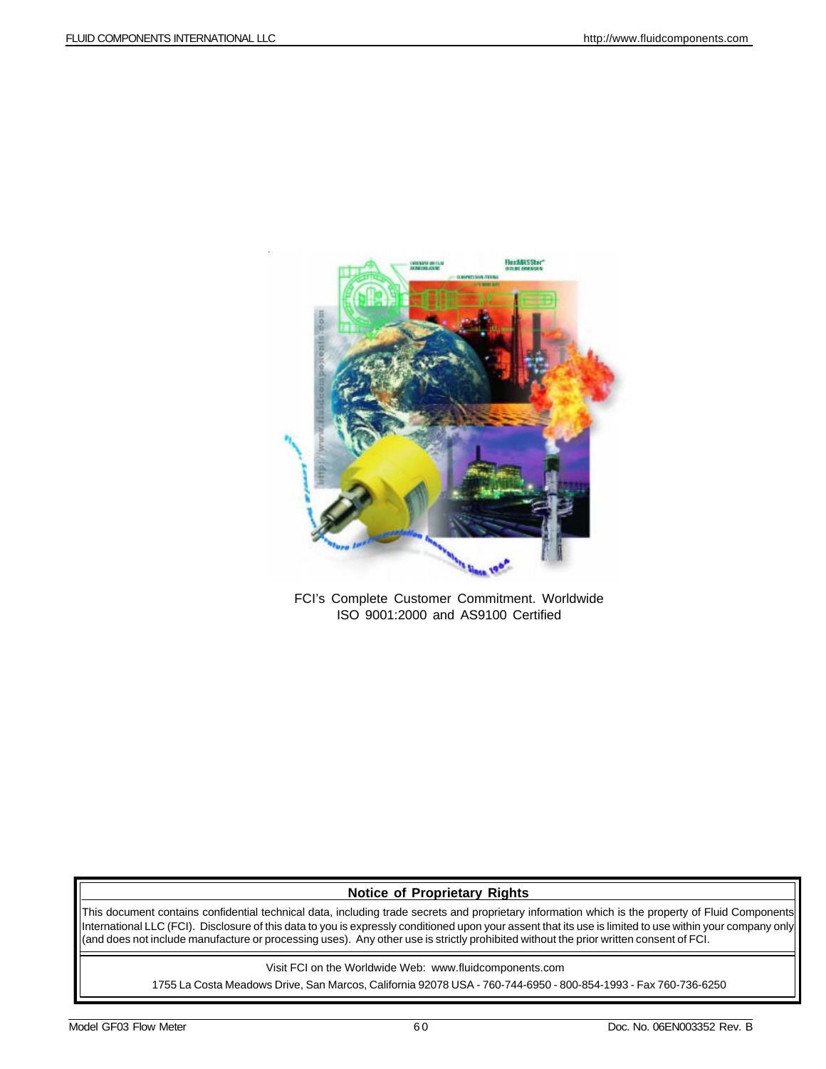FCI's Complete Customer Commitment. Worldwide
ISO 9001:2000 and AS9100 Certified

**Notice of Proprietary Rights**

This document contains confidential technical data, including trade secrets and proprietary information which is the property of Fluid Components International LLC (FCI). Disclosure of this data to you is expressly conditioned upon your assent that its use is limited to use within your company only (and does not include manufacture or processing uses). Any other use is strictly prohibited without the prior written consent of FCI.

Visit FCI on the Worldwide Web: www.fluidcomponents.com

1755 La Costa Meadows Drive, San Marcos, California 92078 USA - 760-744-6950 - 800-854-1993 - Fax 760-736-6250